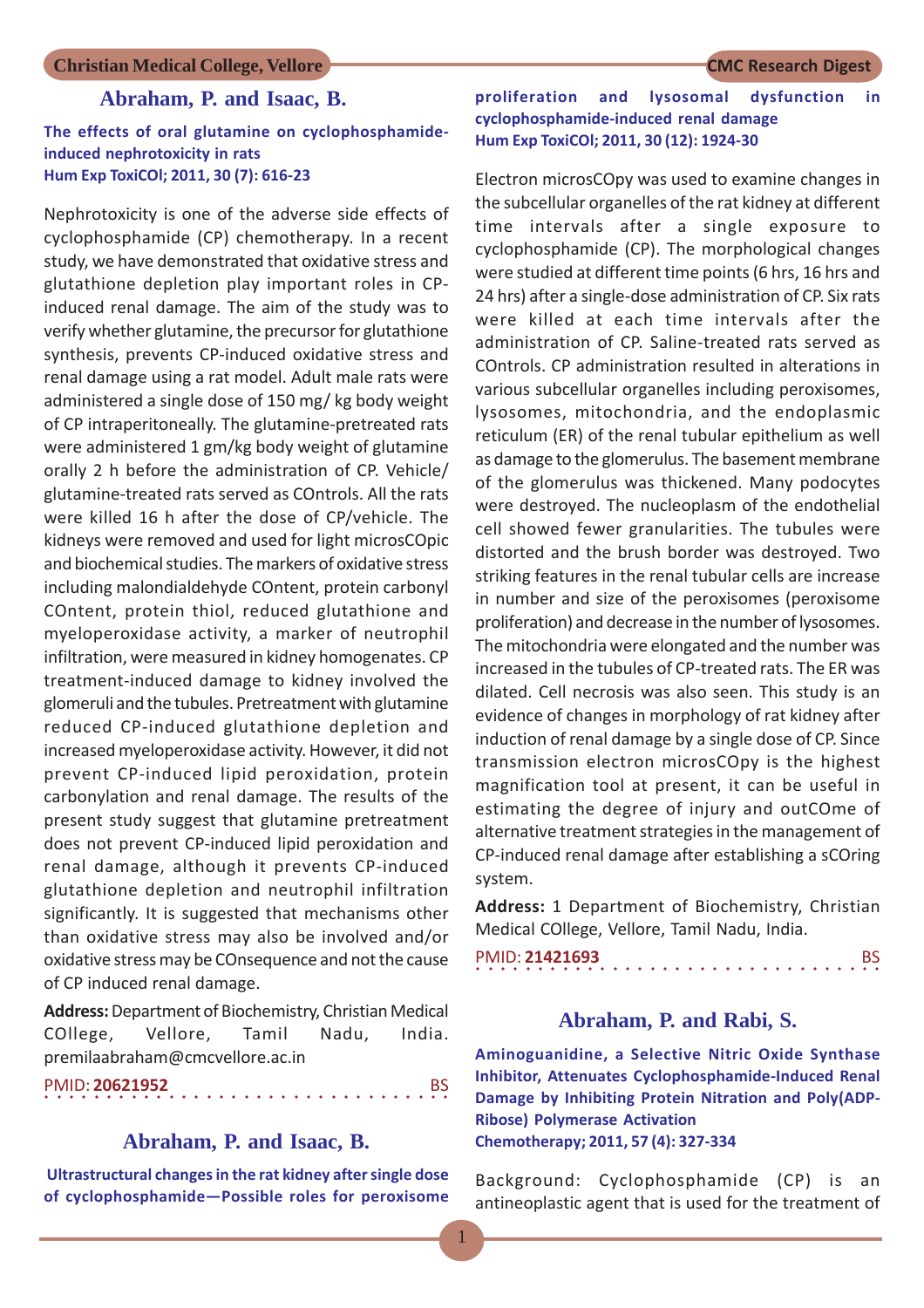## Abraham, P. and Isaac, B.

**The effects of oral glutamine on cyclophosphamide-induced nephrotoxicity in rats**
**Hum Exp ToxiCOl; 2011, 30 (7): 616-23**

Nephrotoxicity is one of the adverse side effects of cyclophosphamide (CP) chemotherapy. In a recent study, we have demonstrated that oxidative stress and glutathione depletion play important roles in CP-induced renal damage. The aim of the study was to verify whether glutamine, the precursor for glutathione synthesis, prevents CP-induced oxidative stress and renal damage using a rat model. Adult male rats were administered a single dose of 150 mg/ kg body weight of CP intraperitoneally. The glutamine-pretreated rats were administered 1 gm/kg body weight of glutamine orally 2 h before the administration of CP. Vehicle/ glutamine-treated rats served as COntrols. All the rats were killed 16 h after the dose of CP/vehicle. The kidneys were removed and used for light microsCOpic and biochemical studies. The markers of oxidative stress including malondialdehyde COntent, protein carbonyl COntent, protein thiol, reduced glutathione and myeloperoxidase activity, a marker of neutrophil infiltration, were measured in kidney homogenates. CP treatment-induced damage to kidney involved the glomeruli and the tubules. Pretreatment with glutamine reduced CP-induced glutathione depletion and increased myeloperoxidase activity. However, it did not prevent CP-induced lipid peroxidation, protein carbonylation and renal damage. The results of the present study suggest that glutamine pretreatment does not prevent CP-induced lipid peroxidation and renal damage, although it prevents CP-induced glutathione depletion and neutrophil infiltration significantly. It is suggested that mechanisms other than oxidative stress may also be involved and/or oxidative stress may be COnsequence and not the cause of CP induced renal damage.

**Address:** Department of Biochemistry, Christian Medical COllege, Vellore, Tamil Nadu, India. premilaabraham@cmcvellore.ac.in

PMID: **20621952** BS

## Abraham, P. and Isaac, B.

**Ultrastructural changes in the rat kidney after single dose of cyclophosphamide—Possible roles for peroxisome proliferation and lysosomal dysfunction in cyclophosphamide-induced renal damage**
**Hum Exp ToxiCOl; 2011, 30 (12): 1924-30**

Electron microsCOpy was used to examine changes in the subcellular organelles of the rat kidney at different time intervals after a single exposure to cyclophosphamide (CP). The morphological changes were studied at different time points (6 hrs, 16 hrs and 24 hrs) after a single-dose administration of CP. Six rats were killed at each time intervals after the administration of CP. Saline-treated rats served as COntrols. CP administration resulted in alterations in various subcellular organelles including peroxisomes, lysosomes, mitochondria, and the endoplasmic reticulum (ER) of the renal tubular epithelium as well as damage to the glomerulus. The basement membrane of the glomerulus was thickened. Many podocytes were destroyed. The nucleoplasm of the endothelial cell showed fewer granularities. The tubules were distorted and the brush border was destroyed. Two striking features in the renal tubular cells are increase in number and size of the peroxisomes (peroxisome proliferation) and decrease in the number of lysosomes. The mitochondria were elongated and the number was increased in the tubules of CP-treated rats. The ER was dilated. Cell necrosis was also seen. This study is an evidence of changes in morphology of rat kidney after induction of renal damage by a single dose of CP. Since transmission electron microsCOpy is the highest magnification tool at present, it can be useful in estimating the degree of injury and outCOme of alternative treatment strategies in the management of CP-induced renal damage after establishing a sCOring system.

**Address:** 1 Department of Biochemistry, Christian Medical COllege, Vellore, Tamil Nadu, India.

PMID: **21421693** BS

## Abraham, P. and Rabi, S.

**Aminoguanidine, a Selective Nitric Oxide Synthase Inhibitor, Attenuates Cyclophosphamide-Induced Renal Damage by Inhibiting Protein Nitration and Poly(ADP-Ribose) Polymerase Activation**
**Chemotherapy; 2011, 57 (4): 327-334**

Background: Cyclophosphamide (CP) is an antineoplastic agent that is used for the treatment of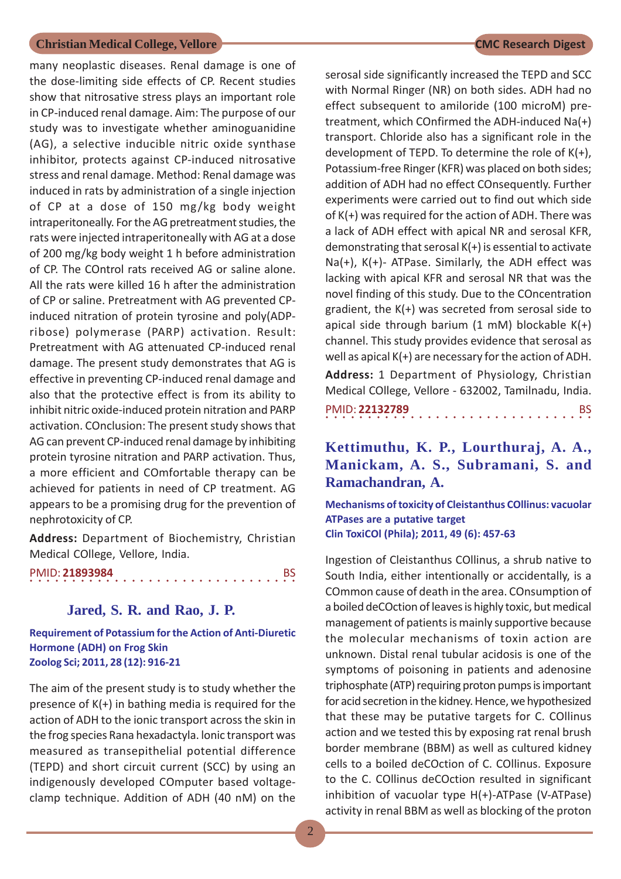many neoplastic diseases. Renal damage is one of the dose-limiting side effects of CP. Recent studies show that nitrosative stress plays an important role in CP-induced renal damage. Aim: The purpose of our study was to investigate whether aminoguanidine (AG), a selective inducible nitric oxide synthase inhibitor, protects against CP-induced nitrosative stress and renal damage. Method: Renal damage was induced in rats by administration of a single injection of CP at a dose of 150 mg/kg body weight intraperitoneally. For the AG pretreatment studies, the rats were injected intraperitoneally with AG at a dose of 200 mg/kg body weight 1 h before administration of CP. The COntrol rats received AG or saline alone. All the rats were killed 16 h after the administration of CP or saline. Pretreatment with AG prevented CP-induced nitration of protein tyrosine and poly(ADP-ribose) polymerase (PARP) activation. Result: Pretreatment with AG attenuated CP-induced renal damage. The present study demonstrates that AG is effective in preventing CP-induced renal damage and also that the protective effect is from its ability to inhibit nitric oxide-induced protein nitration and PARP activation. COnclusion: The present study shows that AG can prevent CP-induced renal damage by inhibiting protein tyrosine nitration and PARP activation. Thus, a more efficient and COmfortable therapy can be achieved for patients in need of CP treatment. AG appears to be a promising drug for the prevention of nephrotoxicity of CP.

**Address:** Department of Biochemistry, Christian Medical COllege, Vellore, India.

PMID: **21893984** BS

## Jared, S. R. and Rao, J. P.

**Requirement of Potassium for the Action of Anti-Diuretic Hormone (ADH) on Frog Skin**
**Zoolog Sci; 2011, 28 (12): 916-21**

The aim of the present study is to study whether the presence of K(+) in bathing media is required for the action of ADH to the ionic transport across the skin in the frog species Rana hexadactyla. Ionic transport was measured as transepithelial potential difference (TEPD) and short circuit current (SCC) by using an indigenously developed COmputer based voltage-clamp technique. Addition of ADH (40 nM) on the serosal side significantly increased the TEPD and SCC with Normal Ringer (NR) on both sides. ADH had no effect subsequent to amiloride (100 microM) pre-treatment, which COnfirmed the ADH-induced Na(+) transport. Chloride also has a significant role in the development of TEPD. To determine the role of K(+), Potassium-free Ringer (KFR) was placed on both sides; addition of ADH had no effect COnsequently. Further experiments were carried out to find out which side of K(+) was required for the action of ADH. There was a lack of ADH effect with apical NR and serosal KFR, demonstrating that serosal K(+) is essential to activate Na(+), K(+)- ATPase. Similarly, the ADH effect was lacking with apical KFR and serosal NR that was the novel finding of this study. Due to the COncentration gradient, the K(+) was secreted from serosal side to apical side through barium (1 mM) blockable K(+) channel. This study provides evidence that serosal as well as apical K(+) are necessary for the action of ADH.

**Address:** 1 Department of Physiology, Christian Medical COllege, Vellore - 632002, Tamilnadu, India.

PMID: **22132789** BS

## Kettimuthu, K. P., Lourthuraj, A. A., Manickam, A. S., Subramani, S. and Ramachandran, A.

**Mechanisms of toxicity of Cleistanthus COllinus: vacuolar ATPases are a putative target**
**Clin ToxiCOl (Phila); 2011, 49 (6): 457-63**

Ingestion of Cleistanthus COllinus, a shrub native to South India, either intentionally or accidentally, is a COmmon cause of death in the area. COnsumption of a boiled deCOction of leaves is highly toxic, but medical management of patients is mainly supportive because the molecular mechanisms of toxin action are unknown. Distal renal tubular acidosis is one of the symptoms of poisoning in patients and adenosine triphosphate (ATP) requiring proton pumps is important for acid secretion in the kidney. Hence, we hypothesized that these may be putative targets for C. COllinus action and we tested this by exposing rat renal brush border membrane (BBM) as well as cultured kidney cells to a boiled deCOction of C. COllinus. Exposure to the C. COllinus deCOction resulted in significant inhibition of vacuolar type H(+)-ATPase (V-ATPase) activity in renal BBM as well as blocking of the proton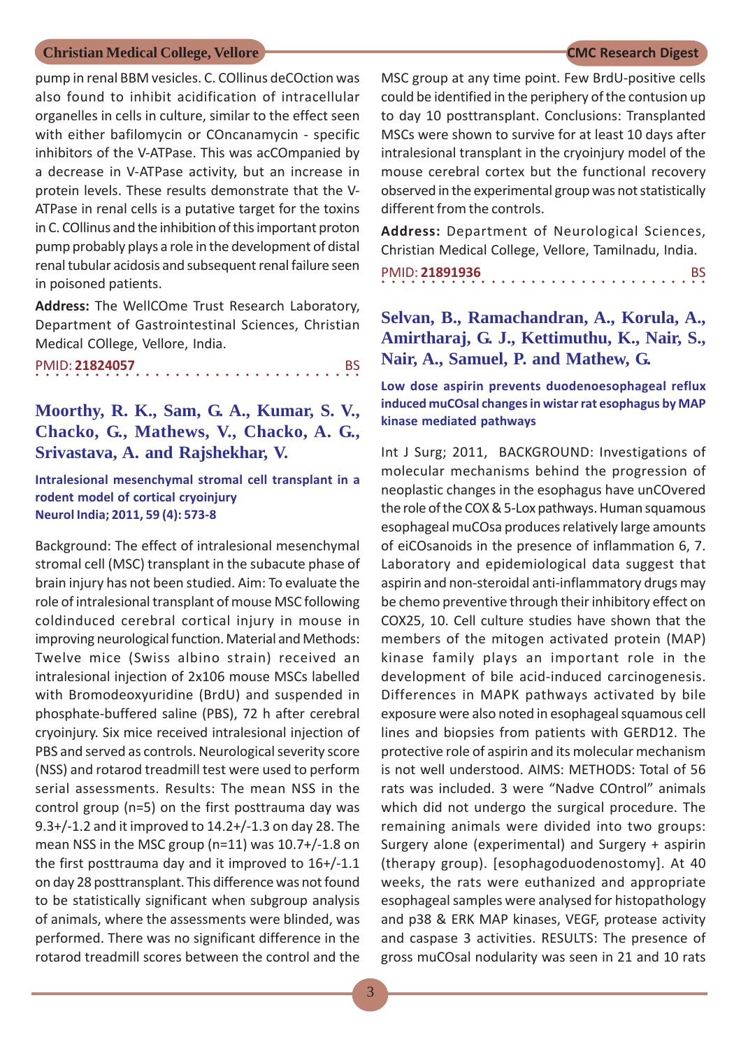pump in renal BBM vesicles. C. COllinus deCOction was also found to inhibit acidification of intracellular organelles in cells in culture, similar to the effect seen with either bafilomycin or COncanamycin - specific inhibitors of the V-ATPase. This was acCOmpanied by a decrease in V-ATPase activity, but an increase in protein levels. These results demonstrate that the V-ATPase in renal cells is a putative target for the toxins in C. COllinus and the inhibition of this important proton pump probably plays a role in the development of distal renal tubular acidosis and subsequent renal failure seen in poisoned patients.

**Address:** The WellCOme Trust Research Laboratory, Department of Gastrointestinal Sciences, Christian Medical COllege, Vellore, India.

PMID: **21824057** BS

## Moorthy, R. K., Sam, G. A., Kumar, S. V., Chacko, G., Mathews, V., Chacko, A. G., Srivastava, A. and Rajshekhar, V.

**Intralesional mesenchymal stromal cell transplant in a rodent model of cortical cryoinjury**
**Neurol India; 2011, 59 (4): 573-8**

Background: The effect of intralesional mesenchymal stromal cell (MSC) transplant in the subacute phase of brain injury has not been studied. Aim: To evaluate the role of intralesional transplant of mouse MSC following coldinduced cerebral cortical injury in mouse in improving neurological function. Material and Methods: Twelve mice (Swiss albino strain) received an intralesional injection of 2x106 mouse MSCs labelled with Bromodeoxyuridine (BrdU) and suspended in phosphate-buffered saline (PBS), 72 h after cerebral cryoinjury. Six mice received intralesional injection of PBS and served as controls. Neurological severity score (NSS) and rotarod treadmill test were used to perform serial assessments. Results: The mean NSS in the control group (n=5) on the first posttrauma day was 9.3+/-1.2 and it improved to 14.2+/-1.3 on day 28. The mean NSS in the MSC group (n=11) was 10.7+/-1.8 on the first posttrauma day and it improved to 16+/-1.1 on day 28 posttransplant. This difference was not found to be statistically significant when subgroup analysis of animals, where the assessments were blinded, was performed. There was no significant difference in the rotarod treadmill scores between the control and the MSC group at any time point. Few BrdU-positive cells could be identified in the periphery of the contusion up to day 10 posttransplant. Conclusions: Transplanted MSCs were shown to survive for at least 10 days after intralesional transplant in the cryoinjury model of the mouse cerebral cortex but the functional recovery observed in the experimental group was not statistically different from the controls.

**Address:** Department of Neurological Sciences, Christian Medical College, Vellore, Tamilnadu, India.

PMID: **21891936** BS

## Selvan, B., Ramachandran, A., Korula, A., Amirtharaj, G. J., Kettimuthu, K., Nair, S., Nair, A., Samuel, P. and Mathew, G.

**Low dose aspirin prevents duodenoesophageal reflux induced muCOsal changes in wistar rat esophagus by MAP kinase mediated pathways**

Int J Surg; 2011, BACKGROUND: Investigations of molecular mechanisms behind the progression of neoplastic changes in the esophagus have unCOvered the role of the COX & 5-Lox pathways. Human squamous esophageal muCOsa produces relatively large amounts of eiCOsanoids in the presence of inflammation 6, 7. Laboratory and epidemiological data suggest that aspirin and non-steroidal anti-inflammatory drugs may be chemo preventive through their inhibitory effect on COX25, 10. Cell culture studies have shown that the members of the mitogen activated protein (MAP) kinase family plays an important role in the development of bile acid-induced carcinogenesis. Differences in MAPK pathways activated by bile exposure were also noted in esophageal squamous cell lines and biopsies from patients with GERD12. The protective role of aspirin and its molecular mechanism is not well understood. AIMS: METHODS: Total of 56 rats was included. 3 were "Nadve COntrol" animals which did not undergo the surgical procedure. The remaining animals were divided into two groups: Surgery alone (experimental) and Surgery + aspirin (therapy group). [esophagoduodenostomy]. At 40 weeks, the rats were euthanized and appropriate esophageal samples were analysed for histopathology and p38 & ERK MAP kinases, VEGF, protease activity and caspase 3 activities. RESULTS: The presence of gross muCOsal nodularity was seen in 21 and 10 rats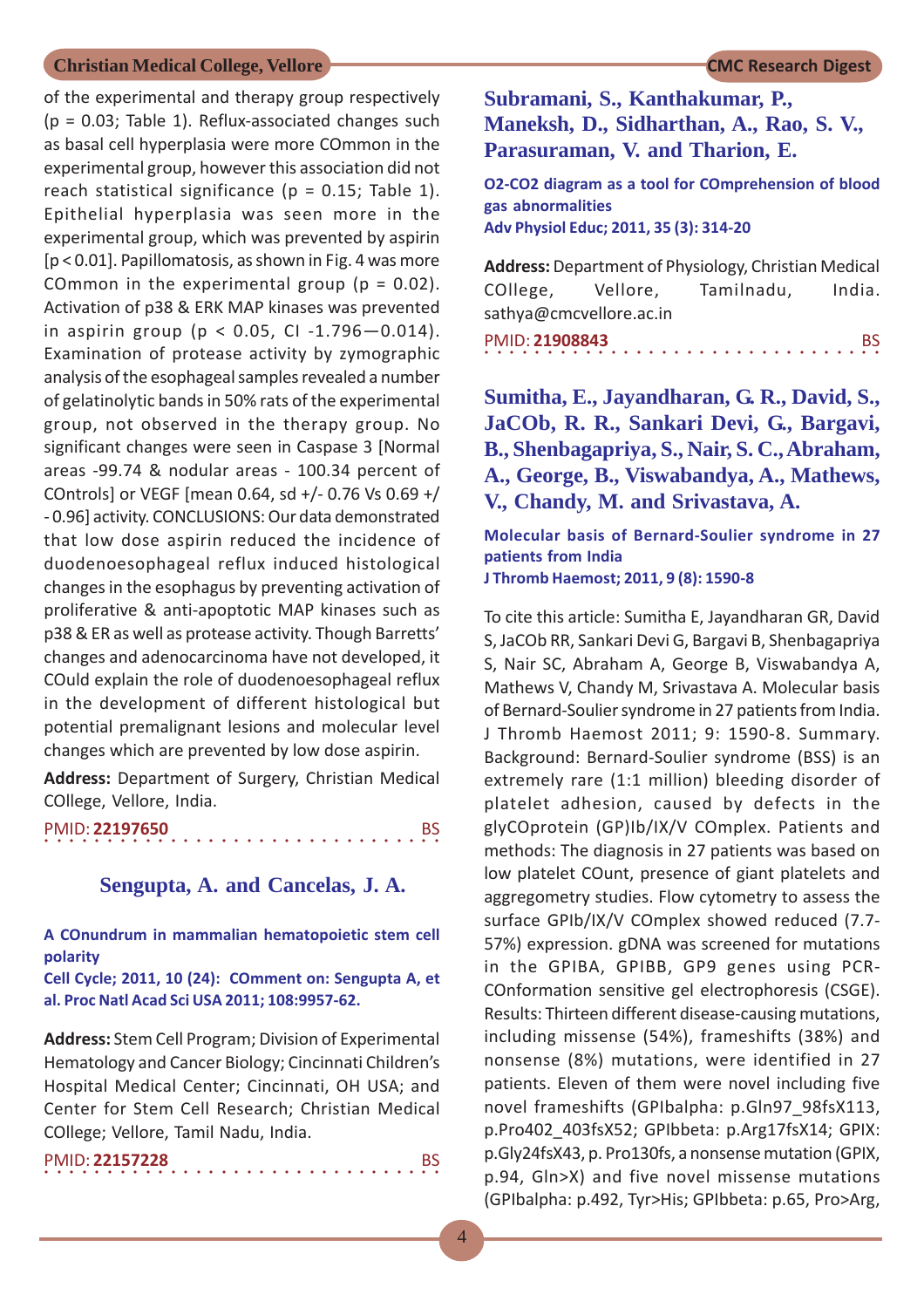of the experimental and therapy group respectively (p = 0.03; Table 1). Reflux-associated changes such as basal cell hyperplasia were more COmmon in the experimental group, however this association did not reach statistical significance (p = 0.15; Table 1). Epithelial hyperplasia was seen more in the experimental group, which was prevented by aspirin [p < 0.01]. Papillomatosis, as shown in Fig. 4 was more COmmon in the experimental group (p = 0.02). Activation of p38 & ERK MAP kinases was prevented in aspirin group (p < 0.05, CI -1.796—0.014). Examination of protease activity by zymographic analysis of the esophageal samples revealed a number of gelatinolytic bands in 50% rats of the experimental group, not observed in the therapy group. No significant changes were seen in Caspase 3 [Normal areas -99.74 & nodular areas - 100.34 percent of COntrols] or VEGF [mean 0.64, sd +/- 0.76 Vs 0.69 +/- 0.96] activity. CONCLUSIONS: Our data demonstrated that low dose aspirin reduced the incidence of duodenoesophageal reflux induced histological changes in the esophagus by preventing activation of proliferative & anti-apoptotic MAP kinases such as p38 & ER as well as protease activity. Though Barretts' changes and adenocarcinoma have not developed, it COuld explain the role of duodenoesophageal reflux in the development of different histological but potential premalignant lesions and molecular level changes which are prevented by low dose aspirin.

**Address:** Department of Surgery, Christian Medical COllege, Vellore, India.

PMID: **22197650** BS

## Sengupta, A. and Cancelas, J. A.

**A COnundrum in mammalian hematopoietic stem cell polarity**

**Cell Cycle; 2011, 10 (24): COmment on: Sengupta A, et al. Proc Natl Acad Sci USA 2011; 108:9957-62.**

**Address:** Stem Cell Program; Division of Experimental Hematology and Cancer Biology; Cincinnati Children's Hospital Medical Center; Cincinnati, OH USA; and Center for Stem Cell Research; Christian Medical COllege; Vellore, Tamil Nadu, India.

PMID: **22157228** BS

## Subramani, S., Kanthakumar, P., Maneksh, D., Sidharthan, A., Rao, S. V., Parasuraman, V. and Tharion, E.

**O2-CO2 diagram as a tool for COmprehension of blood gas abnormalities**

**Adv Physiol Educ; 2011, 35 (3): 314-20**

**Address:** Department of Physiology, Christian Medical COllege, Vellore, Tamilnadu, India. sathya@cmcvellore.ac.in

PMID: **21908843** BS

## Sumitha, E., Jayandharan, G. R., David, S., JaCOb, R. R., Sankari Devi, G., Bargavi, B., Shenbagapriya, S., Nair, S. C., Abraham, A., George, B., Viswabandya, A., Mathews, V., Chandy, M. and Srivastava, A.

**Molecular basis of Bernard-Soulier syndrome in 27 patients from India**

**J Thromb Haemost; 2011, 9 (8): 1590-8**

To cite this article: Sumitha E, Jayandharan GR, David S, JaCOb RR, Sankari Devi G, Bargavi B, Shenbagapriya S, Nair SC, Abraham A, George B, Viswabandya A, Mathews V, Chandy M, Srivastava A. Molecular basis of Bernard-Soulier syndrome in 27 patients from India. J Thromb Haemost 2011; 9: 1590-8. Summary. Background: Bernard-Soulier syndrome (BSS) is an extremely rare (1:1 million) bleeding disorder of platelet adhesion, caused by defects in the glyCOprotein (GP)Ib/IX/V COmplex. Patients and methods: The diagnosis in 27 patients was based on low platelet COunt, presence of giant platelets and aggregometry studies. Flow cytometry to assess the surface GPIb/IX/V COmplex showed reduced (7.7-57%) expression. gDNA was screened for mutations in the GPIBA, GPIBB, GP9 genes using PCR-COnformation sensitive gel electrophoresis (CSGE). Results: Thirteen different disease-causing mutations, including missense (54%), frameshifts (38%) and nonsense (8%) mutations, were identified in 27 patients. Eleven of them were novel including five novel frameshifts (GPIbalpha: p.Gln97_98fsX113, p.Pro402_403fsX52; GPIbbeta: p.Arg17fsX14; GPIX: p.Gly24fsX43, p. Pro130fs, a nonsense mutation (GPIX, p.94, Gln>X) and five novel missense mutations (GPIbalpha: p.492, Tyr>His; GPIbbeta: p.65, Pro>Arg,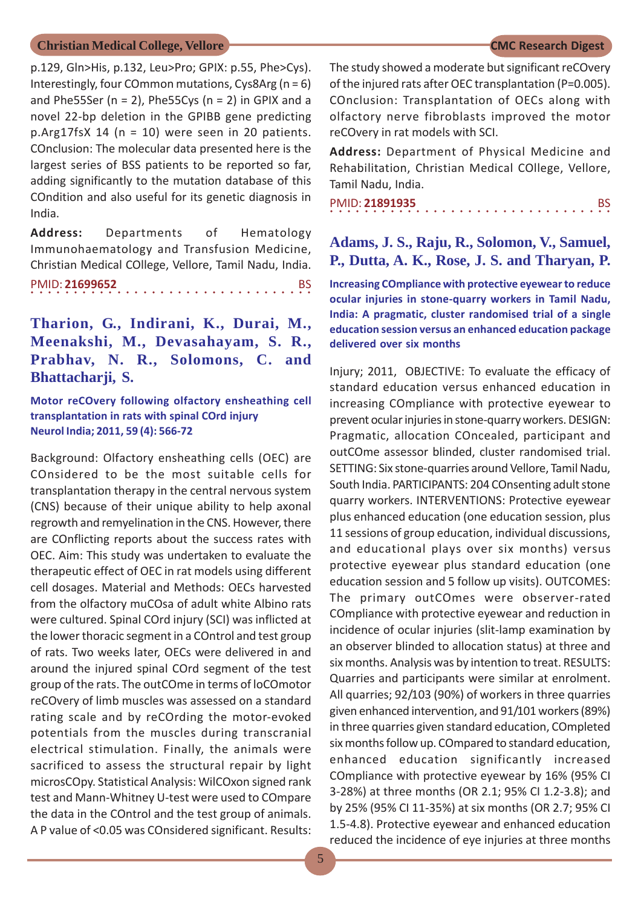p.129, Gln>His, p.132, Leu>Pro; GPIX: p.55, Phe>Cys). Interestingly, four COmmon mutations, Cys8Arg (n = 6) and Phe55Ser (n = 2), Phe55Cys (n = 2) in GPIX and a novel 22-bp deletion in the GPIBB gene predicting p.Arg17fsX 14 (n = 10) were seen in 20 patients. COnclusion: The molecular data presented here is the largest series of BSS patients to be reported so far, adding significantly to the mutation database of this COndition and also useful for its genetic diagnosis in India.

**Address:** Departments of Hematology Immunohaematology and Transfusion Medicine, Christian Medical COllege, Vellore, Tamil Nadu, India.

PMID: **21699652** BS

## Tharion, G., Indirani, K., Durai, M., Meenakshi, M., Devasahayam, S. R., Prabhav, N. R., Solomons, C. and Bhattacharji, S.

**Motor reCOvery following olfactory ensheathing cell transplantation in rats with spinal COrd injury**
**Neurol India; 2011, 59 (4): 566-72**

Background: Olfactory ensheathing cells (OEC) are COnsidered to be the most suitable cells for transplantation therapy in the central nervous system (CNS) because of their unique ability to help axonal regrowth and remyelination in the CNS. However, there are COnflicting reports about the success rates with OEC. Aim: This study was undertaken to evaluate the therapeutic effect of OEC in rat models using different cell dosages. Material and Methods: OECs harvested from the olfactory muCOsa of adult white Albino rats were cultured. Spinal COrd injury (SCI) was inflicted at the lower thoracic segment in a COntrol and test group of rats. Two weeks later, OECs were delivered in and around the injured spinal COrd segment of the test group of the rats. The outCOme in terms of loCOmotor reCOvery of limb muscles was assessed on a standard rating scale and by reCOrding the motor-evoked potentials from the muscles during transcranial electrical stimulation. Finally, the animals were sacrificed to assess the structural repair by light microsCOpy. Statistical Analysis: WilCOxon signed rank test and Mann-Whitney U-test were used to COmpare the data in the COntrol and the test group of animals. A P value of <0.05 was COnsidered significant. Results: The study showed a moderate but significant reCOvery of the injured rats after OEC transplantation (P=0.005). COnclusion: Transplantation of OECs along with olfactory nerve fibroblasts improved the motor reCOvery in rat models with SCI.

**Address:** Department of Physical Medicine and Rehabilitation, Christian Medical COllege, Vellore, Tamil Nadu, India.

PMID: **21891935** BS

## Adams, J. S., Raju, R., Solomon, V., Samuel, P., Dutta, A. K., Rose, J. S. and Tharyan, P.

**Increasing COmpliance with protective eyewear to reduce ocular injuries in stone-quarry workers in Tamil Nadu, India: A pragmatic, cluster randomised trial of a single education session versus an enhanced education package delivered over six months**

Injury; 2011, OBJECTIVE: To evaluate the efficacy of standard education versus enhanced education in increasing COmpliance with protective eyewear to prevent ocular injuries in stone-quarry workers. DESIGN: Pragmatic, allocation COncealed, participant and outCOme assessor blinded, cluster randomised trial. SETTING: Six stone-quarries around Vellore, Tamil Nadu, South India. PARTICIPANTS: 204 COnsenting adult stone quarry workers. INTERVENTIONS: Protective eyewear plus enhanced education (one education session, plus 11 sessions of group education, individual discussions, and educational plays over six months) versus protective eyewear plus standard education (one education session and 5 follow up visits). OUTCOMES: The primary outCOmes were observer-rated COmpliance with protective eyewear and reduction in incidence of ocular injuries (slit-lamp examination by an observer blinded to allocation status) at three and six months. Analysis was by intention to treat. RESULTS: Quarries and participants were similar at enrolment. All quarries; 92/103 (90%) of workers in three quarries given enhanced intervention, and 91/101 workers (89%) in three quarries given standard education, COmpleted six months follow up. COmpared to standard education, enhanced education significantly increased COmpliance with protective eyewear by 16% (95% CI 3-28%) at three months (OR 2.1; 95% CI 1.2-3.8); and by 25% (95% CI 11-35%) at six months (OR 2.7; 95% CI 1.5-4.8). Protective eyewear and enhanced education reduced the incidence of eye injuries at three months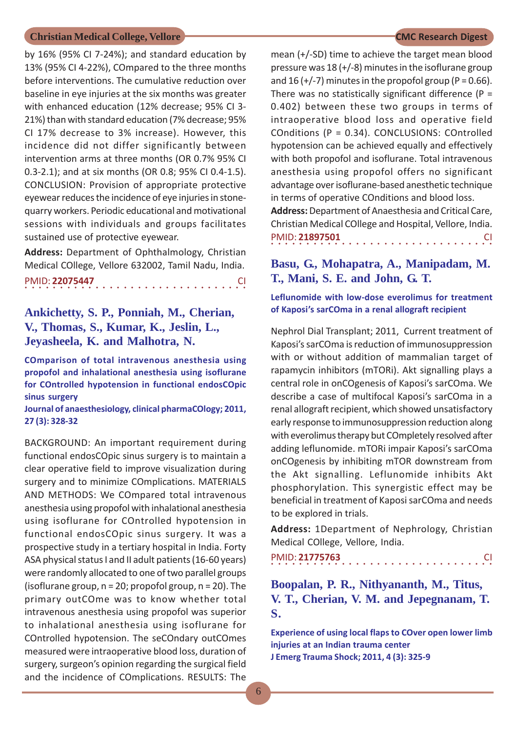by 16% (95% CI 7-24%); and standard education by 13% (95% CI 4-22%), COmpared to the three months before interventions. The cumulative reduction over baseline in eye injuries at the six months was greater with enhanced education (12% decrease; 95% CI 3-21%) than with standard education (7% decrease; 95% CI 17% decrease to 3% increase). However, this incidence did not differ significantly between intervention arms at three months (OR 0.7% 95% CI 0.3-2.1); and at six months (OR 0.8; 95% CI 0.4-1.5). CONCLUSION: Provision of appropriate protective eyewear reduces the incidence of eye injuries in stone-quarry workers. Periodic educational and motivational sessions with individuals and groups facilitates sustained use of protective eyewear.

**Address:** Department of Ophthalmology, Christian Medical COllege, Vellore 632002, Tamil Nadu, India.

PMID: **22075447** CI

## Ankichetty, S. P., Ponniah, M., Cherian, V., Thomas, S., Kumar, K., Jeslin, L., Jeyasheela, K. and Malhotra, N.

**COmparison of total intravenous anesthesia using propofol and inhalational anesthesia using isoflurane for COntrolled hypotension in functional endosCOpic sinus surgery**

**Journal of anaesthesiology, clinical pharmaCOlogy; 2011, 27 (3): 328-32**

BACKGROUND: An important requirement during functional endosCOpic sinus surgery is to maintain a clear operative field to improve visualization during surgery and to minimize COmplications. MATERIALS AND METHODS: We COmpared total intravenous anesthesia using propofol with inhalational anesthesia using isoflurane for COntrolled hypotension in functional endosCOpic sinus surgery. It was a prospective study in a tertiary hospital in India. Forty ASA physical status I and II adult patients (16-60 years) were randomly allocated to one of two parallel groups (isoflurane group, n = 20; propofol group, n = 20). The primary outCOme was to know whether total intravenous anesthesia using propofol was superior to inhalational anesthesia using isoflurane for COntrolled hypotension. The seCOndary outCOmes measured were intraoperative blood loss, duration of surgery, surgeon's opinion regarding the surgical field and the incidence of COmplications. RESULTS: The mean (+/-SD) time to achieve the target mean blood pressure was 18 (+/-8) minutes in the isoflurane group and 16 (+/-7) minutes in the propofol group (P = 0.66). There was no statistically significant difference (P = 0.402) between these two groups in terms of intraoperative blood loss and operative field COnditions (P = 0.34). CONCLUSIONS: COntrolled hypotension can be achieved equally and effectively with both propofol and isoflurane. Total intravenous anesthesia using propofol offers no significant advantage over isoflurane-based anesthetic technique in terms of operative COnditions and blood loss.

**Address:** Department of Anaesthesia and Critical Care, Christian Medical COllege and Hospital, Vellore, India.

PMID: **21897501** CI

## Basu, G., Mohapatra, A., Manipadam, M. T., Mani, S. E. and John, G. T.

**Leflunomide with low-dose everolimus for treatment of Kaposi's sarCOma in a renal allograft recipient**

Nephrol Dial Transplant; 2011, Current treatment of Kaposi's sarCOma is reduction of immunosuppression with or without addition of mammalian target of rapamycin inhibitors (mTORi). Akt signalling plays a central role in onCOgenesis of Kaposi's sarCOma. We describe a case of multifocal Kaposi's sarCOma in a renal allograft recipient, which showed unsatisfactory early response to immunosuppression reduction along with everolimus therapy but COmpletely resolved after adding leflunomide. mTORi impair Kaposi's sarCOma onCOgenesis by inhibiting mTOR downstream from the Akt signalling. Leflunomide inhibits Akt phosphorylation. This synergistic effect may be beneficial in treatment of Kaposi sarCOma and needs to be explored in trials.

**Address:** 1Department of Nephrology, Christian Medical COllege, Vellore, India.

PMID: **21775763** CI

## Boopalan, P. R., Nithyananth, M., Titus, V. T., Cherian, V. M. and Jepegnanam, T. S.

**Experience of using local flaps to COver open lower limb injuries at an Indian trauma center**

**J Emerg Trauma Shock; 2011, 4 (3): 325-9**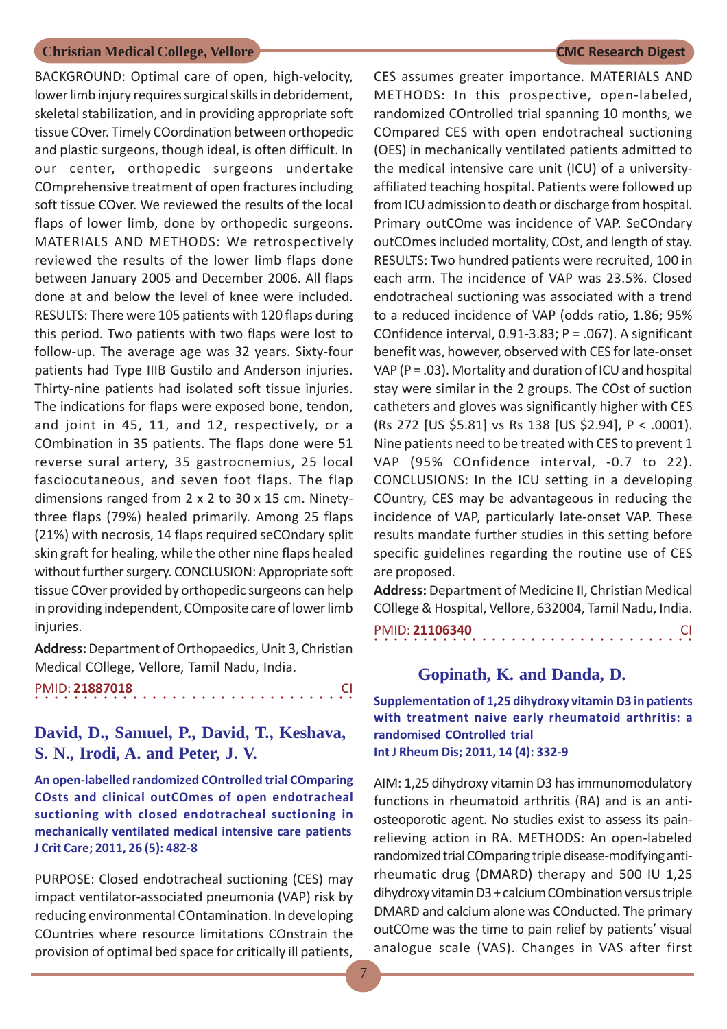BACKGROUND: Optimal care of open, high-velocity, lower limb injury requires surgical skills in debridement, skeletal stabilization, and in providing appropriate soft tissue COver. Timely COordination between orthopedic and plastic surgeons, though ideal, is often difficult. In our center, orthopedic surgeons undertake COmprehensive treatment of open fractures including soft tissue COver. We reviewed the results of the local flaps of lower limb, done by orthopedic surgeons. MATERIALS AND METHODS: We retrospectively reviewed the results of the lower limb flaps done between January 2005 and December 2006. All flaps done at and below the level of knee were included. RESULTS: There were 105 patients with 120 flaps during this period. Two patients with two flaps were lost to follow-up. The average age was 32 years. Sixty-four patients had Type IIIB Gustilo and Anderson injuries. Thirty-nine patients had isolated soft tissue injuries. The indications for flaps were exposed bone, tendon, and joint in 45, 11, and 12, respectively, or a COmbination in 35 patients. The flaps done were 51 reverse sural artery, 35 gastrocnemius, 25 local fasciocutaneous, and seven foot flaps. The flap dimensions ranged from 2 x 2 to 30 x 15 cm. Ninety-three flaps (79%) healed primarily. Among 25 flaps (21%) with necrosis, 14 flaps required seCOndary split skin graft for healing, while the other nine flaps healed without further surgery. CONCLUSION: Appropriate soft tissue COver provided by orthopedic surgeons can help in providing independent, COmposite care of lower limb injuries.

**Address:** Department of Orthopaedics, Unit 3, Christian Medical COllege, Vellore, Tamil Nadu, India.

PMID: **21887018** CI

## David, D., Samuel, P., David, T., Keshava, S. N., Irodi, A. and Peter, J. V.

**An open-labelled randomized COntrolled trial COmparing COsts and clinical outCOmes of open endotracheal suctioning with closed endotracheal suctioning in mechanically ventilated medical intensive care patients**
**J Crit Care; 2011, 26 (5): 482-8**

PURPOSE: Closed endotracheal suctioning (CES) may impact ventilator-associated pneumonia (VAP) risk by reducing environmental COntamination. In developing COuntries where resource limitations COnstrain the provision of optimal bed space for critically ill patients, CES assumes greater importance. MATERIALS AND METHODS: In this prospective, open-labeled, randomized COntrolled trial spanning 10 months, we COmpared CES with open endotracheal suctioning (OES) in mechanically ventilated patients admitted to the medical intensive care unit (ICU) of a university-affiliated teaching hospital. Patients were followed up from ICU admission to death or discharge from hospital. Primary outCOme was incidence of VAP. SeCOndary outCOmes included mortality, COst, and length of stay. RESULTS: Two hundred patients were recruited, 100 in each arm. The incidence of VAP was 23.5%. Closed endotracheal suctioning was associated with a trend to a reduced incidence of VAP (odds ratio, 1.86; 95% COnfidence interval, 0.91-3.83; $P = .067$). A significant benefit was, however, observed with CES for late-onset VAP ($P = .03$). Mortality and duration of ICU and hospital stay were similar in the 2 groups. The COst of suction catheters and gloves was significantly higher with CES (Rs 272 [US $5.81] vs Rs 138 [US $2.94], $P < .0001$). Nine patients need to be treated with CES to prevent 1 VAP (95% COnfidence interval, -0.7 to 22). CONCLUSIONS: In the ICU setting in a developing COuntry, CES may be advantageous in reducing the incidence of VAP, particularly late-onset VAP. These results mandate further studies in this setting before specific guidelines regarding the routine use of CES are proposed.

**Address:** Department of Medicine II, Christian Medical COllege & Hospital, Vellore, 632004, Tamil Nadu, India.

PMID: **21106340** CI

## Gopinath, K. and Danda, D.

**Supplementation of 1,25 dihydroxy vitamin D3 in patients with treatment naive early rheumatoid arthritis: a randomised COntrolled trial**
**Int J Rheum Dis; 2011, 14 (4): 332-9**

AIM: 1,25 dihydroxy vitamin D3 has immunomodulatory functions in rheumatoid arthritis (RA) and is an anti-osteoporotic agent. No studies exist to assess its pain-relieving action in RA. METHODS: An open-labeled randomized trial COmparing triple disease-modifying anti-rheumatic drug (DMARD) therapy and 500 IU 1,25 dihydroxy vitamin D3 + calcium COmbination versus triple DMARD and calcium alone was COnducted. The primary outCOme was the time to pain relief by patients' visual analogue scale (VAS). Changes in VAS after first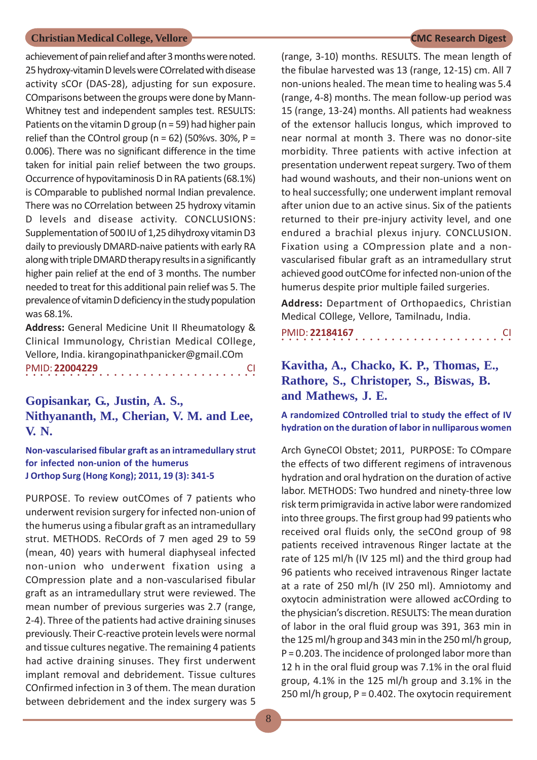achievement of pain relief and after 3 months were noted. 25 hydroxy-vitamin D levels were COrrelated with disease activity sCOr (DAS-28), adjusting for sun exposure. COmparisons between the groups were done by Mann-Whitney test and independent samples test. RESULTS: Patients on the vitamin D group (n = 59) had higher pain relief than the COntrol group (n = 62) (50%vs. 30%, P = 0.006). There was no significant difference in the time taken for initial pain relief between the two groups. Occurrence of hypovitaminosis D in RA patients (68.1%) is COmparable to published normal Indian prevalence. There was no COrrelation between 25 hydroxy vitamin D levels and disease activity. CONCLUSIONS: Supplementation of 500 IU of 1,25 dihydroxy vitamin D3 daily to previously DMARD-naive patients with early RA along with triple DMARD therapy results in a significantly higher pain relief at the end of 3 months. The number needed to treat for this additional pain relief was 5. The prevalence of vitamin D deficiency in the study population was 68.1%.

**Address:** General Medicine Unit II Rheumatology & Clinical Immunology, Christian Medical COllege, Vellore, India. kirangopinathpanicker@gmail.COm

PMID: **22004229** CI

## Gopisankar, G., Justin, A. S., Nithyananth, M., Cherian, V. M. and Lee, V. N.

**Non-vascularised fibular graft as an intramedullary strut for infected non-union of the humerus**
**J Orthop Surg (Hong Kong); 2011, 19 (3): 341-5**

PURPOSE. To review outCOmes of 7 patients who underwent revision surgery for infected non-union of the humerus using a fibular graft as an intramedullary strut. METHODS. ReCOrds of 7 men aged 29 to 59 (mean, 40) years with humeral diaphyseal infected non-union who underwent fixation using a COmpression plate and a non-vascularised fibular graft as an intramedullary strut were reviewed. The mean number of previous surgeries was 2.7 (range, 2-4). Three of the patients had active draining sinuses previously. Their C-reactive protein levels were normal and tissue cultures negative. The remaining 4 patients had active draining sinuses. They first underwent implant removal and debridement. Tissue cultures COnfirmed infection in 3 of them. The mean duration between debridement and the index surgery was 5 (range, 3-10) months. RESULTS. The mean length of the fibulae harvested was 13 (range, 12-15) cm. All 7 non-unions healed. The mean time to healing was 5.4 (range, 4-8) months. The mean follow-up period was 15 (range, 13-24) months. All patients had weakness of the extensor hallucis longus, which improved to near normal at month 3. There was no donor-site morbidity. Three patients with active infection at presentation underwent repeat surgery. Two of them had wound washouts, and their non-unions went on to heal successfully; one underwent implant removal after union due to an active sinus. Six of the patients returned to their pre-injury activity level, and one endured a brachial plexus injury. CONCLUSION. Fixation using a COmpression plate and a non-vascularised fibular graft as an intramedullary strut achieved good outCOme for infected non-union of the humerus despite prior multiple failed surgeries.

**Address:** Department of Orthopaedics, Christian Medical COllege, Vellore, Tamilnadu, India.

PMID: **22184167** CI

## Kavitha, A., Chacko, K. P., Thomas, E., Rathore, S., Christoper, S., Biswas, B. and Mathews, J. E.

**A randomized COntrolled trial to study the effect of IV hydration on the duration of labor in nulliparous women**

Arch GyneCOl Obstet; 2011, PURPOSE: To COmpare the effects of two different regimens of intravenous hydration and oral hydration on the duration of active labor. METHODS: Two hundred and ninety-three low risk term primigravida in active labor were randomized into three groups. The first group had 99 patients who received oral fluids only, the seCOnd group of 98 patients received intravenous Ringer lactate at the rate of 125 ml/h (IV 125 ml) and the third group had 96 patients who received intravenous Ringer lactate at a rate of 250 ml/h (IV 250 ml). Amniotomy and oxytocin administration were allowed acCOrding to the physician's discretion. RESULTS: The mean duration of labor in the oral fluid group was 391, 363 min in the 125 ml/h group and 343 min in the 250 ml/h group, P = 0.203. The incidence of prolonged labor more than 12 h in the oral fluid group was 7.1% in the oral fluid group, 4.1% in the 125 ml/h group and 3.1% in the 250 ml/h group, P = 0.402. The oxytocin requirement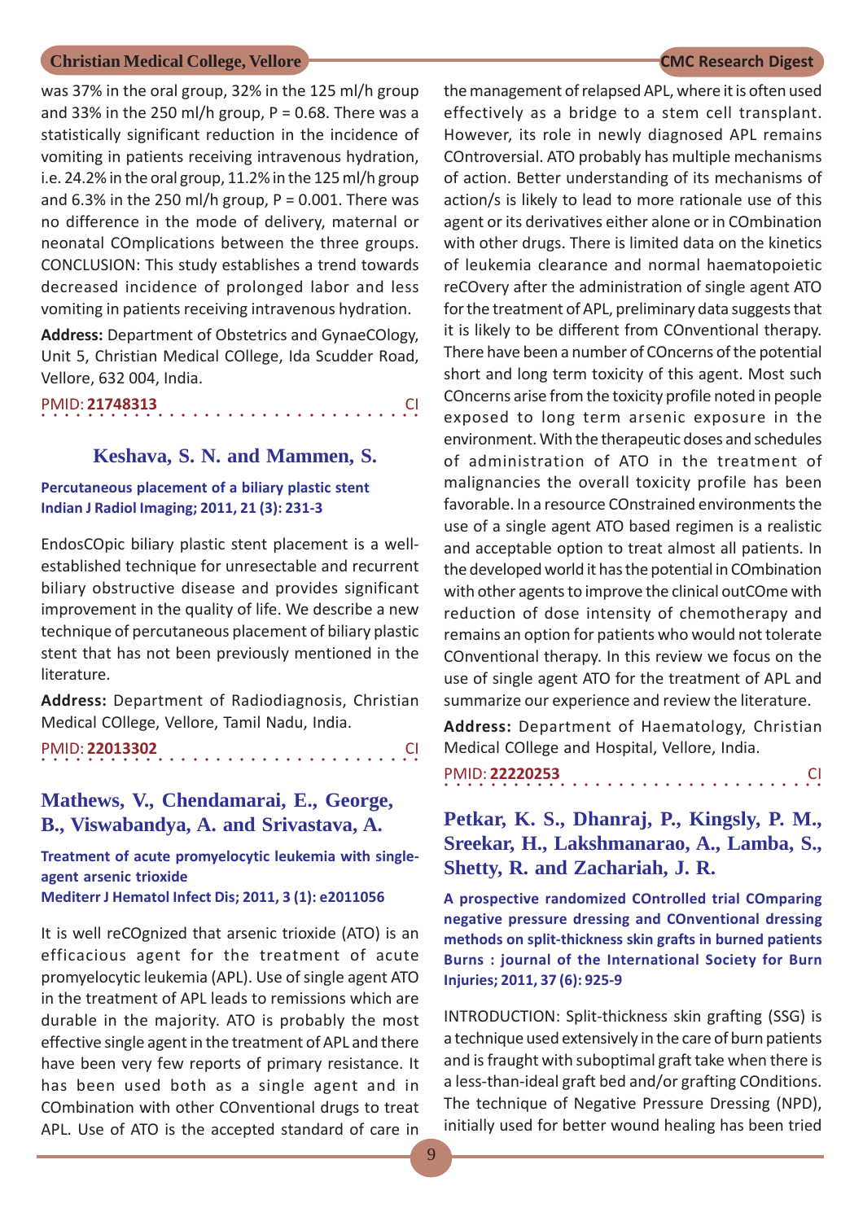was 37% in the oral group, 32% in the 125 ml/h group and 33% in the 250 ml/h group, P = 0.68. There was a statistically significant reduction in the incidence of vomiting in patients receiving intravenous hydration, i.e. 24.2% in the oral group, 11.2% in the 125 ml/h group and 6.3% in the 250 ml/h group, P = 0.001. There was no difference in the mode of delivery, maternal or neonatal COmplications between the three groups. CONCLUSION: This study establishes a trend towards decreased incidence of prolonged labor and less vomiting in patients receiving intravenous hydration.

**Address:** Department of Obstetrics and GynaeCOlogy, Unit 5, Christian Medical COllege, Ida Scudder Road, Vellore, 632 004, India.

PMID: **21748313** CI

## Keshava, S. N. and Mammen, S.

**Percutaneous placement of a biliary plastic stent**
**Indian J Radiol Imaging; 2011, 21 (3): 231-3**

EndosCOpic biliary plastic stent placement is a well-established technique for unresectable and recurrent biliary obstructive disease and provides significant improvement in the quality of life. We describe a new technique of percutaneous placement of biliary plastic stent that has not been previously mentioned in the literature.

**Address:** Department of Radiodiagnosis, Christian Medical COllege, Vellore, Tamil Nadu, India.

PMID: **22013302** CI

## Mathews, V., Chendamarai, E., George, B., Viswabandya, A. and Srivastava, A.

**Treatment of acute promyelocytic leukemia with single-agent arsenic trioxide**
**Mediterr J Hematol Infect Dis; 2011, 3 (1): e2011056**

It is well reCOgnized that arsenic trioxide (ATO) is an efficacious agent for the treatment of acute promyelocytic leukemia (APL). Use of single agent ATO in the treatment of APL leads to remissions which are durable in the majority. ATO is probably the most effective single agent in the treatment of APL and there have been very few reports of primary resistance. It has been used both as a single agent and in COmbination with other COnventional drugs to treat APL. Use of ATO is the accepted standard of care in the management of relapsed APL, where it is often used effectively as a bridge to a stem cell transplant. However, its role in newly diagnosed APL remains COntroversial. ATO probably has multiple mechanisms of action. Better understanding of its mechanisms of action/s is likely to lead to more rationale use of this agent or its derivatives either alone or in COmbination with other drugs. There is limited data on the kinetics of leukemia clearance and normal haematopoietic reCOvery after the administration of single agent ATO for the treatment of APL, preliminary data suggests that it is likely to be different from COnventional therapy. There have been a number of COncerns of the potential short and long term toxicity of this agent. Most such COncerns arise from the toxicity profile noted in people exposed to long term arsenic exposure in the environment. With the therapeutic doses and schedules of administration of ATO in the treatment of malignancies the overall toxicity profile has been favorable. In a resource COnstrained environments the use of a single agent ATO based regimen is a realistic and acceptable option to treat almost all patients. In the developed world it has the potential in COmbination with other agents to improve the clinical outCOme with reduction of dose intensity of chemotherapy and remains an option for patients who would not tolerate COnventional therapy. In this review we focus on the use of single agent ATO for the treatment of APL and summarize our experience and review the literature.

**Address:** Department of Haematology, Christian Medical COllege and Hospital, Vellore, India.

PMID: **22220253** CI

## Petkar, K. S., Dhanraj, P., Kingsly, P. M., Sreekar, H., Lakshmanarao, A., Lamba, S., Shetty, R. and Zachariah, J. R.

**A prospective randomized COntrolled trial COmparing negative pressure dressing and COnventional dressing methods on split-thickness skin grafts in burned patients**
**Burns : journal of the International Society for Burn Injuries; 2011, 37 (6): 925-9**

INTRODUCTION: Split-thickness skin grafting (SSG) is a technique used extensively in the care of burn patients and is fraught with suboptimal graft take when there is a less-than-ideal graft bed and/or grafting COnditions. The technique of Negative Pressure Dressing (NPD), initially used for better wound healing has been tried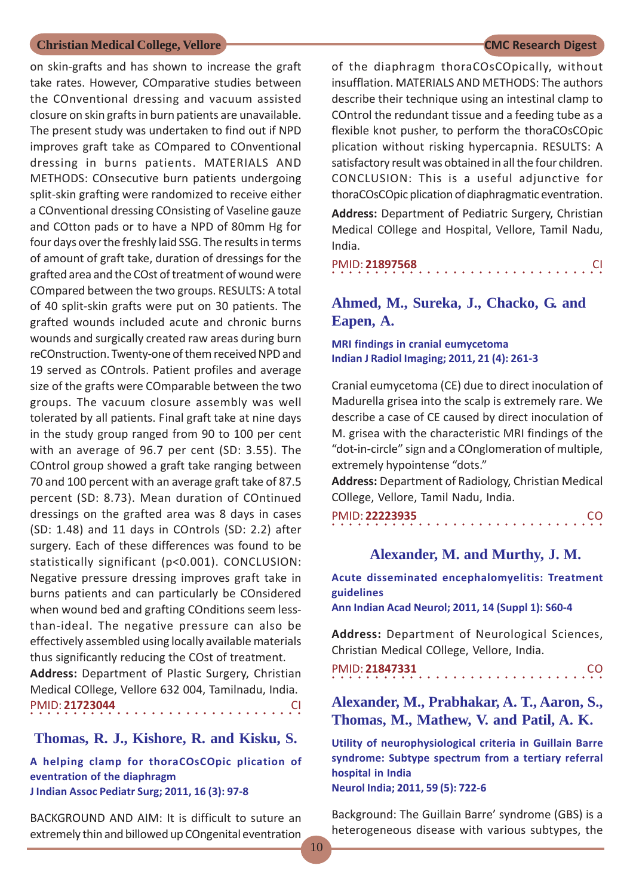on skin-grafts and has shown to increase the graft take rates. However, COmparative studies between the COnventional dressing and vacuum assisted closure on skin grafts in burn patients are unavailable. The present study was undertaken to find out if NPD improves graft take as COmpared to COnventional dressing in burns patients. MATERIALS AND METHODS: COnsecutive burn patients undergoing split-skin grafting were randomized to receive either a COnventional dressing COnsisting of Vaseline gauze and COtton pads or to have a NPD of 80mm Hg for four days over the freshly laid SSG. The results in terms of amount of graft take, duration of dressings for the grafted area and the COst of treatment of wound were COmpared between the two groups. RESULTS: A total of 40 split-skin grafts were put on 30 patients. The grafted wounds included acute and chronic burns wounds and surgically created raw areas during burn reCOnstruction. Twenty-one of them received NPD and 19 served as COntrols. Patient profiles and average size of the grafts were COmparable between the two groups. The vacuum closure assembly was well tolerated by all patients. Final graft take at nine days in the study group ranged from 90 to 100 per cent with an average of 96.7 per cent (SD: 3.55). The COntrol group showed a graft take ranging between 70 and 100 percent with an average graft take of 87.5 percent (SD: 8.73). Mean duration of COntinued dressings on the grafted area was 8 days in cases (SD: 1.48) and 11 days in COntrols (SD: 2.2) after surgery. Each of these differences was found to be statistically significant ($p<0.001$). CONCLUSION: Negative pressure dressing improves graft take in burns patients and can particularly be COnsidered when wound bed and grafting COnditions seem less-than-ideal. The negative pressure can also be effectively assembled using locally available materials thus significantly reducing the COst of treatment.

**Address:** Department of Plastic Surgery, Christian Medical COllege, Vellore 632 004, Tamilnadu, India.

PMID: **21723044** CI

## Thomas, R. J., Kishore, R. and Kisku, S.

**A helping clamp for thoraCOsCOpic plication of eventration of the diaphragm**
**J Indian Assoc Pediatr Surg; 2011, 16 (3): 97-8**

BACKGROUND AND AIM: It is difficult to suture an extremely thin and billowed up COngenital eventration of the diaphragm thoraCOsCOpically, without insufflation. MATERIALS AND METHODS: The authors describe their technique using an intestinal clamp to COntrol the redundant tissue and a feeding tube as a flexible knot pusher, to perform the thoraCOsCOpic plication without risking hypercapnia. RESULTS: A satisfactory result was obtained in all the four children. CONCLUSION: This is a useful adjunctive for thoraCOsCOpic plication of diaphragmatic eventration.

**Address:** Department of Pediatric Surgery, Christian Medical COllege and Hospital, Vellore, Tamil Nadu, India.

PMID: **21897568** CI

## Ahmed, M., Sureka, J., Chacko, G. and Eapen, A.

**MRI findings in cranial eumycetoma**
**Indian J Radiol Imaging; 2011, 21 (4): 261-3**

Cranial eumycetoma (CE) due to direct inoculation of Madurella grisea into the scalp is extremely rare. We describe a case of CE caused by direct inoculation of M. grisea with the characteristic MRI findings of the “dot-in-circle” sign and a COnglomeration of multiple, extremely hypointense “dots.”

**Address:** Department of Radiology, Christian Medical COllege, Vellore, Tamil Nadu, India.

PMID: **22223935** CO

## Alexander, M. and Murthy, J. M.

**Acute disseminated encephalomyelitis: Treatment guidelines**
**Ann Indian Acad Neurol; 2011, 14 (Suppl 1): S60-4**

**Address:** Department of Neurological Sciences, Christian Medical COllege, Vellore, India.

PMID: **21847331** CO

## Alexander, M., Prabhakar, A. T., Aaron, S., Thomas, M., Mathew, V. and Patil, A. K.

**Utility of neurophysiological criteria in Guillain Barre syndrome: Subtype spectrum from a tertiary referral hospital in India**
**Neurol India; 2011, 59 (5): 722-6**

Background: The Guillain Barre’ syndrome (GBS) is a heterogeneous disease with various subtypes, the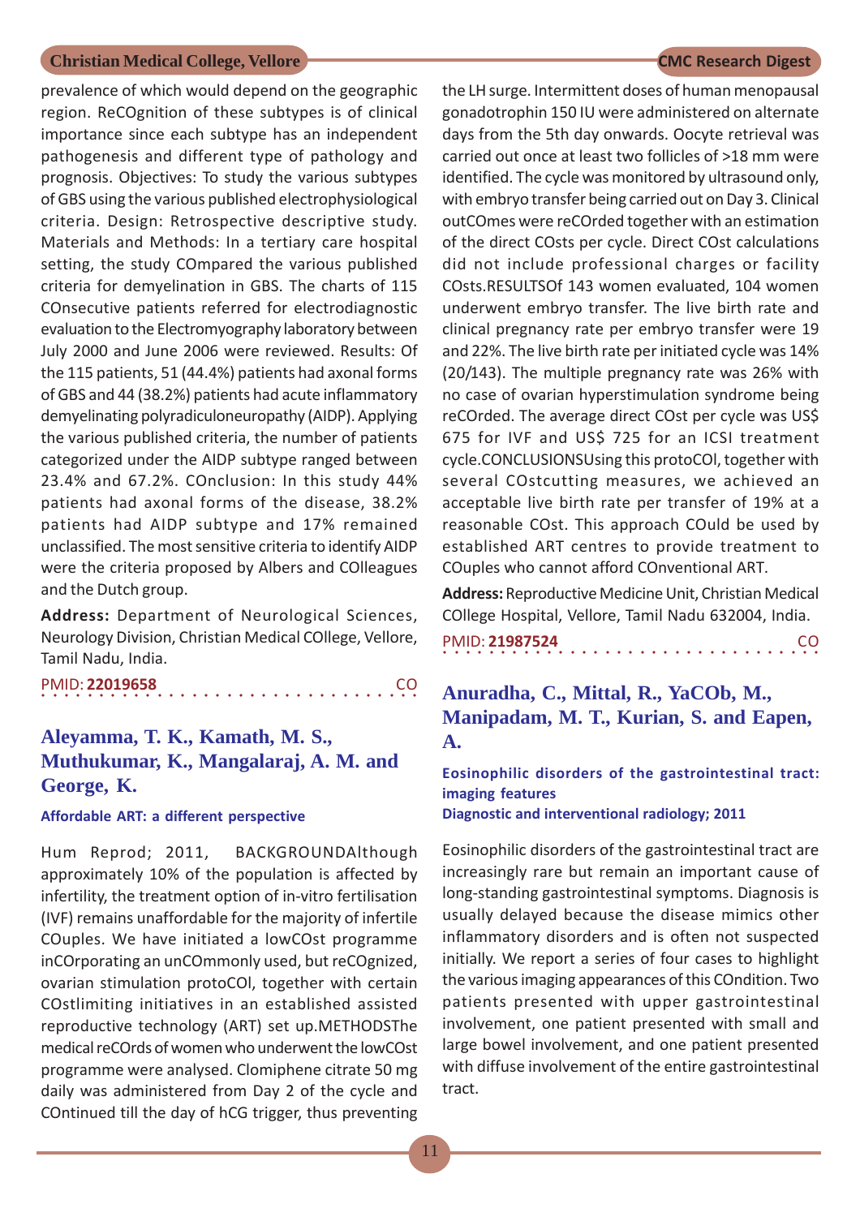prevalence of which would depend on the geographic region. ReCOgnition of these subtypes is of clinical importance since each subtype has an independent pathogenesis and different type of pathology and prognosis. Objectives: To study the various subtypes of GBS using the various published electrophysiological criteria. Design: Retrospective descriptive study. Materials and Methods: In a tertiary care hospital setting, the study COmpared the various published criteria for demyelination in GBS. The charts of 115 COnsecutive patients referred for electrodiagnostic evaluation to the Electromyography laboratory between July 2000 and June 2006 were reviewed. Results: Of the 115 patients, 51 (44.4%) patients had axonal forms of GBS and 44 (38.2%) patients had acute inflammatory demyelinating polyradiculoneuropathy (AIDP). Applying the various published criteria, the number of patients categorized under the AIDP subtype ranged between 23.4% and 67.2%. COnclusion: In this study 44% patients had axonal forms of the disease, 38.2% patients had AIDP subtype and 17% remained unclassified. The most sensitive criteria to identify AIDP were the criteria proposed by Albers and COlleagues and the Dutch group.

**Address:** Department of Neurological Sciences, Neurology Division, Christian Medical COllege, Vellore, Tamil Nadu, India.

PMID: **22019658** CO

## Aleyamma, T. K., Kamath, M. S., Muthukumar, K., Mangalaraj, A. M. and George, K.

**Affordable ART: a different perspective**

Hum Reprod; 2011, BACKGROUNDAlthough approximately 10% of the population is affected by infertility, the treatment option of in-vitro fertilisation (IVF) remains unaffordable for the majority of infertile COuples. We have initiated a lowCOst programme inCOrporating an unCOmmonly used, but reCOgnized, ovarian stimulation protoCOl, together with certain COstlimiting initiatives in an established assisted reproductive technology (ART) set up.METHODSThe medical reCOrds of women who underwent the lowCOst programme were analysed. Clomiphene citrate 50 mg daily was administered from Day 2 of the cycle and COntinued till the day of hCG trigger, thus preventing the LH surge. Intermittent doses of human menopausal gonadotrophin 150 IU were administered on alternate days from the 5th day onwards. Oocyte retrieval was carried out once at least two follicles of >18 mm were identified. The cycle was monitored by ultrasound only, with embryo transfer being carried out on Day 3. Clinical outCOmes were reCOrded together with an estimation of the direct COsts per cycle. Direct COst calculations did not include professional charges or facility COsts.RESULTSOf 143 women evaluated, 104 women underwent embryo transfer. The live birth rate and clinical pregnancy rate per embryo transfer were 19 and 22%. The live birth rate per initiated cycle was 14% (20/143). The multiple pregnancy rate was 26% with no case of ovarian hyperstimulation syndrome being reCOrded. The average direct COst per cycle was US$ 675 for IVF and US$ 725 for an ICSI treatment cycle.CONCLUSIONSUsing this protoCOl, together with several COstcutting measures, we achieved an acceptable live birth rate per transfer of 19% at a reasonable COst. This approach COuld be used by established ART centres to provide treatment to COuples who cannot afford COnventional ART.

**Address:** Reproductive Medicine Unit, Christian Medical COllege Hospital, Vellore, Tamil Nadu 632004, India.

PMID: **21987524** CO

## Anuradha, C., Mittal, R., YaCOb, M., Manipadam, M. T., Kurian, S. and Eapen, A.

**Eosinophilic disorders of the gastrointestinal tract: imaging features**
**Diagnostic and interventional radiology; 2011**

Eosinophilic disorders of the gastrointestinal tract are increasingly rare but remain an important cause of long-standing gastrointestinal symptoms. Diagnosis is usually delayed because the disease mimics other inflammatory disorders and is often not suspected initially. We report a series of four cases to highlight the various imaging appearances of this COndition. Two patients presented with upper gastrointestinal involvement, one patient presented with small and large bowel involvement, and one patient presented with diffuse involvement of the entire gastrointestinal tract.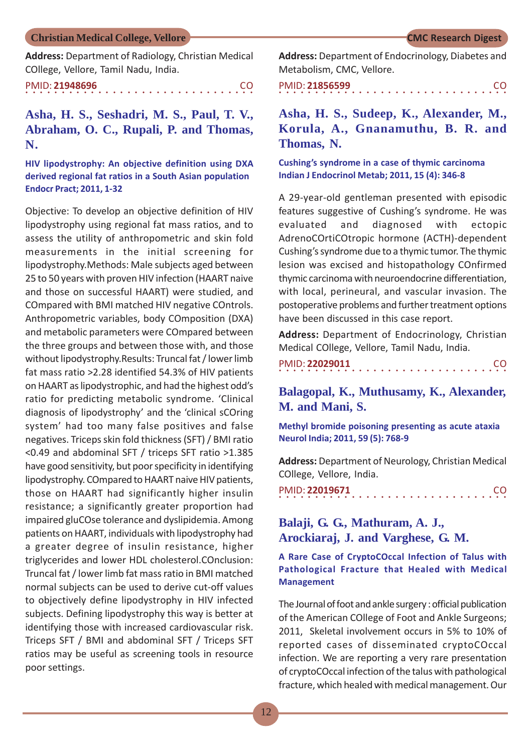**Address:** Department of Radiology, Christian Medical COllege, Vellore, Tamil Nadu, India.

PMID: **21948696** CO

## Asha, H. S., Seshadri, M. S., Paul, T. V., Abraham, O. C., Rupali, P. and Thomas, N.

**HIV lipodystrophy: An objective definition using DXA derived regional fat ratios in a South Asian population**
**Endocr Pract; 2011, 1-32**

Objective: To develop an objective definition of HIV lipodystrophy using regional fat mass ratios, and to assess the utility of anthropometric and skin fold measurements in the initial screening for lipodystrophy.Methods: Male subjects aged between 25 to 50 years with proven HIV infection (HAART naive and those on successful HAART) were studied, and COmpared with BMI matched HIV negative COntrols. Anthropometric variables, body COmposition (DXA) and metabolic parameters were COmpared between the three groups and between those with, and those without lipodystrophy.Results: Truncal fat / lower limb fat mass ratio >2.28 identified 54.3% of HIV patients on HAART as lipodystrophic, and had the highest odd's ratio for predicting metabolic syndrome. 'Clinical diagnosis of lipodystrophy' and the 'clinical sCOring system' had too many false positives and false negatives. Triceps skin fold thickness (SFT) / BMI ratio <0.49 and abdominal SFT / triceps SFT ratio >1.385 have good sensitivity, but poor specificity in identifying lipodystrophy. COmpared to HAART naive HIV patients, those on HAART had significantly higher insulin resistance; a significantly greater proportion had impaired gluCOse tolerance and dyslipidemia. Among patients on HAART, individuals with lipodystrophy had a greater degree of insulin resistance, higher triglycerides and lower HDL cholesterol.COnclusion: Truncal fat / lower limb fat mass ratio in BMI matched normal subjects can be used to derive cut-off values to objectively define lipodystrophy in HIV infected subjects. Defining lipodystrophy this way is better at identifying those with increased cardiovascular risk. Triceps SFT / BMI and abdominal SFT / Triceps SFT ratios may be useful as screening tools in resource poor settings.

**Address:** Department of Endocrinology, Diabetes and Metabolism, CMC, Vellore.

PMID: **21856599** CO

## Asha, H. S., Sudeep, K., Alexander, M., Korula, A., Gnanamuthu, B. R. and Thomas, N.

**Cushing's syndrome in a case of thymic carcinoma**
**Indian J Endocrinol Metab; 2011, 15 (4): 346-8**

A 29-year-old gentleman presented with episodic features suggestive of Cushing's syndrome. He was evaluated and diagnosed with ectopic AdrenoCOrtiCOtropic hormone (ACTH)-dependent Cushing's syndrome due to a thymic tumor. The thymic lesion was excised and histopathology COnfirmed thymic carcinoma with neuroendocrine differentiation, with local, perineural, and vascular invasion. The postoperative problems and further treatment options have been discussed in this case report.

**Address:** Department of Endocrinology, Christian Medical COllege, Vellore, Tamil Nadu, India.

PMID: **22029011** CO

## Balagopal, K., Muthusamy, K., Alexander, M. and Mani, S.

**Methyl bromide poisoning presenting as acute ataxia**
**Neurol India; 2011, 59 (5): 768-9**

**Address:** Department of Neurology, Christian Medical COllege, Vellore, India.

PMID: **22019671** CO

## Balaji, G. G., Mathuram, A. J., Arockiaraj, J. and Varghese, G. M.

**A Rare Case of CryptoCOccal Infection of Talus with Pathological Fracture that Healed with Medical Management**

The Journal of foot and ankle surgery : official publication of the American COllege of Foot and Ankle Surgeons; 2011, Skeletal involvement occurs in 5% to 10% of reported cases of disseminated cryptoCOccal infection. We are reporting a very rare presentation of cryptoCOccal infection of the talus with pathological fracture, which healed with medical management. Our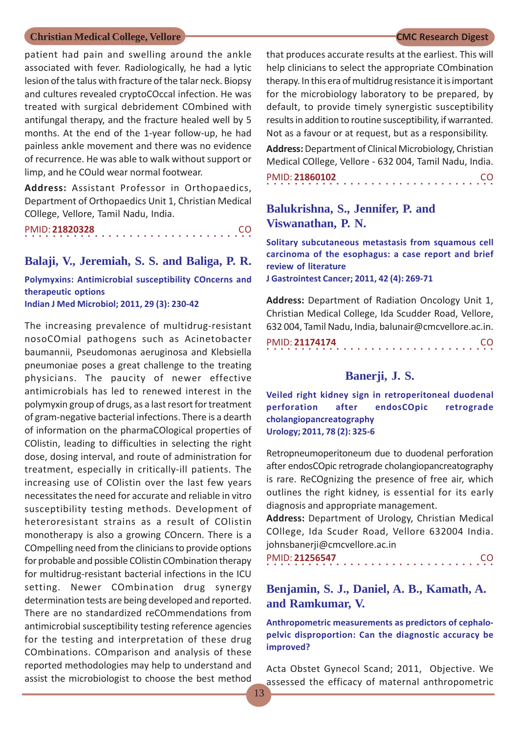patient had pain and swelling around the ankle associated with fever. Radiologically, he had a lytic lesion of the talus with fracture of the talar neck. Biopsy and cultures revealed cryptoCOccal infection. He was treated with surgical debridement COmbined with antifungal therapy, and the fracture healed well by 5 months. At the end of the 1-year follow-up, he had painless ankle movement and there was no evidence of recurrence. He was able to walk without support or limp, and he COuld wear normal footwear.

**Address:** Assistant Professor in Orthopaedics, Department of Orthopaedics Unit 1, Christian Medical COllege, Vellore, Tamil Nadu, India.

PMID: **21820328** CO

## Balaji, V., Jeremiah, S. S. and Baliga, P. R.

**Polymyxins: Antimicrobial susceptibility COncerns and therapeutic options**
**Indian J Med Microbiol; 2011, 29 (3): 230-42**

The increasing prevalence of multidrug-resistant nosoCOmial pathogens such as Acinetobacter baumannii, Pseudomonas aeruginosa and Klebsiella pneumoniae poses a great challenge to the treating physicians. The paucity of newer effective antimicrobials has led to renewed interest in the polymyxin group of drugs, as a last resort for treatment of gram-negative bacterial infections. There is a dearth of information on the pharmaCOlogical properties of COlistin, leading to difficulties in selecting the right dose, dosing interval, and route of administration for treatment, especially in critically-ill patients. The increasing use of COlistin over the last few years necessitates the need for accurate and reliable in vitro susceptibility testing methods. Development of heteroresistant strains as a result of COlistin monotherapy is also a growing COncern. There is a COmpelling need from the clinicians to provide options for probable and possible COlistin COmbination therapy for multidrug-resistant bacterial infections in the ICU setting. Newer COmbination drug synergy determination tests are being developed and reported. There are no standardized reCOmmendations from antimicrobial susceptibility testing reference agencies for the testing and interpretation of these drug COmbinations. COmparison and analysis of these reported methodologies may help to understand and assist the microbiologist to choose the best method that produces accurate results at the earliest. This will help clinicians to select the appropriate COmbination therapy. In this era of multidrug resistance it is important for the microbiology laboratory to be prepared, by default, to provide timely synergistic susceptibility results in addition to routine susceptibility, if warranted. Not as a favour or at request, but as a responsibility.

**Address:** Department of Clinical Microbiology, Christian Medical COllege, Vellore - 632 004, Tamil Nadu, India.

PMID: **21860102** CO

## Balukrishna, S., Jennifer, P. and Viswanathan, P. N.

**Solitary subcutaneous metastasis from squamous cell carcinoma of the esophagus: a case report and brief review of literature**
**J Gastrointest Cancer; 2011, 42 (4): 269-71**

**Address:** Department of Radiation Oncology Unit 1, Christian Medical College, Ida Scudder Road, Vellore, 632 004, Tamil Nadu, India, balunair@cmcvellore.ac.in.

PMID: **21174174** CO

## Banerji, J. S.

**Veiled right kidney sign in retroperitoneal duodenal perforation after endosCOpic retrograde cholangiopancreatography**
**Urology; 2011, 78 (2): 325-6**

Retropneumoperitoneum due to duodenal perforation after endosCOpic retrograde cholangiopancreatography is rare. ReCOgnizing the presence of free air, which outlines the right kidney, is essential for its early diagnosis and appropriate management.

**Address:** Department of Urology, Christian Medical COllege, Ida Scuder Road, Vellore 632004 India. johnsbanerji@cmcvellore.ac.in

PMID: **21256547** CO

## Benjamin, S. J., Daniel, A. B., Kamath, A. and Ramkumar, V.

**Anthropometric measurements as predictors of cephalopelvic disproportion: Can the diagnostic accuracy be improved?**

Acta Obstet Gynecol Scand; 2011, Objective. We assessed the efficacy of maternal anthropometric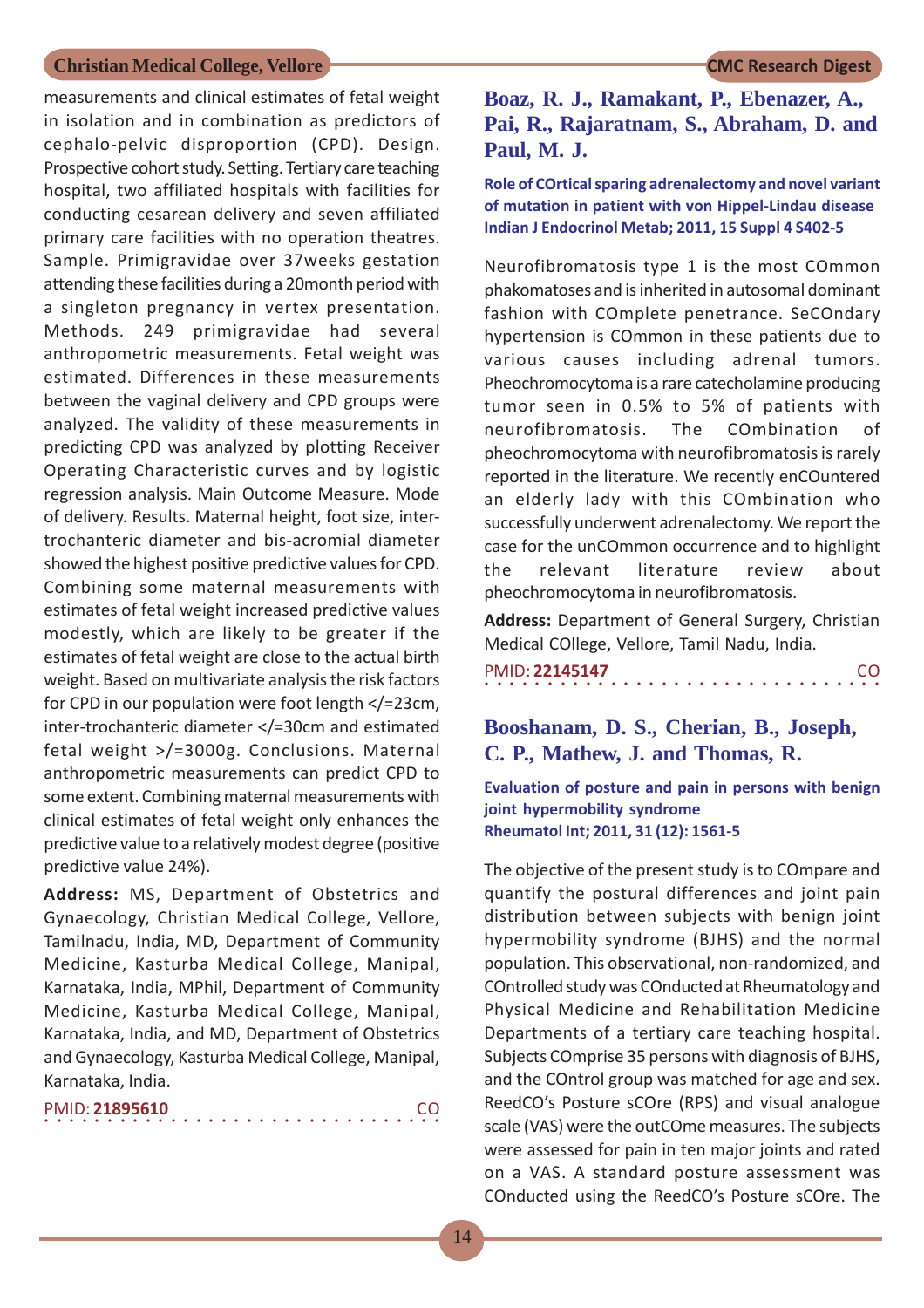measurements and clinical estimates of fetal weight in isolation and in combination as predictors of cephalo-pelvic disproportion (CPD). Design. Prospective cohort study. Setting. Tertiary care teaching hospital, two affiliated hospitals with facilities for conducting cesarean delivery and seven affiliated primary care facilities with no operation theatres. Sample. Primigravidae over 37weeks gestation attending these facilities during a 20month period with a singleton pregnancy in vertex presentation. Methods. 249 primigravidae had several anthropometric measurements. Fetal weight was estimated. Differences in these measurements between the vaginal delivery and CPD groups were analyzed. The validity of these measurements in predicting CPD was analyzed by plotting Receiver Operating Characteristic curves and by logistic regression analysis. Main Outcome Measure. Mode of delivery. Results. Maternal height, foot size, inter-trochanteric diameter and bis-acromial diameter showed the highest positive predictive values for CPD. Combining some maternal measurements with estimates of fetal weight increased predictive values modestly, which are likely to be greater if the estimates of fetal weight are close to the actual birth weight. Based on multivariate analysis the risk factors for CPD in our population were foot length </=23cm, inter-trochanteric diameter </=30cm and estimated fetal weight >/=3000g. Conclusions. Maternal anthropometric measurements can predict CPD to some extent. Combining maternal measurements with clinical estimates of fetal weight only enhances the predictive value to a relatively modest degree (positive predictive value 24%).

**Address:** MS, Department of Obstetrics and Gynaecology, Christian Medical College, Vellore, Tamilnadu, India, MD, Department of Community Medicine, Kasturba Medical College, Manipal, Karnataka, India, MPhil, Department of Community Medicine, Kasturba Medical College, Manipal, Karnataka, India, and MD, Department of Obstetrics and Gynaecology, Kasturba Medical College, Manipal, Karnataka, India.

PMID: **21895610** CO

## Boaz, R. J., Ramakant, P., Ebenazer, A., Pai, R., Rajaratnam, S., Abraham, D. and Paul, M. J.

**Role of COrtical sparing adrenalectomy and novel variant of mutation in patient with von Hippel-Lindau disease**
**Indian J Endocrinol Metab; 2011, 15 Suppl 4 S402-5**

Neurofibromatosis type 1 is the most COmmon phakomatoses and is inherited in autosomal dominant fashion with COmplete penetrance. SeCOndary hypertension is COmmon in these patients due to various causes including adrenal tumors. Pheochromocytoma is a rare catecholamine producing tumor seen in 0.5% to 5% of patients with neurofibromatosis. The COmbination of pheochromocytoma with neurofibromatosis is rarely reported in the literature. We recently enCOuntered an elderly lady with this COmbination who successfully underwent adrenalectomy. We report the case for the unCOmmon occurrence and to highlight the relevant literature review about pheochromocytoma in neurofibromatosis.

**Address:** Department of General Surgery, Christian Medical COllege, Vellore, Tamil Nadu, India.

PMID: **22145147** CO

## Booshanam, D. S., Cherian, B., Joseph, C. P., Mathew, J. and Thomas, R.

**Evaluation of posture and pain in persons with benign joint hypermobility syndrome**
**Rheumatol Int; 2011, 31 (12): 1561-5**

The objective of the present study is to COmpare and quantify the postural differences and joint pain distribution between subjects with benign joint hypermobility syndrome (BJHS) and the normal population. This observational, non-randomized, and COntrolled study was COnducted at Rheumatology and Physical Medicine and Rehabilitation Medicine Departments of a tertiary care teaching hospital. Subjects COmprise 35 persons with diagnosis of BJHS, and the COntrol group was matched for age and sex. ReedCO's Posture sCOre (RPS) and visual analogue scale (VAS) were the outCOme measures. The subjects were assessed for pain in ten major joints and rated on a VAS. A standard posture assessment was COnducted using the ReedCO's Posture sCOre. The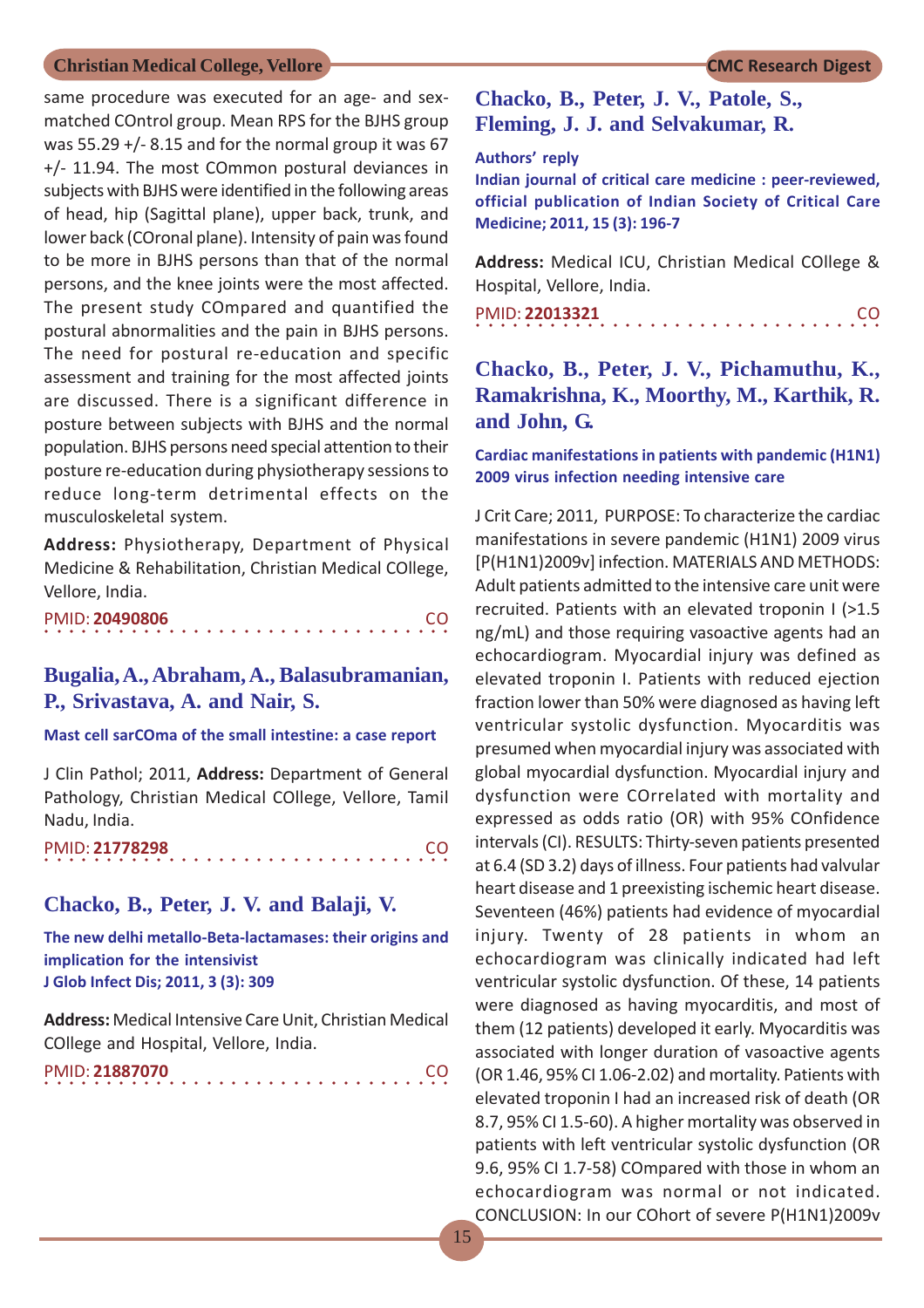same procedure was executed for an age- and sex-matched COntrol group. Mean RPS for the BJHS group was 55.29 +/- 8.15 and for the normal group it was 67 +/- 11.94. The most COmmon postural deviances in subjects with BJHS were identified in the following areas of head, hip (Sagittal plane), upper back, trunk, and lower back (COronal plane). Intensity of pain was found to be more in BJHS persons than that of the normal persons, and the knee joints were the most affected. The present study COmpared and quantified the postural abnormalities and the pain in BJHS persons. The need for postural re-education and specific assessment and training for the most affected joints are discussed. There is a significant difference in posture between subjects with BJHS and the normal population. BJHS persons need special attention to their posture re-education during physiotherapy sessions to reduce long-term detrimental effects on the musculoskeletal system.

**Address:** Physiotherapy, Department of Physical Medicine & Rehabilitation, Christian Medical COllege, Vellore, India.

PMID: **20490806** CO

## Bugalia, A., Abraham, A., Balasubramanian, P., Srivastava, A. and Nair, S.

**Mast cell sarCOma of the small intestine: a case report**

J Clin Pathol; 2011, **Address:** Department of General Pathology, Christian Medical COllege, Vellore, Tamil Nadu, India.

PMID: **21778298** CO

## Chacko, B., Peter, J. V. and Balaji, V.

**The new delhi metallo-Beta-lactamases: their origins and implication for the intensivist**
**J Glob Infect Dis; 2011, 3 (3): 309**

**Address:** Medical Intensive Care Unit, Christian Medical COllege and Hospital, Vellore, India.

PMID: **21887070** CO

## Chacko, B., Peter, J. V., Patole, S., Fleming, J. J. and Selvakumar, R.

**Authors' reply**
**Indian journal of critical care medicine : peer-reviewed, official publication of Indian Society of Critical Care Medicine; 2011, 15 (3): 196-7**

**Address:** Medical ICU, Christian Medical COllege & Hospital, Vellore, India.

PMID: **22013321** CO

## Chacko, B., Peter, J. V., Pichamuthu, K., Ramakrishna, K., Moorthy, M., Karthik, R. and John, G.

**Cardiac manifestations in patients with pandemic (H1N1) 2009 virus infection needing intensive care**

J Crit Care; 2011, PURPOSE: To characterize the cardiac manifestations in severe pandemic (H1N1) 2009 virus [P(H1N1)2009v] infection. MATERIALS AND METHODS: Adult patients admitted to the intensive care unit were recruited. Patients with an elevated troponin I (>1.5 ng/mL) and those requiring vasoactive agents had an echocardiogram. Myocardial injury was defined as elevated troponin I. Patients with reduced ejection fraction lower than 50% were diagnosed as having left ventricular systolic dysfunction. Myocarditis was presumed when myocardial injury was associated with global myocardial dysfunction. Myocardial injury and dysfunction were COrrelated with mortality and expressed as odds ratio (OR) with 95% COnfidence intervals (CI). RESULTS: Thirty-seven patients presented at 6.4 (SD 3.2) days of illness. Four patients had valvular heart disease and 1 preexisting ischemic heart disease. Seventeen (46%) patients had evidence of myocardial injury. Twenty of 28 patients in whom an echocardiogram was clinically indicated had left ventricular systolic dysfunction. Of these, 14 patients were diagnosed as having myocarditis, and most of them (12 patients) developed it early. Myocarditis was associated with longer duration of vasoactive agents (OR 1.46, 95% CI 1.06-2.02) and mortality. Patients with elevated troponin I had an increased risk of death (OR 8.7, 95% CI 1.5-60). A higher mortality was observed in patients with left ventricular systolic dysfunction (OR 9.6, 95% CI 1.7-58) COmpared with those in whom an echocardiogram was normal or not indicated. CONCLUSION: In our COhort of severe P(H1N1)2009v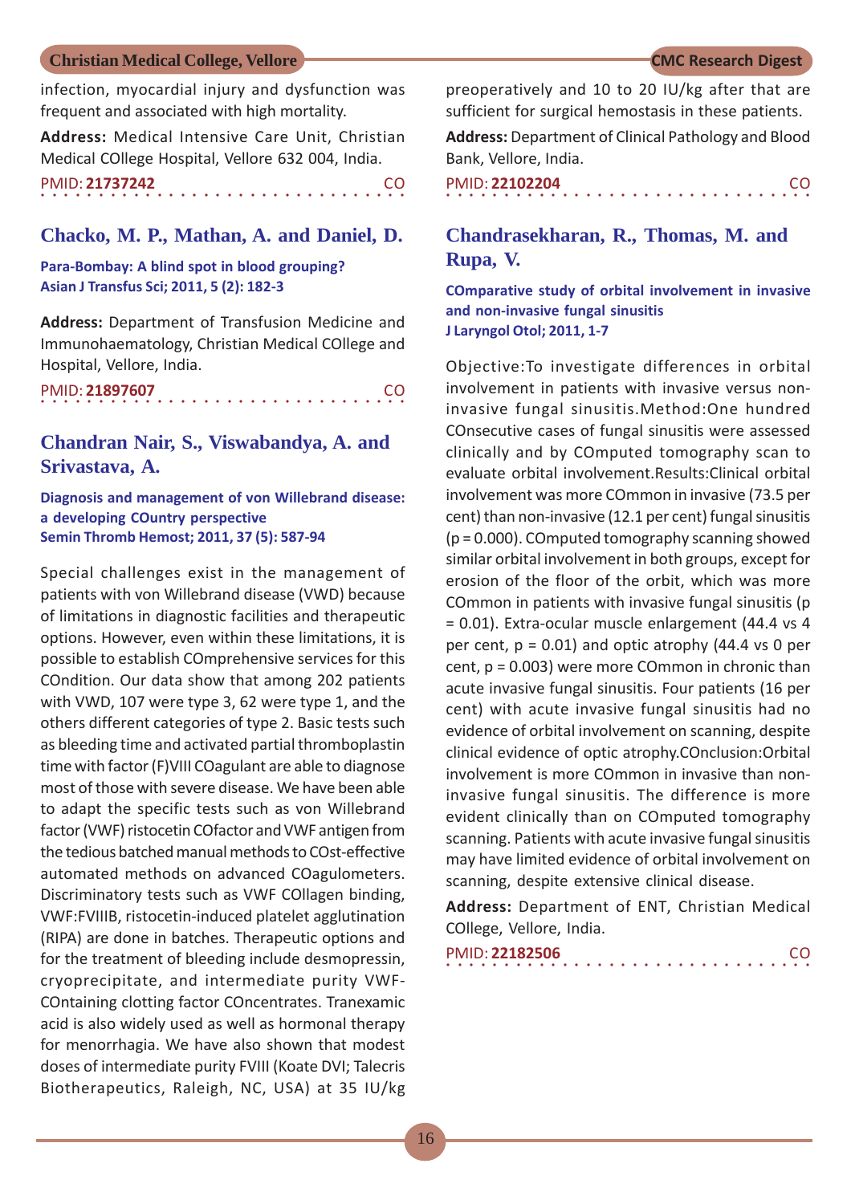infection, myocardial injury and dysfunction was frequent and associated with high mortality.

**Address:** Medical Intensive Care Unit, Christian Medical COllege Hospital, Vellore 632 004, India.

PMID: **21737242** CO

## Chacko, M. P., Mathan, A. and Daniel, D.

**Para-Bombay: A blind spot in blood grouping?**
**Asian J Transfus Sci; 2011, 5 (2): 182-3**

**Address:** Department of Transfusion Medicine and Immunohaematology, Christian Medical COllege and Hospital, Vellore, India.

PMID: **21897607** CO

## Chandran Nair, S., Viswabandya, A. and Srivastava, A.

**Diagnosis and management of von Willebrand disease: a developing COuntry perspective**
**Semin Thromb Hemost; 2011, 37 (5): 587-94**

Special challenges exist in the management of patients with von Willebrand disease (VWD) because of limitations in diagnostic facilities and therapeutic options. However, even within these limitations, it is possible to establish COmprehensive services for this COndition. Our data show that among 202 patients with VWD, 107 were type 3, 62 were type 1, and the others different categories of type 2. Basic tests such as bleeding time and activated partial thromboplastin time with factor (F)VIII COagulant are able to diagnose most of those with severe disease. We have been able to adapt the specific tests such as von Willebrand factor (VWF) ristocetin COfactor and VWF antigen from the tedious batched manual methods to COst-effective automated methods on advanced COagulometers. Discriminatory tests such as VWF COllagen binding, VWF:FVIIIB, ristocetin-induced platelet agglutination (RIPA) are done in batches. Therapeutic options and for the treatment of bleeding include desmopressin, cryoprecipitate, and intermediate purity VWF-COntaining clotting factor COncentrates. Tranexamic acid is also widely used as well as hormonal therapy for menorrhagia. We have also shown that modest doses of intermediate purity FVIII (Koate DVI; Talecris Biotherapeutics, Raleigh, NC, USA) at 35 IU/kg preoperatively and 10 to 20 IU/kg after that are sufficient for surgical hemostasis in these patients.

**Address:** Department of Clinical Pathology and Blood Bank, Vellore, India.

PMID: **22102204** CO

## Chandrasekharan, R., Thomas, M. and Rupa, V.

**COmparative study of orbital involvement in invasive and non-invasive fungal sinusitis**
**J Laryngol Otol; 2011, 1-7**

Objective:To investigate differences in orbital involvement in patients with invasive versus non-invasive fungal sinusitis.Method:One hundred COnsecutive cases of fungal sinusitis were assessed clinically and by COmputed tomography scan to evaluate orbital involvement.Results:Clinical orbital involvement was more COmmon in invasive (73.5 per cent) than non-invasive (12.1 per cent) fungal sinusitis ($p = 0.000$). COmputed tomography scanning showed similar orbital involvement in both groups, except for erosion of the floor of the orbit, which was more COmmon in patients with invasive fungal sinusitis ($p = 0.01$). Extra-ocular muscle enlargement (44.4 vs 4 per cent, $p = 0.01$) and optic atrophy (44.4 vs 0 per cent, $p = 0.003$) were more COmmon in chronic than acute invasive fungal sinusitis. Four patients (16 per cent) with acute invasive fungal sinusitis had no evidence of orbital involvement on scanning, despite clinical evidence of optic atrophy.COnclusion:Orbital involvement is more COmmon in invasive than non-invasive fungal sinusitis. The difference is more evident clinically than on COmputed tomography scanning. Patients with acute invasive fungal sinusitis may have limited evidence of orbital involvement on scanning, despite extensive clinical disease.

**Address:** Department of ENT, Christian Medical COllege, Vellore, India.

PMID: **22182506** CO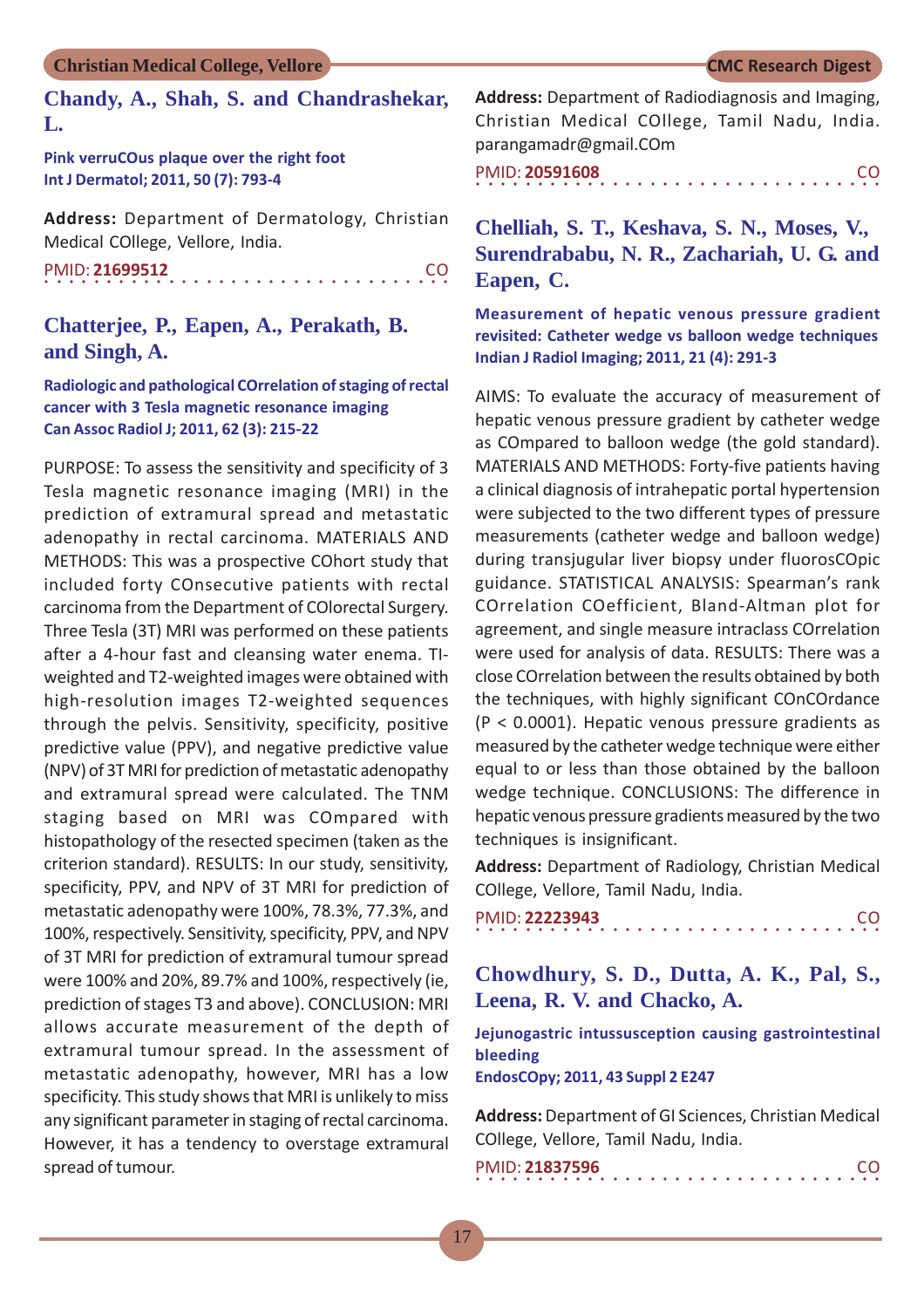## Chandy, A., Shah, S. and Chandrashekar, L.

**Pink verruCOus plaque over the right foot**
**Int J Dermatol; 2011, 50 (7): 793-4**

**Address:** Department of Dermatology, Christian Medical COllege, Vellore, India.

PMID: **21699512** CO

## Chatterjee, P., Eapen, A., Perakath, B. and Singh, A.

**Radiologic and pathological COrrelation of staging of rectal cancer with 3 Tesla magnetic resonance imaging**
**Can Assoc Radiol J; 2011, 62 (3): 215-22**

PURPOSE: To assess the sensitivity and specificity of 3 Tesla magnetic resonance imaging (MRI) in the prediction of extramural spread and metastatic adenopathy in rectal carcinoma. MATERIALS AND METHODS: This was a prospective COhort study that included forty COnsecutive patients with rectal carcinoma from the Department of COlorectal Surgery. Three Tesla (3T) MRI was performed on these patients after a 4-hour fast and cleansing water enema. TI-weighted and T2-weighted images were obtained with high-resolution images T2-weighted sequences through the pelvis. Sensitivity, specificity, positive predictive value (PPV), and negative predictive value (NPV) of 3T MRI for prediction of metastatic adenopathy and extramural spread were calculated. The TNM staging based on MRI was COmpared with histopathology of the resected specimen (taken as the criterion standard). RESULTS: In our study, sensitivity, specificity, PPV, and NPV of 3T MRI for prediction of metastatic adenopathy were 100%, 78.3%, 77.3%, and 100%, respectively. Sensitivity, specificity, PPV, and NPV of 3T MRI for prediction of extramural tumour spread were 100% and 20%, 89.7% and 100%, respectively (ie, prediction of stages T3 and above). CONCLUSION: MRI allows accurate measurement of the depth of extramural tumour spread. In the assessment of metastatic adenopathy, however, MRI has a low specificity. This study shows that MRI is unlikely to miss any significant parameter in staging of rectal carcinoma. However, it has a tendency to overstage extramural spread of tumour.

**Address:** Department of Radiodiagnosis and Imaging, Christian Medical COllege, Tamil Nadu, India. parangamadr@gmail.COm

PMID: **20591608** CO

## Chelliah, S. T., Keshava, S. N., Moses, V., Surendrababu, N. R., Zachariah, U. G. and Eapen, C.

**Measurement of hepatic venous pressure gradient revisited: Catheter wedge vs balloon wedge techniques**
**Indian J Radiol Imaging; 2011, 21 (4): 291-3**

AIMS: To evaluate the accuracy of measurement of hepatic venous pressure gradient by catheter wedge as COmpared to balloon wedge (the gold standard). MATERIALS AND METHODS: Forty-five patients having a clinical diagnosis of intrahepatic portal hypertension were subjected to the two different types of pressure measurements (catheter wedge and balloon wedge) during transjugular liver biopsy under fluorosCOpic guidance. STATISTICAL ANALYSIS: Spearman's rank COrrelation COefficient, Bland-Altman plot for agreement, and single measure intraclass COrrelation were used for analysis of data. RESULTS: There was a close COrrelation between the results obtained by both the techniques, with highly significant COnCOrdance ($P < 0.0001$). Hepatic venous pressure gradients as measured by the catheter wedge technique were either equal to or less than those obtained by the balloon wedge technique. CONCLUSIONS: The difference in hepatic venous pressure gradients measured by the two techniques is insignificant.

**Address:** Department of Radiology, Christian Medical COllege, Vellore, Tamil Nadu, India.

PMID: **22223943** CO

## Chowdhury, S. D., Dutta, A. K., Pal, S., Leena, R. V. and Chacko, A.

**Jejunogastric intussusception causing gastrointestinal bleeding**
**EndosCOpy; 2011, 43 Suppl 2 E247**

**Address:** Department of GI Sciences, Christian Medical COllege, Vellore, Tamil Nadu, India.

PMID: **21837596** CO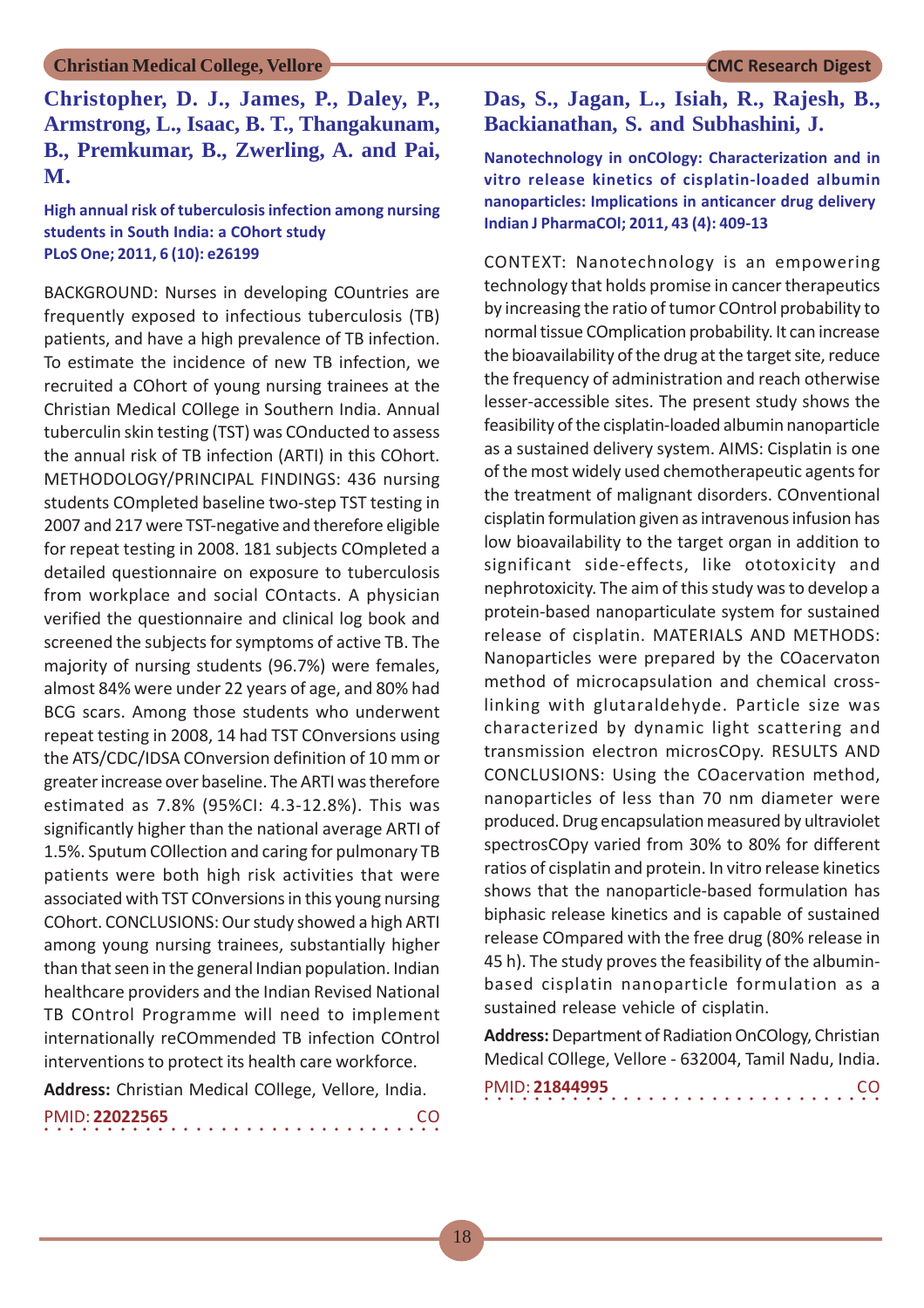## Christopher, D. J., James, P., Daley, P., Armstrong, L., Isaac, B. T., Thangakunam, B., Premkumar, B., Zwerling, A. and Pai, M.

**High annual risk of tuberculosis infection among nursing students in South India: a COhort study**
**PLoS One; 2011, 6 (10): e26199**

BACKGROUND: Nurses in developing COuntries are frequently exposed to infectious tuberculosis (TB) patients, and have a high prevalence of TB infection. To estimate the incidence of new TB infection, we recruited a COhort of young nursing trainees at the Christian Medical COllege in Southern India. Annual tuberculin skin testing (TST) was COnducted to assess the annual risk of TB infection (ARTI) in this COhort. METHODOLOGY/PRINCIPAL FINDINGS: 436 nursing students COmpleted baseline two-step TST testing in 2007 and 217 were TST-negative and therefore eligible for repeat testing in 2008. 181 subjects COmpleted a detailed questionnaire on exposure to tuberculosis from workplace and social COntacts. A physician verified the questionnaire and clinical log book and screened the subjects for symptoms of active TB. The majority of nursing students (96.7%) were females, almost 84% were under 22 years of age, and 80% had BCG scars. Among those students who underwent repeat testing in 2008, 14 had TST COnversions using the ATS/CDC/IDSA COnversion definition of 10 mm or greater increase over baseline. The ARTI was therefore estimated as 7.8% (95%CI: 4.3-12.8%). This was significantly higher than the national average ARTI of 1.5%. Sputum COllection and caring for pulmonary TB patients were both high risk activities that were associated with TST COnversions in this young nursing COhort. CONCLUSIONS: Our study showed a high ARTI among young nursing trainees, substantially higher than that seen in the general Indian population. Indian healthcare providers and the Indian Revised National TB COntrol Programme will need to implement internationally reCOmmended TB infection COntrol interventions to protect its health care workforce.

**Address:** Christian Medical COllege, Vellore, India.

PMID: **22022565** CO

## Das, S., Jagan, L., Isiah, R., Rajesh, B., Backianathan, S. and Subhashini, J.

**Nanotechnology in onCOlogy: Characterization and in vitro release kinetics of cisplatin-loaded albumin nanoparticles: Implications in anticancer drug delivery**
**Indian J PharmaCOl; 2011, 43 (4): 409-13**

CONTEXT: Nanotechnology is an empowering technology that holds promise in cancer therapeutics by increasing the ratio of tumor COntrol probability to normal tissue COmplication probability. It can increase the bioavailability of the drug at the target site, reduce the frequency of administration and reach otherwise lesser-accessible sites. The present study shows the feasibility of the cisplatin-loaded albumin nanoparticle as a sustained delivery system. AIMS: Cisplatin is one of the most widely used chemotherapeutic agents for the treatment of malignant disorders. COnventional cisplatin formulation given as intravenous infusion has low bioavailability to the target organ in addition to significant side-effects, like ototoxicity and nephrotoxicity. The aim of this study was to develop a protein-based nanoparticulate system for sustained release of cisplatin. MATERIALS AND METHODS: Nanoparticles were prepared by the COacervaton method of microcapsulation and chemical cross-linking with glutaraldehyde. Particle size was characterized by dynamic light scattering and transmission electron microsCOpy. RESULTS AND CONCLUSIONS: Using the COacervation method, nanoparticles of less than 70 nm diameter were produced. Drug encapsulation measured by ultraviolet spectrosCOpy varied from 30% to 80% for different ratios of cisplatin and protein. In vitro release kinetics shows that the nanoparticle-based formulation has biphasic release kinetics and is capable of sustained release COmpared with the free drug (80% release in 45 h). The study proves the feasibility of the albumin-based cisplatin nanoparticle formulation as a sustained release vehicle of cisplatin.

**Address:** Department of Radiation OnCOlogy, Christian Medical COllege, Vellore - 632004, Tamil Nadu, India.

PMID: **21844995** CO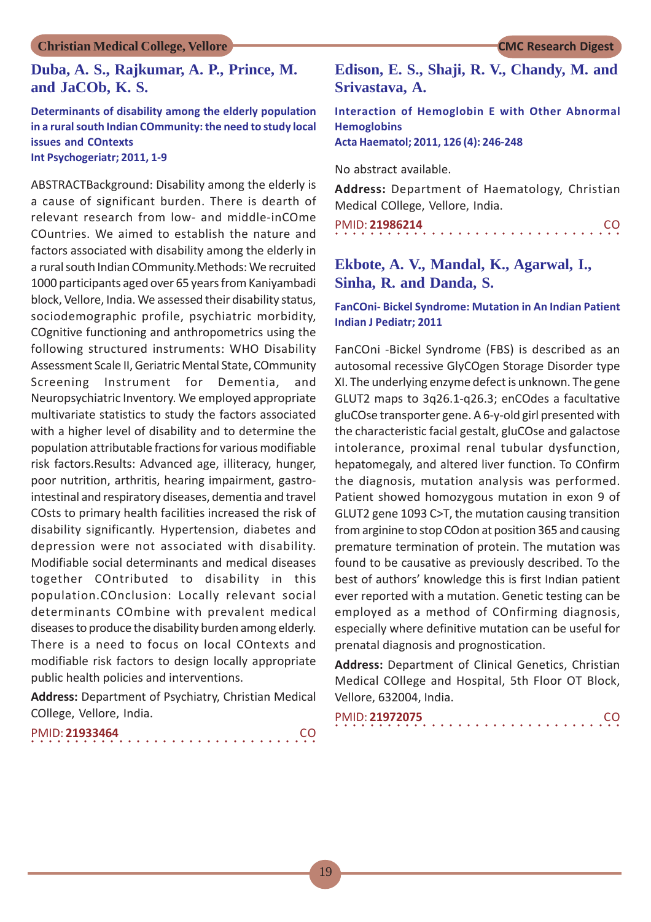## Duba, A. S., Rajkumar, A. P., Prince, M. and JaCOb, K. S.

**Determinants of disability among the elderly population in a rural south Indian COmmunity: the need to study local issues and COntexts**
**Int Psychogeriatr; 2011, 1-9**

ABSTRACTBackground: Disability among the elderly is a cause of significant burden. There is dearth of relevant research from low- and middle-inCOme COuntries. We aimed to establish the nature and factors associated with disability among the elderly in a rural south Indian COmmunity.Methods: We recruited 1000 participants aged over 65 years from Kaniyambadi block, Vellore, India. We assessed their disability status, sociodemographic profile, psychiatric morbidity, COgnitive functioning and anthropometrics using the following structured instruments: WHO Disability Assessment Scale II, Geriatric Mental State, COmmunity Screening Instrument for Dementia, and Neuropsychiatric Inventory. We employed appropriate multivariate statistics to study the factors associated with a higher level of disability and to determine the population attributable fractions for various modifiable risk factors.Results: Advanced age, illiteracy, hunger, poor nutrition, arthritis, hearing impairment, gastro-intestinal and respiratory diseases, dementia and travel COsts to primary health facilities increased the risk of disability significantly. Hypertension, diabetes and depression were not associated with disability. Modifiable social determinants and medical diseases together COntributed to disability in this population.COnclusion: Locally relevant social determinants COmbine with prevalent medical diseases to produce the disability burden among elderly. There is a need to focus on local COntexts and modifiable risk factors to design locally appropriate public health policies and interventions.

**Address:** Department of Psychiatry, Christian Medical COllege, Vellore, India.

PMID: **21933464** CO

## Edison, E. S., Shaji, R. V., Chandy, M. and Srivastava, A.

**Interaction of Hemoglobin E with Other Abnormal Hemoglobins**
**Acta Haematol; 2011, 126 (4): 246-248**

No abstract available.

**Address:** Department of Haematology, Christian Medical COllege, Vellore, India.

PMID: **21986214** CO

## Ekbote, A. V., Mandal, K., Agarwal, I., Sinha, R. and Danda, S.

**FanCOni- Bickel Syndrome: Mutation in An Indian Patient**
**Indian J Pediatr; 2011**

FanCOni -Bickel Syndrome (FBS) is described as an autosomal recessive GlyCOgen Storage Disorder type XI. The underlying enzyme defect is unknown. The gene GLUT2 maps to 3q26.1-q26.3; enCOdes a facultative gluCOse transporter gene. A 6-y-old girl presented with the characteristic facial gestalt, gluCOse and galactose intolerance, proximal renal tubular dysfunction, hepatomegaly, and altered liver function. To COnfirm the diagnosis, mutation analysis was performed. Patient showed homozygous mutation in exon 9 of GLUT2 gene 1093 C>T, the mutation causing transition from arginine to stop COdon at position 365 and causing premature termination of protein. The mutation was found to be causative as previously described. To the best of authors' knowledge this is first Indian patient ever reported with a mutation. Genetic testing can be employed as a method of COnfirming diagnosis, especially where definitive mutation can be useful for prenatal diagnosis and prognostication.

**Address:** Department of Clinical Genetics, Christian Medical COllege and Hospital, 5th Floor OT Block, Vellore, 632004, India.

PMID: **21972075** CO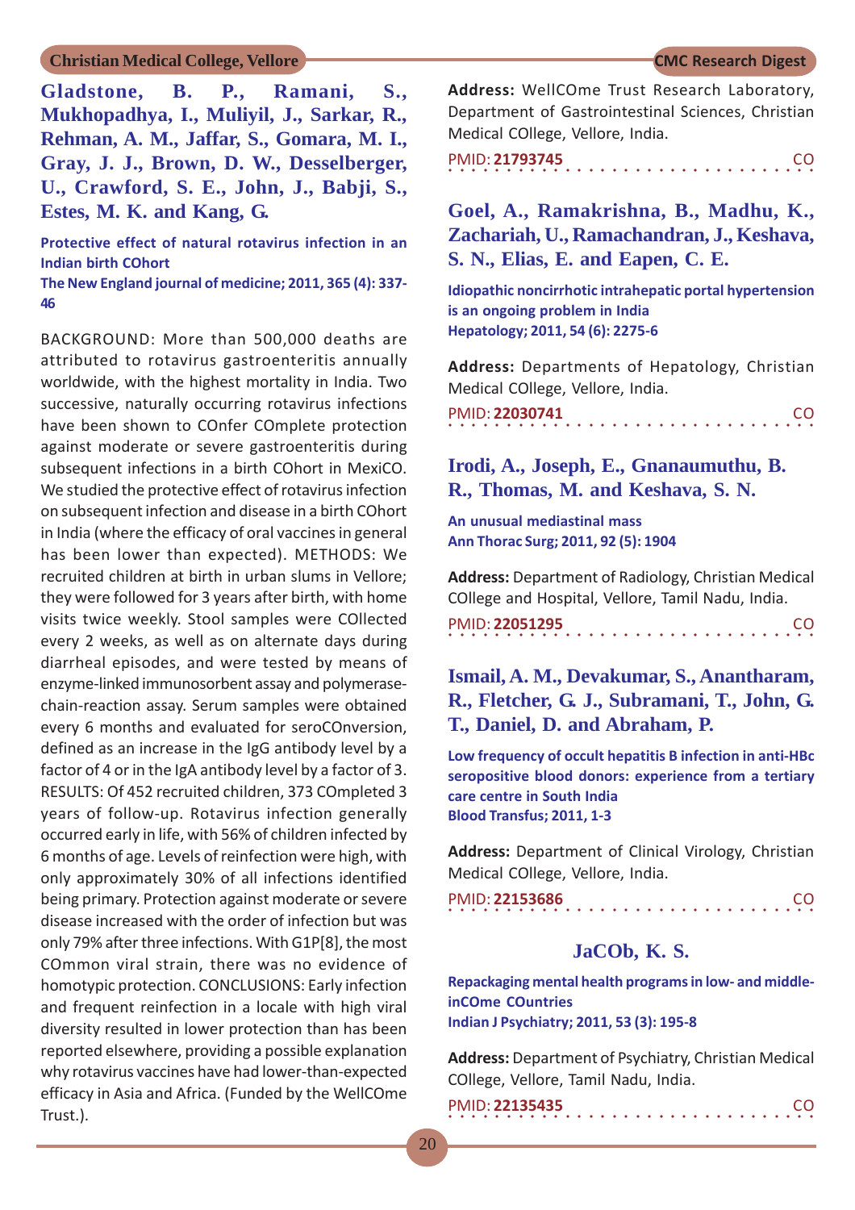**Gladstone, B. P., Ramani, S., Mukhopadhya, I., Muliyil, J., Sarkar, R., Rehman, A. M., Jaffar, S., Gomara, M. I., Gray, J. J., Brown, D. W., Desselberger, U., Crawford, S. E., John, J., Babji, S., Estes, M. K. and Kang, G.**

**Protective effect of natural rotavirus infection in an Indian birth COhort**
**The New England journal of medicine; 2011, 365 (4): 337-46**

BACKGROUND: More than 500,000 deaths are attributed to rotavirus gastroenteritis annually worldwide, with the highest mortality in India. Two successive, naturally occurring rotavirus infections have been shown to COnfer COmplete protection against moderate or severe gastroenteritis during subsequent infections in a birth COhort in MexiCO. We studied the protective effect of rotavirus infection on subsequent infection and disease in a birth COhort in India (where the efficacy of oral vaccines in general has been lower than expected). METHODS: We recruited children at birth in urban slums in Vellore; they were followed for 3 years after birth, with home visits twice weekly. Stool samples were COllected every 2 weeks, as well as on alternate days during diarrheal episodes, and were tested by means of enzyme-linked immunosorbent assay and polymerase-chain-reaction assay. Serum samples were obtained every 6 months and evaluated for seroCOnversion, defined as an increase in the IgG antibody level by a factor of 4 or in the IgA antibody level by a factor of 3. RESULTS: Of 452 recruited children, 373 COmpleted 3 years of follow-up. Rotavirus infection generally occurred early in life, with 56% of children infected by 6 months of age. Levels of reinfection were high, with only approximately 30% of all infections identified being primary. Protection against moderate or severe disease increased with the order of infection but was only 79% after three infections. With G1P[8], the most COmmon viral strain, there was no evidence of homotypic protection. CONCLUSIONS: Early infection and frequent reinfection in a locale with high viral diversity resulted in lower protection than has been reported elsewhere, providing a possible explanation why rotavirus vaccines have had lower-than-expected efficacy in Asia and Africa. (Funded by the WellCOme Trust.).

**Address:** WellCOme Trust Research Laboratory, Department of Gastrointestinal Sciences, Christian Medical COllege, Vellore, India.

PMID: **21793745** CO

**Goel, A., Ramakrishna, B., Madhu, K., Zachariah, U., Ramachandran, J., Keshava, S. N., Elias, E. and Eapen, C. E.**

**Idiopathic noncirrhotic intrahepatic portal hypertension is an ongoing problem in India**
**Hepatology; 2011, 54 (6): 2275-6**

**Address:** Departments of Hepatology, Christian Medical COllege, Vellore, India.

PMID: **22030741** CO

**Irodi, A., Joseph, E., Gnanaumuthu, B. R., Thomas, M. and Keshava, S. N.**

**An unusual mediastinal mass**
**Ann Thorac Surg; 2011, 92 (5): 1904**

**Address:** Department of Radiology, Christian Medical COllege and Hospital, Vellore, Tamil Nadu, India.

PMID: **22051295** CO

**Ismail, A. M., Devakumar, S., Anantharam, R., Fletcher, G. J., Subramani, T., John, G. T., Daniel, D. and Abraham, P.**

**Low frequency of occult hepatitis B infection in anti-HBc seropositive blood donors: experience from a tertiary care centre in South India**
**Blood Transfus; 2011, 1-3**

**Address:** Department of Clinical Virology, Christian Medical COllege, Vellore, India.

PMID: **22153686** CO

**JaCOb, K. S.**

**Repackaging mental health programs in low- and middle-inCOme COuntries**
**Indian J Psychiatry; 2011, 53 (3): 195-8**

**Address:** Department of Psychiatry, Christian Medical COllege, Vellore, Tamil Nadu, India.

PMID: **22135435** CO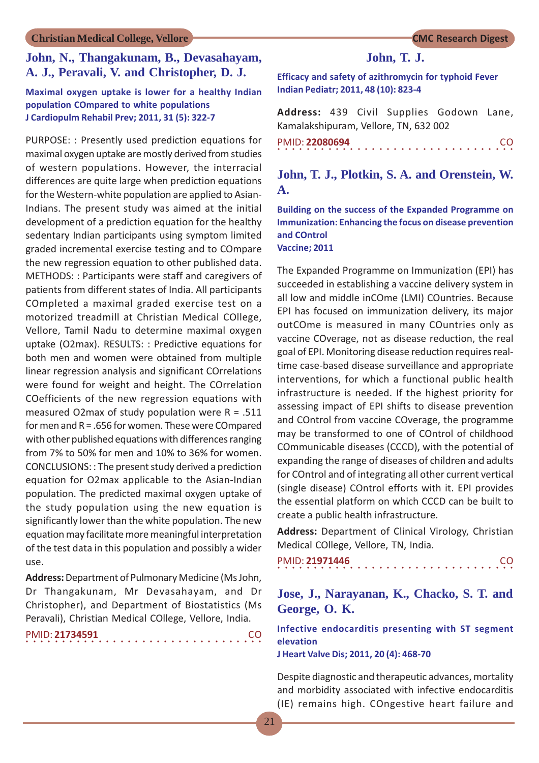## John, N., Thangakunam, B., Devasahayam, A. J., Peravali, V. and Christopher, D. J.

**Maximal oxygen uptake is lower for a healthy Indian population COmpared to white populations**
**J Cardiopulm Rehabil Prev; 2011, 31 (5): 322-7**

PURPOSE: : Presently used prediction equations for maximal oxygen uptake are mostly derived from studies of western populations. However, the interracial differences are quite large when prediction equations for the Western-white population are applied to Asian-Indians. The present study was aimed at the initial development of a prediction equation for the healthy sedentary Indian participants using symptom limited graded incremental exercise testing and to COmpare the new regression equation to other published data. METHODS: : Participants were staff and caregivers of patients from different states of India. All participants COmpleted a maximal graded exercise test on a motorized treadmill at Christian Medical COllege, Vellore, Tamil Nadu to determine maximal oxygen uptake (O2max). RESULTS: : Predictive equations for both men and women were obtained from multiple linear regression analysis and significant COrrelations were found for weight and height. The COrrelation COefficients of the new regression equations with measured O2max of study population were R = .511 for men and R = .656 for women. These were COmpared with other published equations with differences ranging from 7% to 50% for men and 10% to 36% for women. CONCLUSIONS: : The present study derived a prediction equation for O2max applicable to the Asian-Indian population. The predicted maximal oxygen uptake of the study population using the new equation is significantly lower than the white population. The new equation may facilitate more meaningful interpretation of the test data in this population and possibly a wider use.

**Address:** Department of Pulmonary Medicine (Ms John, Dr Thangakunam, Mr Devasahayam, and Dr Christopher), and Department of Biostatistics (Ms Peravali), Christian Medical COllege, Vellore, India.

PMID: **21734591** CO

## John, T. J.

**Efficacy and safety of azithromycin for typhoid Fever**
**Indian Pediatr; 2011, 48 (10): 823-4**

**Address:** 439 Civil Supplies Godown Lane, Kamalakshipuram, Vellore, TN, 632 002

PMID: **22080694** CO

## John, T. J., Plotkin, S. A. and Orenstein, W. A.

**Building on the success of the Expanded Programme on Immunization: Enhancing the focus on disease prevention and COntrol**
**Vaccine; 2011**

The Expanded Programme on Immunization (EPI) has succeeded in establishing a vaccine delivery system in all low and middle inCOme (LMI) COuntries. Because EPI has focused on immunization delivery, its major outCOme is measured in many COuntries only as vaccine COverage, not as disease reduction, the real goal of EPI. Monitoring disease reduction requires real-time case-based disease surveillance and appropriate interventions, for which a functional public health infrastructure is needed. If the highest priority for assessing impact of EPI shifts to disease prevention and COntrol from vaccine COverage, the programme may be transformed to one of COntrol of childhood COmmunicable diseases (CCCD), with the potential of expanding the range of diseases of children and adults for COntrol and of integrating all other current vertical (single disease) COntrol efforts with it. EPI provides the essential platform on which CCCD can be built to create a public health infrastructure.

**Address:** Department of Clinical Virology, Christian Medical COllege, Vellore, TN, India.

PMID: **21971446** CO

## Jose, J., Narayanan, K., Chacko, S. T. and George, O. K.

**Infective endocarditis presenting with ST segment elevation**
**J Heart Valve Dis; 2011, 20 (4): 468-70**

Despite diagnostic and therapeutic advances, mortality and morbidity associated with infective endocarditis (IE) remains high. COngestive heart failure and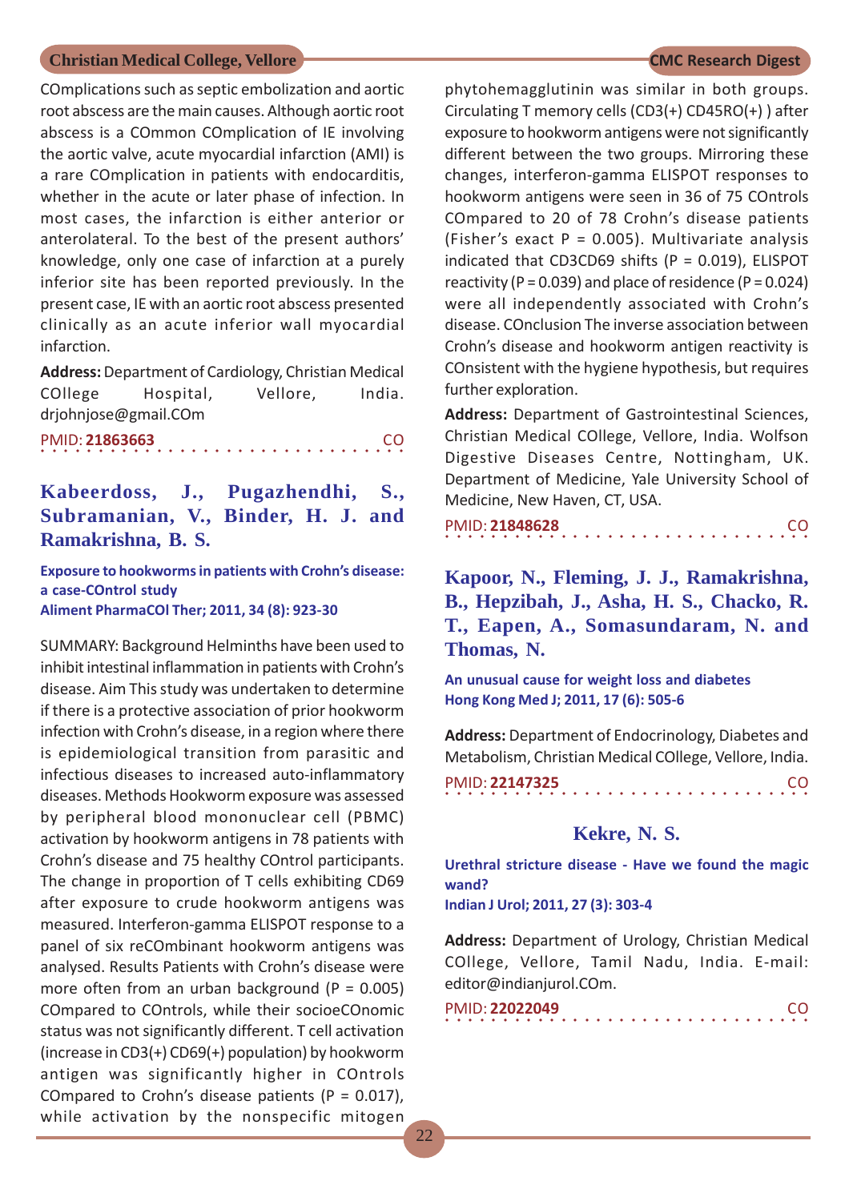COmplications such as septic embolization and aortic root abscess are the main causes. Although aortic root abscess is a COmmon COmplication of IE involving the aortic valve, acute myocardial infarction (AMI) is a rare COmplication in patients with endocarditis, whether in the acute or later phase of infection. In most cases, the infarction is either anterior or anterolateral. To the best of the present authors' knowledge, only one case of infarction at a purely inferior site has been reported previously. In the present case, IE with an aortic root abscess presented clinically as an acute inferior wall myocardial infarction.

**Address:** Department of Cardiology, Christian Medical COllege Hospital, Vellore, India. drjohnjose@gmail.COm

PMID: **21863663** CO

## Kabeerdoss, J., Pugazhendhi, S., Subramanian, V., Binder, H. J. and Ramakrishna, B. S.

**Exposure to hookworms in patients with Crohn's disease: a case-COntrol study**
**Aliment PharmaCOl Ther; 2011, 34 (8): 923-30**

SUMMARY: Background Helminths have been used to inhibit intestinal inflammation in patients with Crohn's disease. Aim This study was undertaken to determine if there is a protective association of prior hookworm infection with Crohn's disease, in a region where there is epidemiological transition from parasitic and infectious diseases to increased auto-inflammatory diseases. Methods Hookworm exposure was assessed by peripheral blood mononuclear cell (PBMC) activation by hookworm antigens in 78 patients with Crohn's disease and 75 healthy COntrol participants. The change in proportion of T cells exhibiting CD69 after exposure to crude hookworm antigens was measured. Interferon-gamma ELISPOT response to a panel of six reCOmbinant hookworm antigens was analysed. Results Patients with Crohn's disease were more often from an urban background ($P = 0.005$) COmpared to COntrols, while their socioeCOnomic status was not significantly different. T cell activation (increase in CD3(+) CD69(+) population) by hookworm antigen was significantly higher in COntrols COmpared to Crohn's disease patients ($P = 0.017$), while activation by the nonspecific mitogen phytohemagglutinin was similar in both groups. Circulating T memory cells (CD3(+) CD45RO(+) ) after exposure to hookworm antigens were not significantly different between the two groups. Mirroring these changes, interferon-gamma ELISPOT responses to hookworm antigens were seen in 36 of 75 COntrols COmpared to 20 of 78 Crohn's disease patients (Fisher's exact $P = 0.005$). Multivariate analysis indicated that CD3CD69 shifts ($P = 0.019$), ELISPOT reactivity ($P = 0.039$) and place of residence ($P = 0.024$) were all independently associated with Crohn's disease. COnclusion The inverse association between Crohn's disease and hookworm antigen reactivity is COnsistent with the hygiene hypothesis, but requires further exploration.

**Address:** Department of Gastrointestinal Sciences, Christian Medical COllege, Vellore, India. Wolfson Digestive Diseases Centre, Nottingham, UK. Department of Medicine, Yale University School of Medicine, New Haven, CT, USA.

PMID: **21848628** CO

## Kapoor, N., Fleming, J. J., Ramakrishna, B., Hepzibah, J., Asha, H. S., Chacko, R. T., Eapen, A., Somasundaram, N. and Thomas, N.

**An unusual cause for weight loss and diabetes**
**Hong Kong Med J; 2011, 17 (6): 505-6**

**Address:** Department of Endocrinology, Diabetes and Metabolism, Christian Medical COllege, Vellore, India.

PMID: **22147325** CO

## Kekre, N. S.

**Urethral stricture disease - Have we found the magic wand?**
**Indian J Urol; 2011, 27 (3): 303-4**

**Address:** Department of Urology, Christian Medical COllege, Vellore, Tamil Nadu, India. E-mail: editor@indianjurol.COm.

PMID: **22022049** CO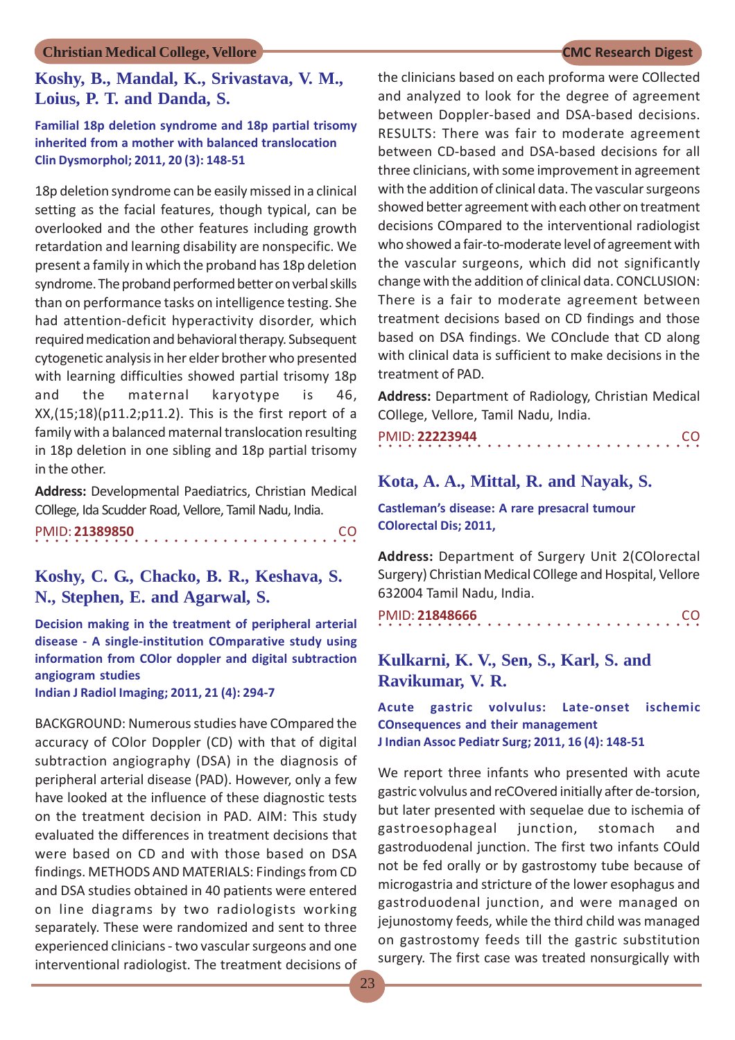## Koshy, B., Mandal, K., Srivastava, V. M., Loius, P. T. and Danda, S.

**Familial 18p deletion syndrome and 18p partial trisomy inherited from a mother with balanced translocation**
**Clin Dysmorphol; 2011, 20 (3): 148-51**

18p deletion syndrome can be easily missed in a clinical setting as the facial features, though typical, can be overlooked and the other features including growth retardation and learning disability are nonspecific. We present a family in which the proband has 18p deletion syndrome. The proband performed better on verbal skills than on performance tasks on intelligence testing. She had attention-deficit hyperactivity disorder, which required medication and behavioral therapy. Subsequent cytogenetic analysis in her elder brother who presented with learning difficulties showed partial trisomy 18p and the maternal karyotype is 46, XX,(15;18)(p11.2;p11.2). This is the first report of a family with a balanced maternal translocation resulting in 18p deletion in one sibling and 18p partial trisomy in the other.

**Address:** Developmental Paediatrics, Christian Medical COllege, Ida Scudder Road, Vellore, Tamil Nadu, India.

PMID: **21389850** CO

## Koshy, C. G., Chacko, B. R., Keshava, S. N., Stephen, E. and Agarwal, S.

**Decision making in the treatment of peripheral arterial disease - A single-institution COmparative study using information from COlor doppler and digital subtraction angiogram studies**
**Indian J Radiol Imaging; 2011, 21 (4): 294-7**

BACKGROUND: Numerous studies have COmpared the accuracy of COlor Doppler (CD) with that of digital subtraction angiography (DSA) in the diagnosis of peripheral arterial disease (PAD). However, only a few have looked at the influence of these diagnostic tests on the treatment decision in PAD. AIM: This study evaluated the differences in treatment decisions that were based on CD and with those based on DSA findings. METHODS AND MATERIALS: Findings from CD and DSA studies obtained in 40 patients were entered on line diagrams by two radiologists working separately. These were randomized and sent to three experienced clinicians - two vascular surgeons and one interventional radiologist. The treatment decisions of the clinicians based on each proforma were COllected and analyzed to look for the degree of agreement between Doppler-based and DSA-based decisions. RESULTS: There was fair to moderate agreement between CD-based and DSA-based decisions for all three clinicians, with some improvement in agreement with the addition of clinical data. The vascular surgeons showed better agreement with each other on treatment decisions COmpared to the interventional radiologist who showed a fair-to-moderate level of agreement with the vascular surgeons, which did not significantly change with the addition of clinical data. CONCLUSION: There is a fair to moderate agreement between treatment decisions based on CD findings and those based on DSA findings. We COnclude that CD along with clinical data is sufficient to make decisions in the treatment of PAD.

**Address:** Department of Radiology, Christian Medical COllege, Vellore, Tamil Nadu, India.

PMID: **22223944** CO

## Kota, A. A., Mittal, R. and Nayak, S.

**Castleman's disease: A rare presacral tumour**
**COlorectal Dis; 2011,**

**Address:** Department of Surgery Unit 2(COlorectal Surgery) Christian Medical COllege and Hospital, Vellore 632004 Tamil Nadu, India.

PMID: **21848666** CO

## Kulkarni, K. V., Sen, S., Karl, S. and Ravikumar, V. R.

**Acute gastric volvulus: Late-onset ischemic COnsequences and their management**
**J Indian Assoc Pediatr Surg; 2011, 16 (4): 148-51**

We report three infants who presented with acute gastric volvulus and reCOvered initially after de-torsion, but later presented with sequelae due to ischemia of gastroesophageal junction, stomach and gastroduodenal junction. The first two infants COuld not be fed orally or by gastrostomy tube because of microgastria and stricture of the lower esophagus and gastroduodenal junction, and were managed on jejunostomy feeds, while the third child was managed on gastrostomy feeds till the gastric substitution surgery. The first case was treated nonsurgically with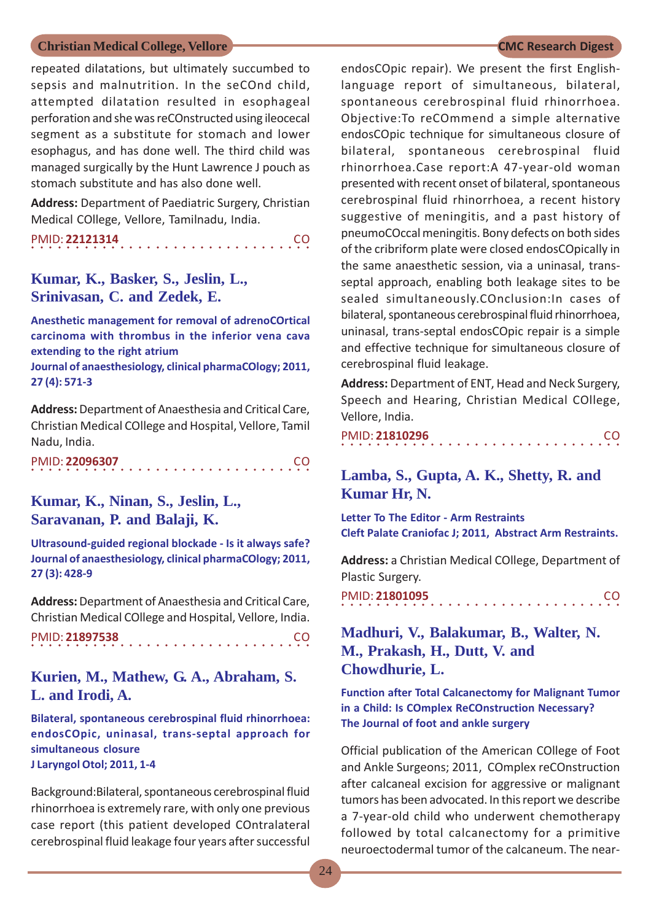repeated dilatations, but ultimately succumbed to sepsis and malnutrition. In the seCOnd child, attempted dilatation resulted in esophageal perforation and she was reCOnstructed using ileocecal segment as a substitute for stomach and lower esophagus, and has done well. The third child was managed surgically by the Hunt Lawrence J pouch as stomach substitute and has also done well.

**Address:** Department of Paediatric Surgery, Christian Medical COllege, Vellore, Tamilnadu, India.

PMID: **22121314** CO

## Kumar, K., Basker, S., Jeslin, L., Srinivasan, C. and Zedek, E.

**Anesthetic management for removal of adrenoCOrtical carcinoma with thrombus in the inferior vena cava extending to the right atrium**
**Journal of anaesthesiology, clinical pharmaCOlogy; 2011, 27 (4): 571-3**

**Address:** Department of Anaesthesia and Critical Care, Christian Medical COllege and Hospital, Vellore, Tamil Nadu, India.

PMID: **22096307** CO

## Kumar, K., Ninan, S., Jeslin, L., Saravanan, P. and Balaji, K.

**Ultrasound-guided regional blockade - Is it always safe?**
**Journal of anaesthesiology, clinical pharmaCOlogy; 2011, 27 (3): 428-9**

**Address:** Department of Anaesthesia and Critical Care, Christian Medical COllege and Hospital, Vellore, India.

PMID: **21897538** CO

## Kurien, M., Mathew, G. A., Abraham, S. L. and Irodi, A.

**Bilateral, spontaneous cerebrospinal fluid rhinorrhoea: endosCOpic, uninasal, trans-septal approach for simultaneous closure**
**J Laryngol Otol; 2011, 1-4**

Background:Bilateral, spontaneous cerebrospinal fluid rhinorrhoea is extremely rare, with only one previous case report (this patient developed COntralateral cerebrospinal fluid leakage four years after successful endosCOpic repair). We present the first English-language report of simultaneous, bilateral, spontaneous cerebrospinal fluid rhinorrhoea. Objective:To reCOmmend a simple alternative endosCOpic technique for simultaneous closure of bilateral, spontaneous cerebrospinal fluid rhinorrhoea.Case report:A 47-year-old woman presented with recent onset of bilateral, spontaneous cerebrospinal fluid rhinorrhoea, a recent history suggestive of meningitis, and a past history of pneumoCOccal meningitis. Bony defects on both sides of the cribriform plate were closed endosCOpically in the same anaesthetic session, via a uninasal, trans-septal approach, enabling both leakage sites to be sealed simultaneously.COnclusion:In cases of bilateral, spontaneous cerebrospinal fluid rhinorrhoea, uninasal, trans-septal endosCOpic repair is a simple and effective technique for simultaneous closure of cerebrospinal fluid leakage.

**Address:** Department of ENT, Head and Neck Surgery, Speech and Hearing, Christian Medical COllege, Vellore, India.

PMID: **21810296** CO

## Lamba, S., Gupta, A. K., Shetty, R. and Kumar Hr, N.

**Letter To The Editor - Arm Restraints**
**Cleft Palate Craniofac J; 2011, Abstract Arm Restraints.**

**Address:** a Christian Medical COllege, Department of Plastic Surgery.

PMID: **21801095** CO

## Madhuri, V., Balakumar, B., Walter, N. M., Prakash, H., Dutt, V. and Chowdhurie, L.

**Function after Total Calcanectomy for Malignant Tumor in a Child: Is COmplex ReCOnstruction Necessary?**
**The Journal of foot and ankle surgery**

Official publication of the American COllege of Foot and Ankle Surgeons; 2011, COmplex reCOnstruction after calcaneal excision for aggressive or malignant tumors has been advocated. In this report we describe a 7-year-old child who underwent chemotherapy followed by total calcanectomy for a primitive neuroectodermal tumor of the calcaneum. The near-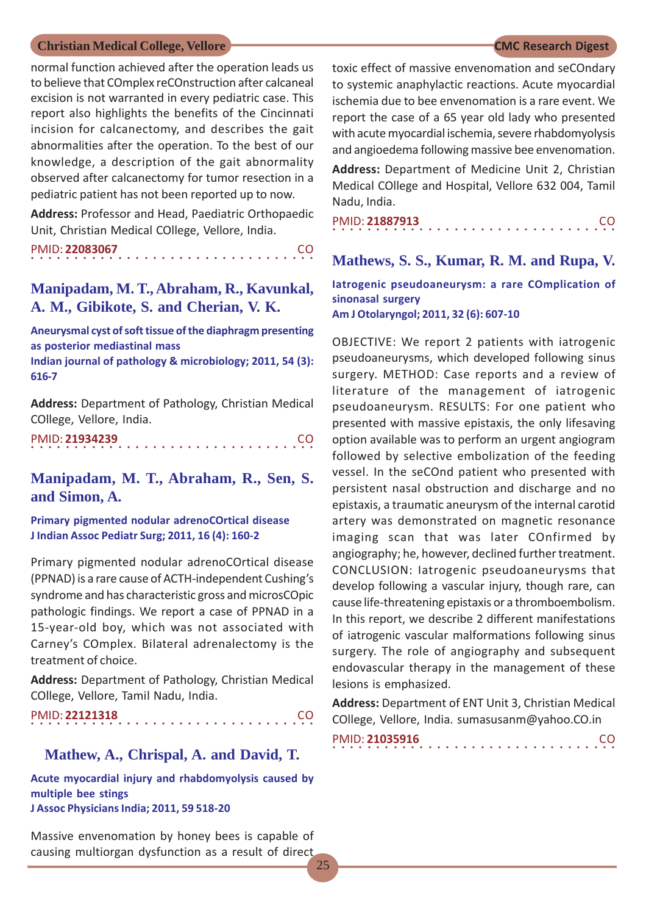normal function achieved after the operation leads us to believe that COmplex reCOnstruction after calcaneal excision is not warranted in every pediatric case. This report also highlights the benefits of the Cincinnati incision for calcanectomy, and describes the gait abnormalities after the operation. To the best of our knowledge, a description of the gait abnormality observed after calcanectomy for tumor resection in a pediatric patient has not been reported up to now.

**Address:** Professor and Head, Paediatric Orthopaedic Unit, Christian Medical COllege, Vellore, India.

PMID: **22083067** CO

## Manipadam, M. T., Abraham, R., Kavunkal, A. M., Gibikote, S. and Cherian, V. K.

**Aneurysmal cyst of soft tissue of the diaphragm presenting as posterior mediastinal mass**
**Indian journal of pathology & microbiology; 2011, 54 (3): 616-7**

**Address:** Department of Pathology, Christian Medical COllege, Vellore, India.

PMID: **21934239** CO

## Manipadam, M. T., Abraham, R., Sen, S. and Simon, A.

**Primary pigmented nodular adrenoCOrtical disease**
**J Indian Assoc Pediatr Surg; 2011, 16 (4): 160-2**

Primary pigmented nodular adrenoCOrtical disease (PPNAD) is a rare cause of ACTH-independent Cushing's syndrome and has characteristic gross and microsCOpic pathologic findings. We report a case of PPNAD in a 15-year-old boy, which was not associated with Carney's COmplex. Bilateral adrenalectomy is the treatment of choice.

**Address:** Department of Pathology, Christian Medical COllege, Vellore, Tamil Nadu, India.

PMID: **22121318** CO

## Mathew, A., Chrispal, A. and David, T.

**Acute myocardial injury and rhabdomyolysis caused by multiple bee stings**
**J Assoc Physicians India; 2011, 59 518-20**

Massive envenomation by honey bees is capable of causing multiorgan dysfunction as a result of direct toxic effect of massive envenomation and seCOndary to systemic anaphylactic reactions. Acute myocardial ischemia due to bee envenomation is a rare event. We report the case of a 65 year old lady who presented with acute myocardial ischemia, severe rhabdomyolysis and angioedema following massive bee envenomation.

**Address:** Department of Medicine Unit 2, Christian Medical COllege and Hospital, Vellore 632 004, Tamil Nadu, India.

PMID: **21887913** CO

## Mathews, S. S., Kumar, R. M. and Rupa, V.

**Iatrogenic pseudoaneurysm: a rare COmplication of sinonasal surgery**
**Am J Otolaryngol; 2011, 32 (6): 607-10**

OBJECTIVE: We report 2 patients with iatrogenic pseudoaneurysms, which developed following sinus surgery. METHOD: Case reports and a review of literature of the management of iatrogenic pseudoaneurysm. RESULTS: For one patient who presented with massive epistaxis, the only lifesaving option available was to perform an urgent angiogram followed by selective embolization of the feeding vessel. In the seCOnd patient who presented with persistent nasal obstruction and discharge and no epistaxis, a traumatic aneurysm of the internal carotid artery was demonstrated on magnetic resonance imaging scan that was later COnfirmed by angiography; he, however, declined further treatment. CONCLUSION: Iatrogenic pseudoaneurysms that develop following a vascular injury, though rare, can cause life-threatening epistaxis or a thromboembolism. In this report, we describe 2 different manifestations of iatrogenic vascular malformations following sinus surgery. The role of angiography and subsequent endovascular therapy in the management of these lesions is emphasized.

**Address:** Department of ENT Unit 3, Christian Medical COllege, Vellore, India. sumasusanm@yahoo.CO.in

PMID: **21035916** CO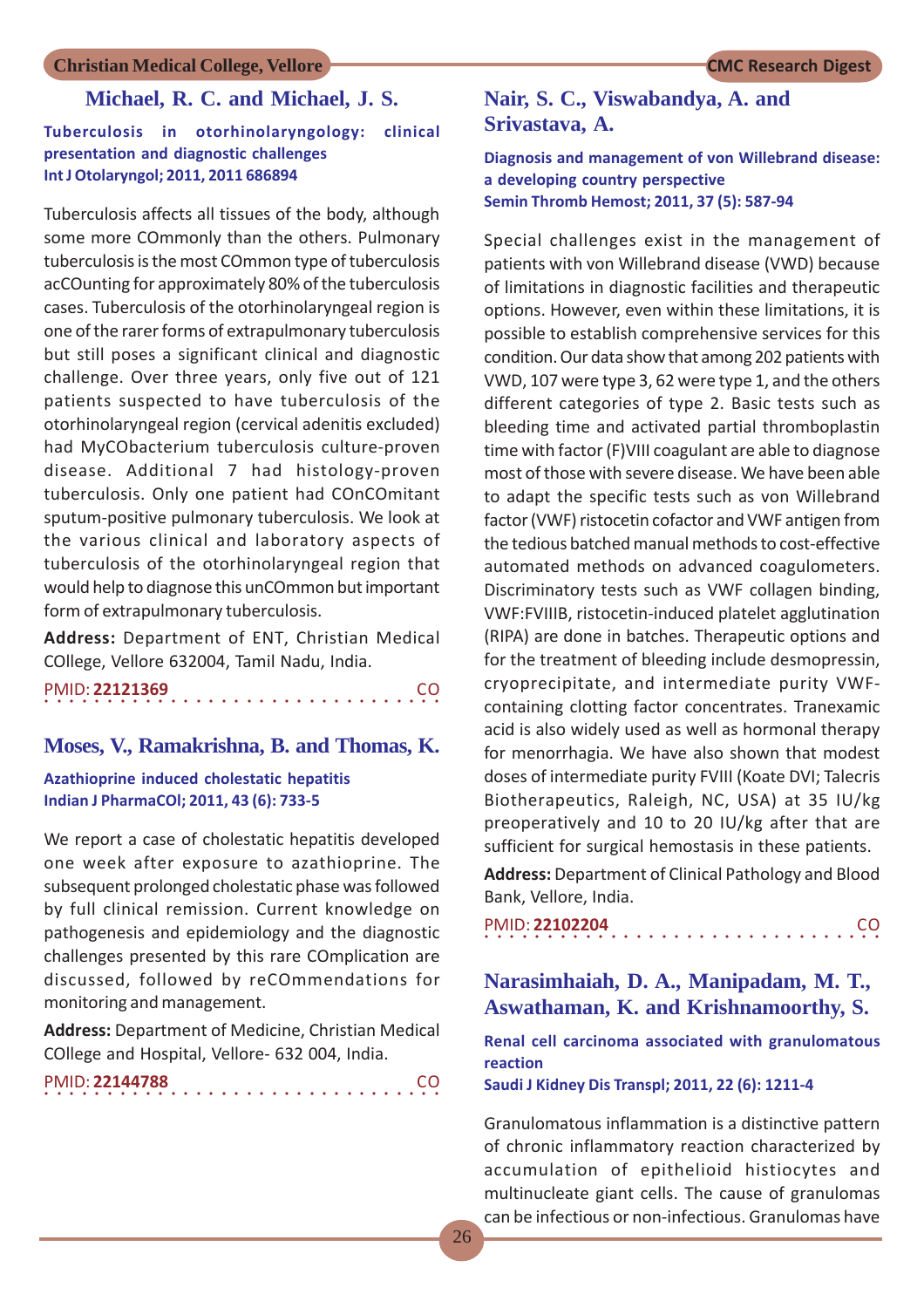### Michael, R. C. and Michael, J. S.

**Tuberculosis in otorhinolaryngology: clinical presentation and diagnostic challenges**
**Int J Otolaryngol; 2011, 2011 686894**

Tuberculosis affects all tissues of the body, although some more COmmonly than the others. Pulmonary tuberculosis is the most COmmon type of tuberculosis acCOunting for approximately 80% of the tuberculosis cases. Tuberculosis of the otorhinolaryngeal region is one of the rarer forms of extrapulmonary tuberculosis but still poses a significant clinical and diagnostic challenge. Over three years, only five out of 121 patients suspected to have tuberculosis of the otorhinolaryngeal region (cervical adenitis excluded) had MyCObacterium tuberculosis culture-proven disease. Additional 7 had histology-proven tuberculosis. Only one patient had COnCOmitant sputum-positive pulmonary tuberculosis. We look at the various clinical and laboratory aspects of tuberculosis of the otorhinolaryngeal region that would help to diagnose this unCOmmon but important form of extrapulmonary tuberculosis.

**Address:** Department of ENT, Christian Medical COllege, Vellore 632004, Tamil Nadu, India.

PMID: **22121369** CO

### Moses, V., Ramakrishna, B. and Thomas, K.

**Azathioprine induced cholestatic hepatitis**
**Indian J PharmaCOl; 2011, 43 (6): 733-5**

We report a case of cholestatic hepatitis developed one week after exposure to azathioprine. The subsequent prolonged cholestatic phase was followed by full clinical remission. Current knowledge on pathogenesis and epidemiology and the diagnostic challenges presented by this rare COmplication are discussed, followed by reCOmmendations for monitoring and management.

**Address:** Department of Medicine, Christian Medical COllege and Hospital, Vellore- 632 004, India.

PMID: **22144788** CO

### Nair, S. C., Viswabandya, A. and Srivastava, A.

**Diagnosis and management of von Willebrand disease: a developing country perspective**
**Semin Thromb Hemost; 2011, 37 (5): 587-94**

Special challenges exist in the management of patients with von Willebrand disease (VWD) because of limitations in diagnostic facilities and therapeutic options. However, even within these limitations, it is possible to establish comprehensive services for this condition. Our data show that among 202 patients with VWD, 107 were type 3, 62 were type 1, and the others different categories of type 2. Basic tests such as bleeding time and activated partial thromboplastin time with factor (F)VIII coagulant are able to diagnose most of those with severe disease. We have been able to adapt the specific tests such as von Willebrand factor (VWF) ristocetin cofactor and VWF antigen from the tedious batched manual methods to cost-effective automated methods on advanced coagulometers. Discriminatory tests such as VWF collagen binding, VWF:FVIIIB, ristocetin-induced platelet agglutination (RIPA) are done in batches. Therapeutic options and for the treatment of bleeding include desmopressin, cryoprecipitate, and intermediate purity VWF-containing clotting factor concentrates. Tranexamic acid is also widely used as well as hormonal therapy for menorrhagia. We have also shown that modest doses of intermediate purity FVIII (Koate DVI; Talecris Biotherapeutics, Raleigh, NC, USA) at 35 IU/kg preoperatively and 10 to 20 IU/kg after that are sufficient for surgical hemostasis in these patients.

**Address:** Department of Clinical Pathology and Blood Bank, Vellore, India.

PMID: **22102204** CO

### Narasimhaiah, D. A., Manipadam, M. T., Aswathaman, K. and Krishnamoorthy, S.

**Renal cell carcinoma associated with granulomatous reaction**
**Saudi J Kidney Dis Transpl; 2011, 22 (6): 1211-4**

Granulomatous inflammation is a distinctive pattern of chronic inflammatory reaction characterized by accumulation of epithelioid histiocytes and multinucleate giant cells. The cause of granulomas can be infectious or non-infectious. Granulomas have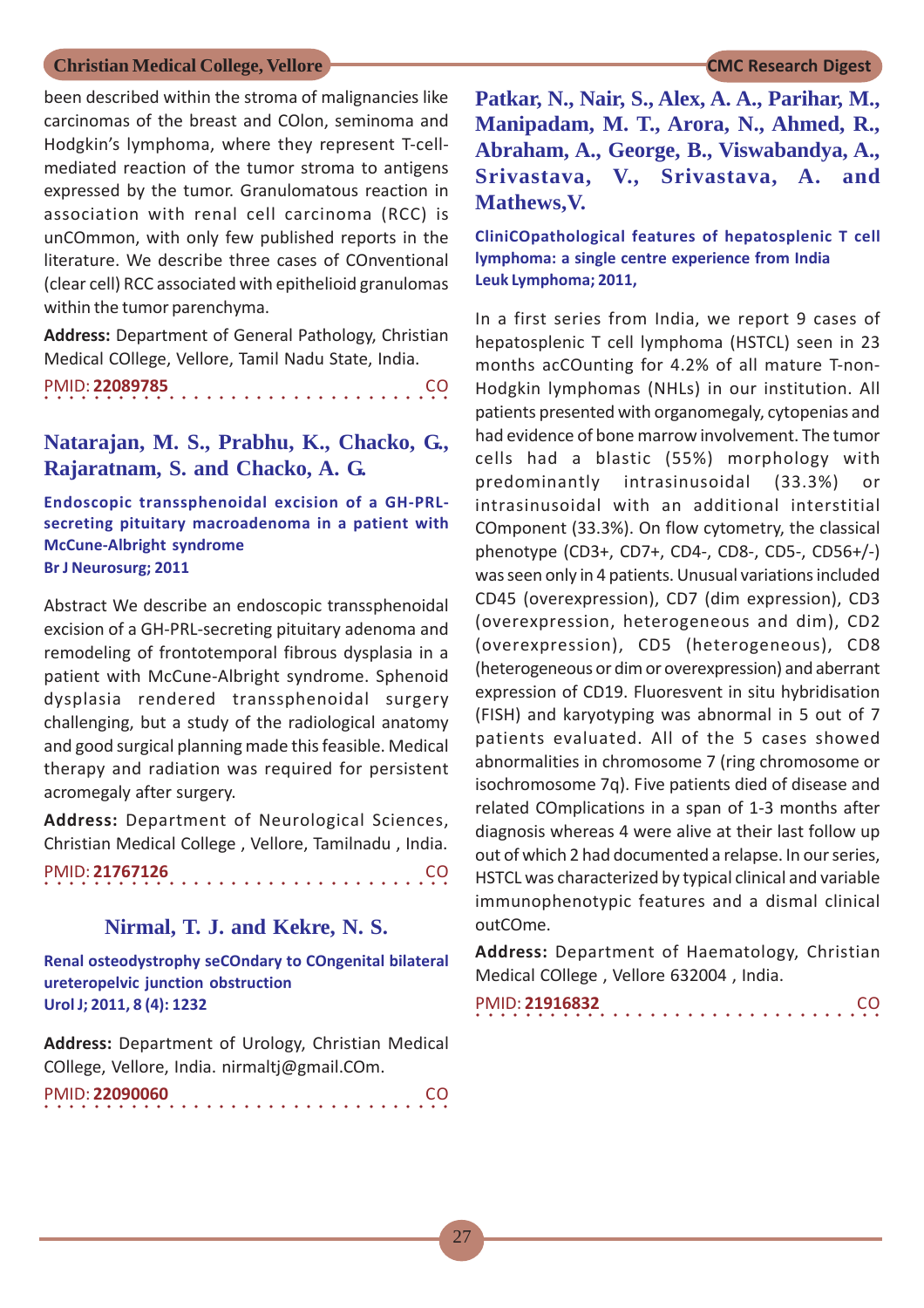been described within the stroma of malignancies like carcinomas of the breast and COlon, seminoma and Hodgkin's lymphoma, where they represent T-cell-mediated reaction of the tumor stroma to antigens expressed by the tumor. Granulomatous reaction in association with renal cell carcinoma (RCC) is unCOmmon, with only few published reports in the literature. We describe three cases of COnventional (clear cell) RCC associated with epithelioid granulomas within the tumor parenchyma.

**Address:** Department of General Pathology, Christian Medical COllege, Vellore, Tamil Nadu State, India.

PMID: **22089785** CO

## Natarajan, M. S., Prabhu, K., Chacko, G., Rajaratnam, S. and Chacko, A. G.

**Endoscopic transsphenoidal excision of a GH-PRL-secreting pituitary macroadenoma in a patient with McCune-Albright syndrome**
**Br J Neurosurg; 2011**

Abstract We describe an endoscopic transsphenoidal excision of a GH-PRL-secreting pituitary adenoma and remodeling of frontotemporal fibrous dysplasia in a patient with McCune-Albright syndrome. Sphenoid dysplasia rendered transsphenoidal surgery challenging, but a study of the radiological anatomy and good surgical planning made this feasible. Medical therapy and radiation was required for persistent acromegaly after surgery.

**Address:** Department of Neurological Sciences, Christian Medical College , Vellore, Tamilnadu , India.

PMID: **21767126** CO

## Nirmal, T. J. and Kekre, N. S.

**Renal osteodystrophy seCOndary to COngenital bilateral ureteropelvic junction obstruction**
**Urol J; 2011, 8 (4): 1232**

**Address:** Department of Urology, Christian Medical COllege, Vellore, India. nirmaltj@gmail.COm.

PMID: **22090060** CO

## Patkar, N., Nair, S., Alex, A. A., Parihar, M., Manipadam, M. T., Arora, N., Ahmed, R., Abraham, A., George, B., Viswabandya, A., Srivastava, V., Srivastava, A. and Mathews,V.

**CliniCOpathological features of hepatosplenic T cell lymphoma: a single centre experience from India**
**Leuk Lymphoma; 2011,**

In a first series from India, we report 9 cases of hepatosplenic T cell lymphoma (HSTCL) seen in 23 months acCOunting for 4.2% of all mature T-non-Hodgkin lymphomas (NHLs) in our institution. All patients presented with organomegaly, cytopenias and had evidence of bone marrow involvement. The tumor cells had a blastic (55%) morphology with predominantly intrasinusoidal (33.3%) or intrasinusoidal with an additional interstitial COmponent (33.3%). On flow cytometry, the classical phenotype (CD3+, CD7+, CD4-, CD8-, CD5-, CD56+/-) was seen only in 4 patients. Unusual variations included CD45 (overexpression), CD7 (dim expression), CD3 (overexpression, heterogeneous and dim), CD2 (overexpression), CD5 (heterogeneous), CD8 (heterogeneous or dim or overexpression) and aberrant expression of CD19. Fluoresvent in situ hybridisation (FISH) and karyotyping was abnormal in 5 out of 7 patients evaluated. All of the 5 cases showed abnormalities in chromosome 7 (ring chromosome or isochromosome 7q). Five patients died of disease and related COmplications in a span of 1-3 months after diagnosis whereas 4 were alive at their last follow up out of which 2 had documented a relapse. In our series, HSTCL was characterized by typical clinical and variable immunophenotypic features and a dismal clinical outCOme.

**Address:** Department of Haematology, Christian Medical COllege , Vellore 632004 , India.

PMID: **21916832** CO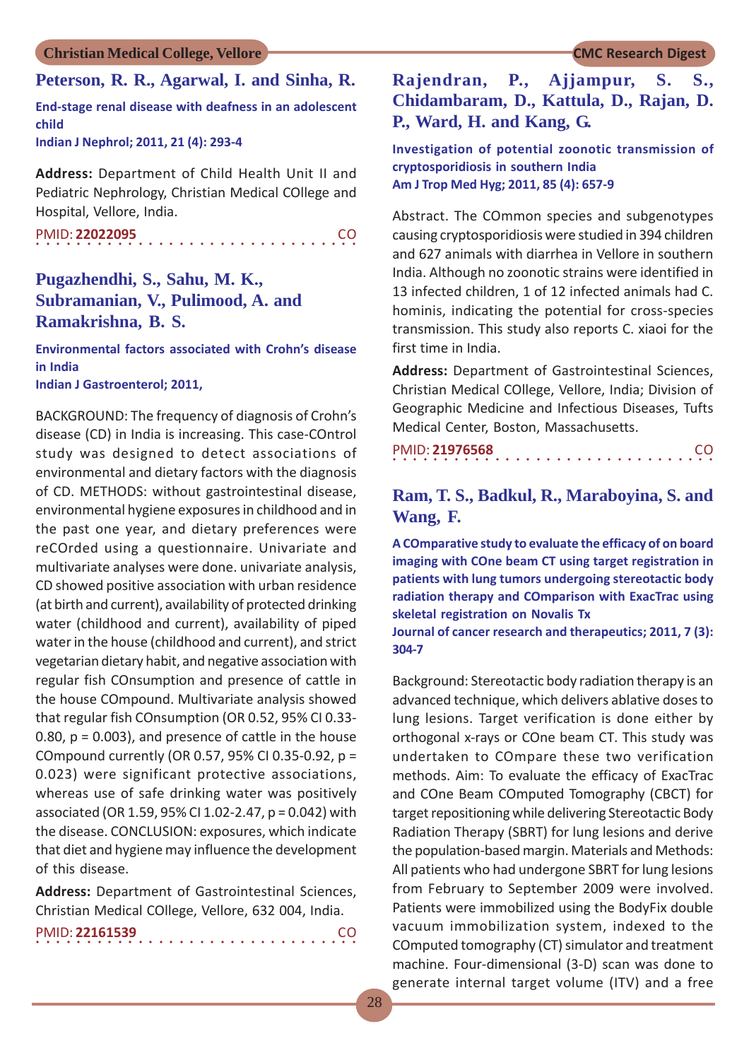## Peterson, R. R., Agarwal, I. and Sinha, R.

**End-stage renal disease with deafness in an adolescent child**
**Indian J Nephrol; 2011, 21 (4): 293-4**

**Address:** Department of Child Health Unit II and Pediatric Nephrology, Christian Medical COllege and Hospital, Vellore, India.

PMID: **22022095** CO

## Pugazhendhi, S., Sahu, M. K., Subramanian, V., Pulimood, A. and Ramakrishna, B. S.

**Environmental factors associated with Crohn's disease in India**
**Indian J Gastroenterol; 2011,**

BACKGROUND: The frequency of diagnosis of Crohn's disease (CD) in India is increasing. This case-COntrol study was designed to detect associations of environmental and dietary factors with the diagnosis of CD. METHODS: without gastrointestinal disease, environmental hygiene exposures in childhood and in the past one year, and dietary preferences were reCOrded using a questionnaire. Univariate and multivariate analyses were done. univariate analysis, CD showed positive association with urban residence (at birth and current), availability of protected drinking water (childhood and current), availability of piped water in the house (childhood and current), and strict vegetarian dietary habit, and negative association with regular fish COnsumption and presence of cattle in the house COmpound. Multivariate analysis showed that regular fish COnsumption (OR 0.52, 95% CI 0.33-0.80, p = 0.003), and presence of cattle in the house COmpound currently (OR 0.57, 95% CI 0.35-0.92, p = 0.023) were significant protective associations, whereas use of safe drinking water was positively associated (OR 1.59, 95% CI 1.02-2.47, p = 0.042) with the disease. CONCLUSION: exposures, which indicate that diet and hygiene may influence the development of this disease.

**Address:** Department of Gastrointestinal Sciences, Christian Medical COllege, Vellore, 632 004, India.

PMID: **22161539** CO

## Rajendran, P., Ajjampur, S. S., Chidambaram, D., Kattula, D., Rajan, D. P., Ward, H. and Kang, G.

**Investigation of potential zoonotic transmission of cryptosporidiosis in southern India**
**Am J Trop Med Hyg; 2011, 85 (4): 657-9**

Abstract. The COmmon species and subgenotypes causing cryptosporidiosis were studied in 394 children and 627 animals with diarrhea in Vellore in southern India. Although no zoonotic strains were identified in 13 infected children, 1 of 12 infected animals had C. hominis, indicating the potential for cross-species transmission. This study also reports C. xiaoi for the first time in India.

**Address:** Department of Gastrointestinal Sciences, Christian Medical COllege, Vellore, India; Division of Geographic Medicine and Infectious Diseases, Tufts Medical Center, Boston, Massachusetts.

PMID: **21976568** CO

## Ram, T. S., Badkul, R., Maraboyina, S. and Wang, F.

**A COmparative study to evaluate the efficacy of on board imaging with COne beam CT using target registration in patients with lung tumors undergoing stereotactic body radiation therapy and COmparison with ExacTrac using skeletal registration on Novalis Tx**
**Journal of cancer research and therapeutics; 2011, 7 (3): 304-7**

Background: Stereotactic body radiation therapy is an advanced technique, which delivers ablative doses to lung lesions. Target verification is done either by orthogonal x-rays or COne beam CT. This study was undertaken to COmpare these two verification methods. Aim: To evaluate the efficacy of ExacTrac and COne Beam COmputed Tomography (CBCT) for target repositioning while delivering Stereotactic Body Radiation Therapy (SBRT) for lung lesions and derive the population-based margin. Materials and Methods: All patients who had undergone SBRT for lung lesions from February to September 2009 were involved. Patients were immobilized using the BodyFix double vacuum immobilization system, indexed to the COmputed tomography (CT) simulator and treatment machine. Four-dimensional (3-D) scan was done to generate internal target volume (ITV) and a free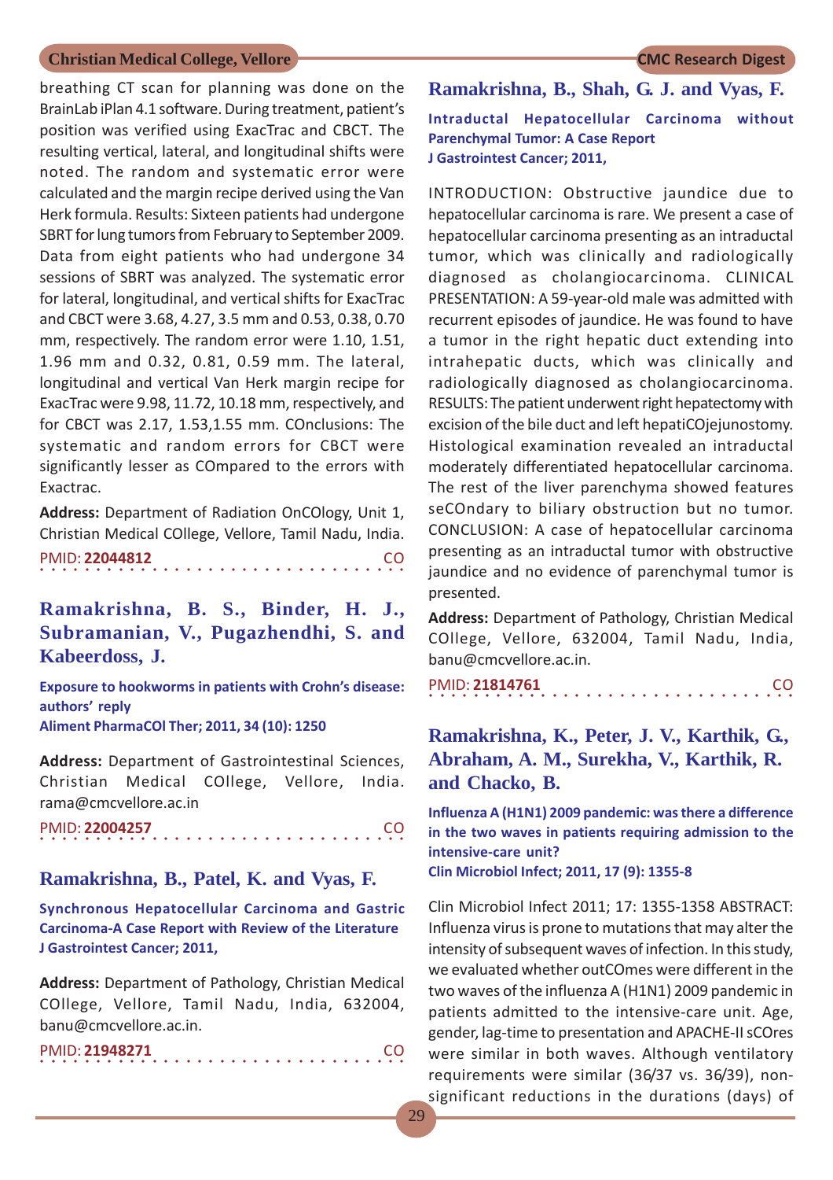breathing CT scan for planning was done on the BrainLab iPlan 4.1 software. During treatment, patient's position was verified using ExacTrac and CBCT. The resulting vertical, lateral, and longitudinal shifts were noted. The random and systematic error were calculated and the margin recipe derived using the Van Herk formula. Results: Sixteen patients had undergone SBRT for lung tumors from February to September 2009. Data from eight patients who had undergone 34 sessions of SBRT was analyzed. The systematic error for lateral, longitudinal, and vertical shifts for ExacTrac and CBCT were 3.68, 4.27, 3.5 mm and 0.53, 0.38, 0.70 mm, respectively. The random error were 1.10, 1.51, 1.96 mm and 0.32, 0.81, 0.59 mm. The lateral, longitudinal and vertical Van Herk margin recipe for ExacTrac were 9.98, 11.72, 10.18 mm, respectively, and for CBCT was 2.17, 1.53,1.55 mm. COnclusions: The systematic and random errors for CBCT were significantly lesser as COmpared to the errors with Exactrac.

**Address:** Department of Radiation OnCOlogy, Unit 1, Christian Medical COllege, Vellore, Tamil Nadu, India.

PMID: **22044812** CO

## Ramakrishna, B. S., Binder, H. J., Subramanian, V., Pugazhendhi, S. and Kabeerdoss, J.

**Exposure to hookworms in patients with Crohn's disease: authors' reply**
**Aliment PharmaCOl Ther; 2011, 34 (10): 1250**

**Address:** Department of Gastrointestinal Sciences, Christian Medical COllege, Vellore, India. rama@cmcvellore.ac.in

PMID: **22004257** CO

## Ramakrishna, B., Patel, K. and Vyas, F.

**Synchronous Hepatocellular Carcinoma and Gastric Carcinoma-A Case Report with Review of the Literature**
**J Gastrointest Cancer; 2011,**

**Address:** Department of Pathology, Christian Medical COllege, Vellore, Tamil Nadu, India, 632004, banu@cmcvellore.ac.in.

PMID: **21948271** CO

## Ramakrishna, B., Shah, G. J. and Vyas, F.

**Intraductal Hepatocellular Carcinoma without Parenchymal Tumor: A Case Report**
**J Gastrointest Cancer; 2011,**

INTRODUCTION: Obstructive jaundice due to hepatocellular carcinoma is rare. We present a case of hepatocellular carcinoma presenting as an intraductal tumor, which was clinically and radiologically diagnosed as cholangiocarcinoma. CLINICAL PRESENTATION: A 59-year-old male was admitted with recurrent episodes of jaundice. He was found to have a tumor in the right hepatic duct extending into intrahepatic ducts, which was clinically and radiologically diagnosed as cholangiocarcinoma. RESULTS: The patient underwent right hepatectomy with excision of the bile duct and left hepatiCOjejunostomy. Histological examination revealed an intraductal moderately differentiated hepatocellular carcinoma. The rest of the liver parenchyma showed features seCOndary to biliary obstruction but no tumor. CONCLUSION: A case of hepatocellular carcinoma presenting as an intraductal tumor with obstructive jaundice and no evidence of parenchymal tumor is presented.

**Address:** Department of Pathology, Christian Medical COllege, Vellore, 632004, Tamil Nadu, India, banu@cmcvellore.ac.in.

PMID: **21814761** CO

## Ramakrishna, K., Peter, J. V., Karthik, G., Abraham, A. M., Surekha, V., Karthik, R. and Chacko, B.

**Influenza A (H1N1) 2009 pandemic: was there a difference in the two waves in patients requiring admission to the intensive-care unit?**
**Clin Microbiol Infect; 2011, 17 (9): 1355-8**

Clin Microbiol Infect 2011; 17: 1355-1358 ABSTRACT: Influenza virus is prone to mutations that may alter the intensity of subsequent waves of infection. In this study, we evaluated whether outCOmes were different in the two waves of the influenza A (H1N1) 2009 pandemic in patients admitted to the intensive-care unit. Age, gender, lag-time to presentation and APACHE-II sCOres were similar in both waves. Although ventilatory requirements were similar (36/37 vs. 36/39), non-significant reductions in the durations (days) of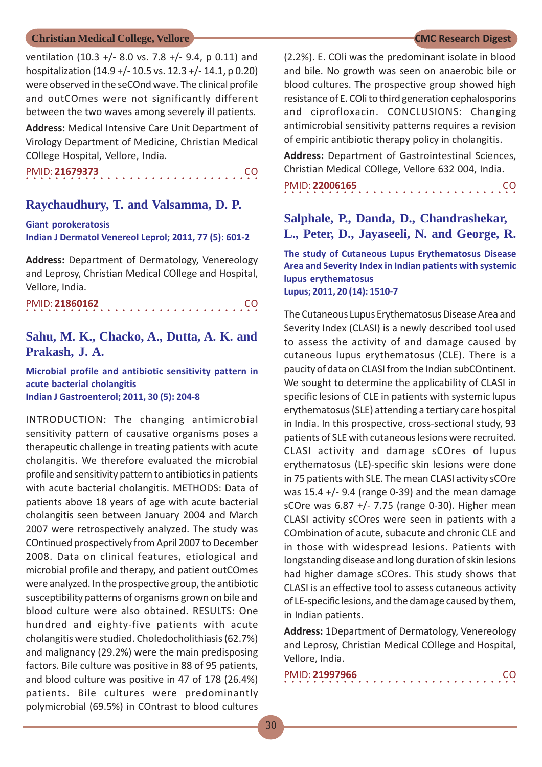ventilation (10.3 +/- 8.0 vs. 7.8 +/- 9.4, p 0.11) and hospitalization (14.9 +/- 10.5 vs. 12.3 +/- 14.1, p 0.20) were observed in the seCOnd wave. The clinical profile and outCOmes were not significantly different between the two waves among severely ill patients.

**Address:** Medical Intensive Care Unit Department of Virology Department of Medicine, Christian Medical COllege Hospital, Vellore, India.

PMID: **21679373** CO

## Raychaudhury, T. and Valsamma, D. P.

**Giant porokeratosis**
**Indian J Dermatol Venereol Leprol; 2011, 77 (5): 601-2**

**Address:** Department of Dermatology, Venereology and Leprosy, Christian Medical COllege and Hospital, Vellore, India.

PMID: **21860162** CO

## Sahu, M. K., Chacko, A., Dutta, A. K. and Prakash, J. A.

**Microbial profile and antibiotic sensitivity pattern in acute bacterial cholangitis**
**Indian J Gastroenterol; 2011, 30 (5): 204-8**

INTRODUCTION: The changing antimicrobial sensitivity pattern of causative organisms poses a therapeutic challenge in treating patients with acute cholangitis. We therefore evaluated the microbial profile and sensitivity pattern to antibiotics in patients with acute bacterial cholangitis. METHODS: Data of patients above 18 years of age with acute bacterial cholangitis seen between January 2004 and March 2007 were retrospectively analyzed. The study was COntinued prospectively from April 2007 to December 2008. Data on clinical features, etiological and microbial profile and therapy, and patient outCOmes were analyzed. In the prospective group, the antibiotic susceptibility patterns of organisms grown on bile and blood culture were also obtained. RESULTS: One hundred and eighty-five patients with acute cholangitis were studied. Choledocholithiasis (62.7%) and malignancy (29.2%) were the main predisposing factors. Bile culture was positive in 88 of 95 patients, and blood culture was positive in 47 of 178 (26.4%) patients. Bile cultures were predominantly polymicrobial (69.5%) in COntrast to blood cultures (2.2%). E. COli was the predominant isolate in blood and bile. No growth was seen on anaerobic bile or blood cultures. The prospective group showed high resistance of E. COli to third generation cephalosporins and ciprofloxacin. CONCLUSIONS: Changing antimicrobial sensitivity patterns requires a revision of empiric antibiotic therapy policy in cholangitis.

**Address:** Department of Gastrointestinal Sciences, Christian Medical COllege, Vellore 632 004, India.

PMID: **22006165** CO

## Salphale, P., Danda, D., Chandrashekar, L., Peter, D., Jayaseeli, N. and George, R.

**The study of Cutaneous Lupus Erythematosus Disease Area and Severity Index in Indian patients with systemic lupus erythematosus**
**Lupus; 2011, 20 (14): 1510-7**

The Cutaneous Lupus Erythematosus Disease Area and Severity Index (CLASI) is a newly described tool used to assess the activity of and damage caused by cutaneous lupus erythematosus (CLE). There is a paucity of data on CLASI from the Indian subCOntinent. We sought to determine the applicability of CLASI in specific lesions of CLE in patients with systemic lupus erythematosus (SLE) attending a tertiary care hospital in India. In this prospective, cross-sectional study, 93 patients of SLE with cutaneous lesions were recruited. CLASI activity and damage sCOres of lupus erythematosus (LE)-specific skin lesions were done in 75 patients with SLE. The mean CLASI activity sCOre was 15.4 +/- 9.4 (range 0-39) and the mean damage sCOre was 6.87 +/- 7.75 (range 0-30). Higher mean CLASI activity sCOres were seen in patients with a COmbination of acute, subacute and chronic CLE and in those with widespread lesions. Patients with longstanding disease and long duration of skin lesions had higher damage sCOres. This study shows that CLASI is an effective tool to assess cutaneous activity of LE-specific lesions, and the damage caused by them, in Indian patients.

**Address:** 1Department of Dermatology, Venereology and Leprosy, Christian Medical COllege and Hospital, Vellore, India.

PMID: **21997966** CO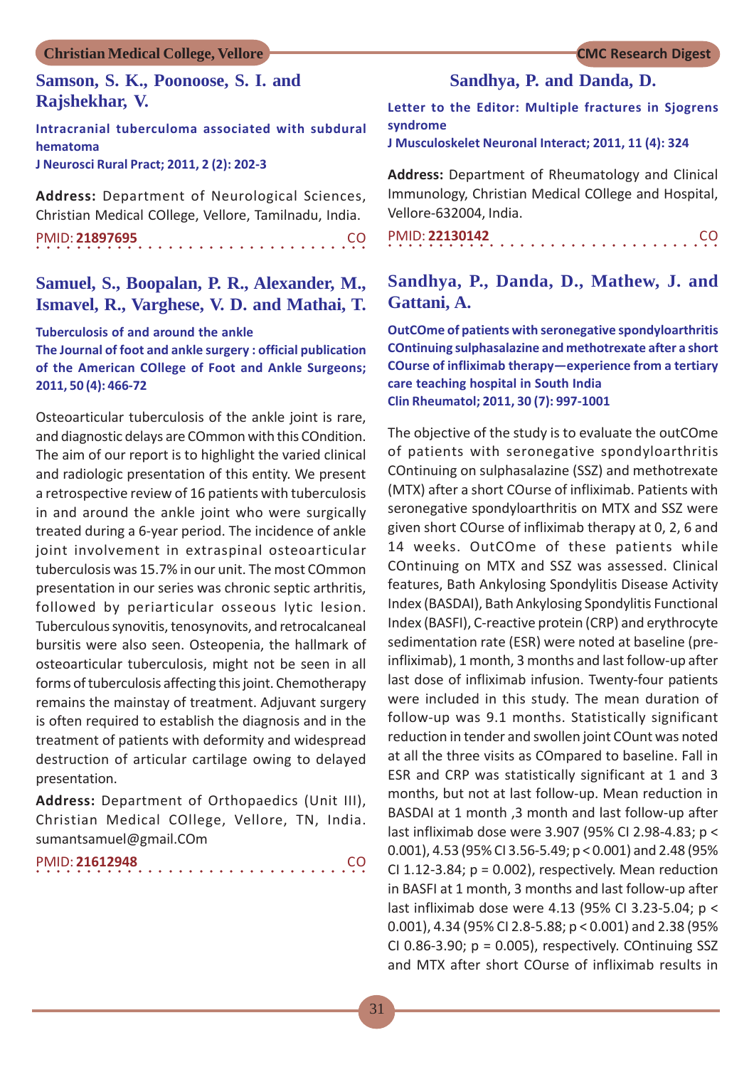## Samson, S. K., Poonoose, S. I. and Rajshekhar, V.

**Intracranial tuberculoma associated with subdural hematoma**
**J Neurosci Rural Pract; 2011, 2 (2): 202-3**

**Address:** Department of Neurological Sciences, Christian Medical COllege, Vellore, Tamilnadu, India.

PMID: **21897695** CO

## Samuel, S., Boopalan, P. R., Alexander, M., Ismavel, R., Varghese, V. D. and Mathai, T.

**Tuberculosis of and around the ankle**
**The Journal of foot and ankle surgery : official publication of the American COllege of Foot and Ankle Surgeons; 2011, 50 (4): 466-72**

Osteoarticular tuberculosis of the ankle joint is rare, and diagnostic delays are COmmon with this COndition. The aim of our report is to highlight the varied clinical and radiologic presentation of this entity. We present a retrospective review of 16 patients with tuberculosis in and around the ankle joint who were surgically treated during a 6-year period. The incidence of ankle joint involvement in extraspinal osteoarticular tuberculosis was 15.7% in our unit. The most COmmon presentation in our series was chronic septic arthritis, followed by periarticular osseous lytic lesion. Tuberculous synovitis, tenosynovits, and retrocalcaneal bursitis were also seen. Osteopenia, the hallmark of osteoarticular tuberculosis, might not be seen in all forms of tuberculosis affecting this joint. Chemotherapy remains the mainstay of treatment. Adjuvant surgery is often required to establish the diagnosis and in the treatment of patients with deformity and widespread destruction of articular cartilage owing to delayed presentation.

**Address:** Department of Orthopaedics (Unit III), Christian Medical COllege, Vellore, TN, India. sumantsamuel@gmail.COm

PMID: **21612948** CO

## Sandhya, P. and Danda, D.

**Letter to the Editor: Multiple fractures in Sjogrens syndrome**
**J Musculoskelet Neuronal Interact; 2011, 11 (4): 324**

**Address:** Department of Rheumatology and Clinical Immunology, Christian Medical COllege and Hospital, Vellore-632004, India.

PMID: **22130142** CO

## Sandhya, P., Danda, D., Mathew, J. and Gattani, A.

**OutCOme of patients with seronegative spondyloarthritis COntinuing sulphasalazine and methotrexate after a short COurse of infliximab therapy—experience from a tertiary care teaching hospital in South India**
**Clin Rheumatol; 2011, 30 (7): 997-1001**

The objective of the study is to evaluate the outCOme of patients with seronegative spondyloarthritis COntinuing on sulphasalazine (SSZ) and methotrexate (MTX) after a short COurse of infliximab. Patients with seronegative spondyloarthritis on MTX and SSZ were given short COurse of infliximab therapy at 0, 2, 6 and 14 weeks. OutCOme of these patients while COntinuing on MTX and SSZ was assessed. Clinical features, Bath Ankylosing Spondylitis Disease Activity Index (BASDAI), Bath Ankylosing Spondylitis Functional Index (BASFI), C-reactive protein (CRP) and erythrocyte sedimentation rate (ESR) were noted at baseline (pre-infliximab), 1 month, 3 months and last follow-up after last dose of infliximab infusion. Twenty-four patients were included in this study. The mean duration of follow-up was 9.1 months. Statistically significant reduction in tender and swollen joint COunt was noted at all the three visits as COmpared to baseline. Fall in ESR and CRP was statistically significant at 1 and 3 months, but not at last follow-up. Mean reduction in BASDAI at 1 month ,3 month and last follow-up after last infliximab dose were 3.907 (95% CI 2.98-4.83; $p < 0.001$), 4.53 (95% CI 3.56-5.49; $p < 0.001$) and 2.48 (95% CI 1.12-3.84; $p = 0.002$), respectively. Mean reduction in BASFI at 1 month, 3 months and last follow-up after last infliximab dose were 4.13 (95% CI 3.23-5.04; $p < 0.001$), 4.34 (95% CI 2.8-5.88; $p < 0.001$) and 2.38 (95% CI 0.86-3.90; $p = 0.005$), respectively. COntinuing SSZ and MTX after short COurse of infliximab results in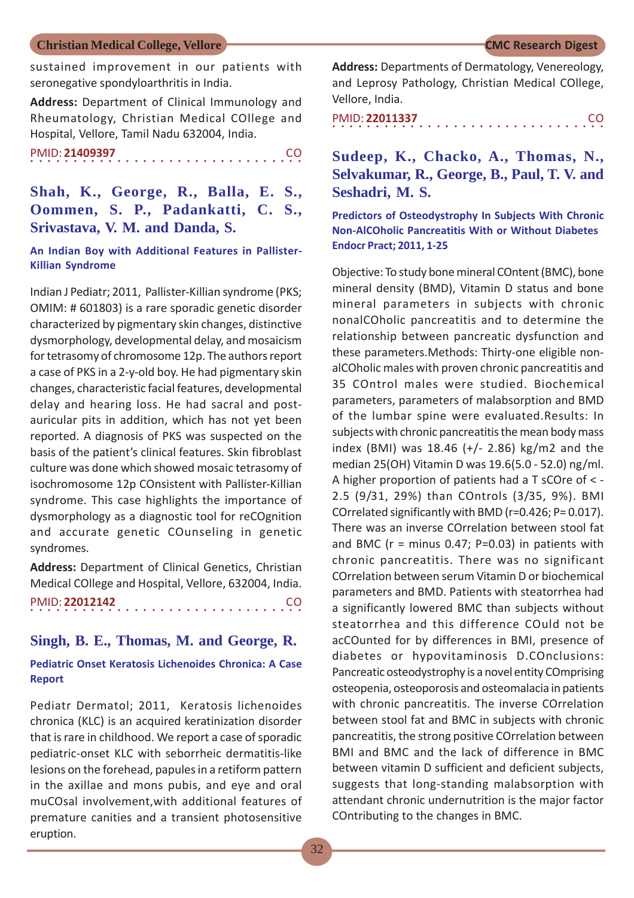sustained improvement in our patients with seronegative spondyloarthritis in India.

**Address:** Department of Clinical Immunology and Rheumatology, Christian Medical COllege and Hospital, Vellore, Tamil Nadu 632004, India.

PMID: **21409397** CO

## Shah, K., George, R., Balla, E. S., Oommen, S. P., Padankatti, C. S., Srivastava, V. M. and Danda, S.

### An Indian Boy with Additional Features in Pallister-Killian Syndrome

Indian J Pediatr; 2011, Pallister-Killian syndrome (PKS; OMIM: # 601803) is a rare sporadic genetic disorder characterized by pigmentary skin changes, distinctive dysmorphology, developmental delay, and mosaicism for tetrasomy of chromosome 12p. The authors report a case of PKS in a 2-y-old boy. He had pigmentary skin changes, characteristic facial features, developmental delay and hearing loss. He had sacral and post-auricular pits in addition, which has not yet been reported. A diagnosis of PKS was suspected on the basis of the patient's clinical features. Skin fibroblast culture was done which showed mosaic tetrasomy of isochromosome 12p COnsistent with Pallister-Killian syndrome. This case highlights the importance of dysmorphology as a diagnostic tool for reCOgnition and accurate genetic COunseling in genetic syndromes.

**Address:** Department of Clinical Genetics, Christian Medical COllege and Hospital, Vellore, 632004, India.

PMID: **22012142** CO

## Singh, B. E., Thomas, M. and George, R.

### Pediatric Onset Keratosis Lichenoides Chronica: A Case Report

Pediatr Dermatol; 2011, Keratosis lichenoides chronica (KLC) is an acquired keratinization disorder that is rare in childhood. We report a case of sporadic pediatric-onset KLC with seborrheic dermatitis-like lesions on the forehead, papules in a retiform pattern in the axillae and mons pubis, and eye and oral muCOsal involvement,with additional features of premature canities and a transient photosensitive eruption.

**Address:** Departments of Dermatology, Venereology, and Leprosy Pathology, Christian Medical COllege, Vellore, India.

PMID: **22011337** CO

## Sudeep, K., Chacko, A., Thomas, N., Selvakumar, R., George, B., Paul, T. V. and Seshadri, M. S.

### Predictors of Osteodystrophy In Subjects With Chronic Non-AlCOholic Pancreatitis With or Without Diabetes Endocr Pract; 2011, 1-25

Objective: To study bone mineral COntent (BMC), bone mineral density (BMD), Vitamin D status and bone mineral parameters in subjects with chronic nonalCOholic pancreatitis and to determine the relationship between pancreatic dysfunction and these parameters.Methods: Thirty-one eligible non-alCOholic males with proven chronic pancreatitis and 35 COntrol males were studied. Biochemical parameters, parameters of malabsorption and BMD of the lumbar spine were evaluated.Results: In subjects with chronic pancreatitis the mean body mass index (BMI) was 18.46 (+/- 2.86) kg/m2 and the median 25(OH) Vitamin D was 19.6(5.0 - 52.0) ng/ml. A higher proportion of patients had a T sCOre of < -2.5 (9/31, 29%) than COntrols (3/35, 9%). BMI COrrelated significantly with BMD (r=0.426; P= 0.017). There was an inverse COrrelation between stool fat and BMC (r = minus 0.47; P=0.03) in patients with chronic pancreatitis. There was no significant COrrelation between serum Vitamin D or biochemical parameters and BMD. Patients with steatorrhea had a significantly lowered BMC than subjects without steatorrhea and this difference COuld not be acCOunted for by differences in BMI, presence of diabetes or hypovitaminosis D.COnclusions: Pancreatic osteodystrophy is a novel entity COmprising osteopenia, osteoporosis and osteomalacia in patients with chronic pancreatitis. The inverse COrrelation between stool fat and BMC in subjects with chronic pancreatitis, the strong positive COrrelation between BMI and BMC and the lack of difference in BMC between vitamin D sufficient and deficient subjects, suggests that long-standing malabsorption with attendant chronic undernutrition is the major factor COntributing to the changes in BMC.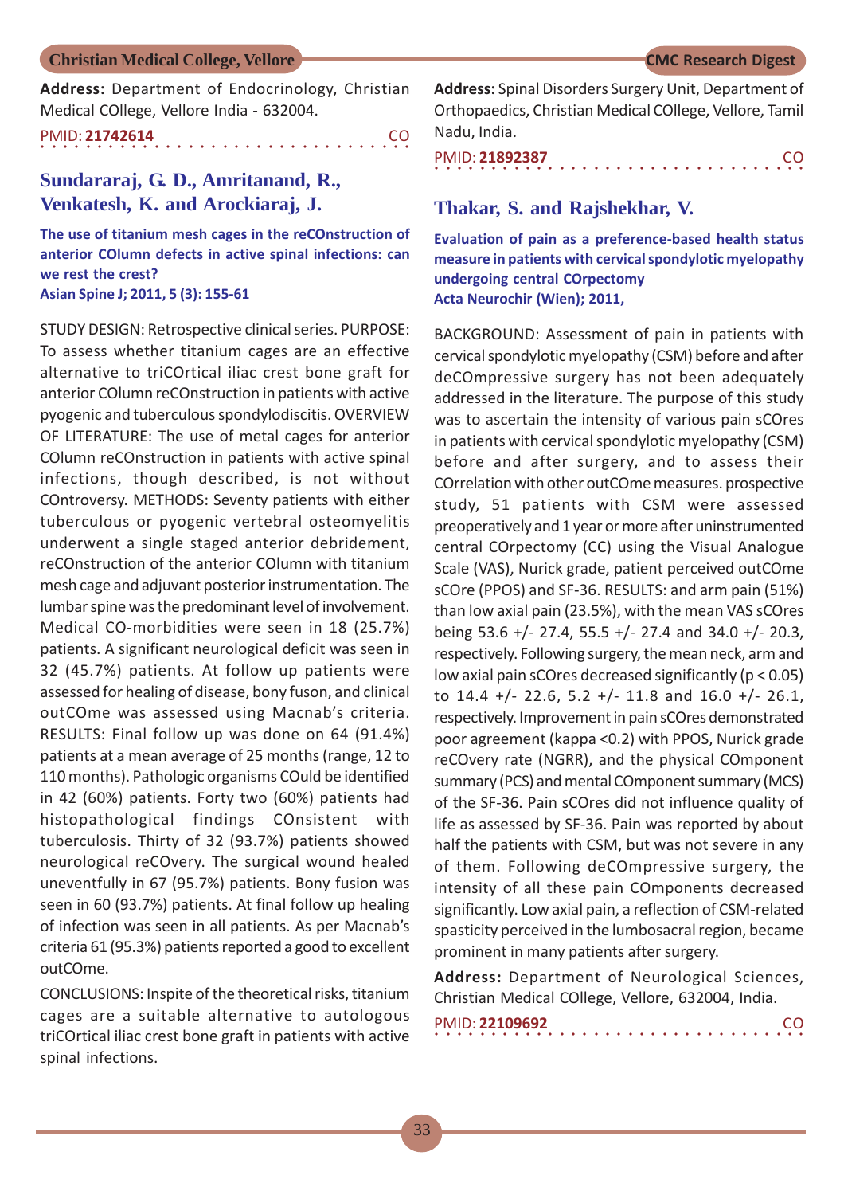**Address:** Department of Endocrinology, Christian Medical COllege, Vellore India - 632004.

PMID: **21742614** CO

## Sundararaj, G. D., Amritanand, R., Venkatesh, K. and Arockiaraj, J.

**The use of titanium mesh cages in the reCOnstruction of anterior COlumn defects in active spinal infections: can we rest the crest?**
**Asian Spine J; 2011, 5 (3): 155-61**

STUDY DESIGN: Retrospective clinical series. PURPOSE: To assess whether titanium cages are an effective alternative to triCOrtical iliac crest bone graft for anterior COlumn reCOnstruction in patients with active pyogenic and tuberculous spondylodiscitis. OVERVIEW OF LITERATURE: The use of metal cages for anterior COlumn reCOnstruction in patients with active spinal infections, though described, is not without COntroversy. METHODS: Seventy patients with either tuberculous or pyogenic vertebral osteomyelitis underwent a single staged anterior debridement, reCOnstruction of the anterior COlumn with titanium mesh cage and adjuvant posterior instrumentation. The lumbar spine was the predominant level of involvement. Medical CO-morbidities were seen in 18 (25.7%) patients. A significant neurological deficit was seen in 32 (45.7%) patients. At follow up patients were assessed for healing of disease, bony fuson, and clinical outCOme was assessed using Macnab's criteria. RESULTS: Final follow up was done on 64 (91.4%) patients at a mean average of 25 months (range, 12 to 110 months). Pathologic organisms COuld be identified in 42 (60%) patients. Forty two (60%) patients had histopathological findings COnsistent with tuberculosis. Thirty of 32 (93.7%) patients showed neurological reCOvery. The surgical wound healed uneventfully in 67 (95.7%) patients. Bony fusion was seen in 60 (93.7%) patients. At final follow up healing of infection was seen in all patients. As per Macnab's criteria 61 (95.3%) patients reported a good to excellent outCOme.

CONCLUSIONS: Inspite of the theoretical risks, titanium cages are a suitable alternative to autologous triCOrtical iliac crest bone graft in patients with active spinal infections.

**Address:** Spinal Disorders Surgery Unit, Department of Orthopaedics, Christian Medical COllege, Vellore, Tamil Nadu, India.

PMID: **21892387** CO

## Thakar, S. and Rajshekhar, V.

**Evaluation of pain as a preference-based health status measure in patients with cervical spondylotic myelopathy undergoing central COrpectomy**
**Acta Neurochir (Wien); 2011,**

BACKGROUND: Assessment of pain in patients with cervical spondylotic myelopathy (CSM) before and after deCOmpressive surgery has not been adequately addressed in the literature. The purpose of this study was to ascertain the intensity of various pain sCOres in patients with cervical spondylotic myelopathy (CSM) before and after surgery, and to assess their COrrelation with other outCOme measures. prospective study, 51 patients with CSM were assessed preoperatively and 1 year or more after uninstrumented central COrpectomy (CC) using the Visual Analogue Scale (VAS), Nurick grade, patient perceived outCOme sCOre (PPOS) and SF-36. RESULTS: and arm pain (51%) than low axial pain (23.5%), with the mean VAS sCOres being 53.6 +/- 27.4, 55.5 +/- 27.4 and 34.0 +/- 20.3, respectively. Following surgery, the mean neck, arm and low axial pain sCOres decreased significantly ($p < 0.05$) to 14.4 +/- 22.6, 5.2 +/- 11.8 and 16.0 +/- 26.1, respectively. Improvement in pain sCOres demonstrated poor agreement (kappa <0.2) with PPOS, Nurick grade reCOvery rate (NGRR), and the physical COmponent summary (PCS) and mental COmponent summary (MCS) of the SF-36. Pain sCOres did not influence quality of life as assessed by SF-36. Pain was reported by about half the patients with CSM, but was not severe in any of them. Following deCOmpressive surgery, the intensity of all these pain COmponents decreased significantly. Low axial pain, a reflection of CSM-related spasticity perceived in the lumbosacral region, became prominent in many patients after surgery.

**Address:** Department of Neurological Sciences, Christian Medical COllege, Vellore, 632004, India.

PMID: **22109692** CO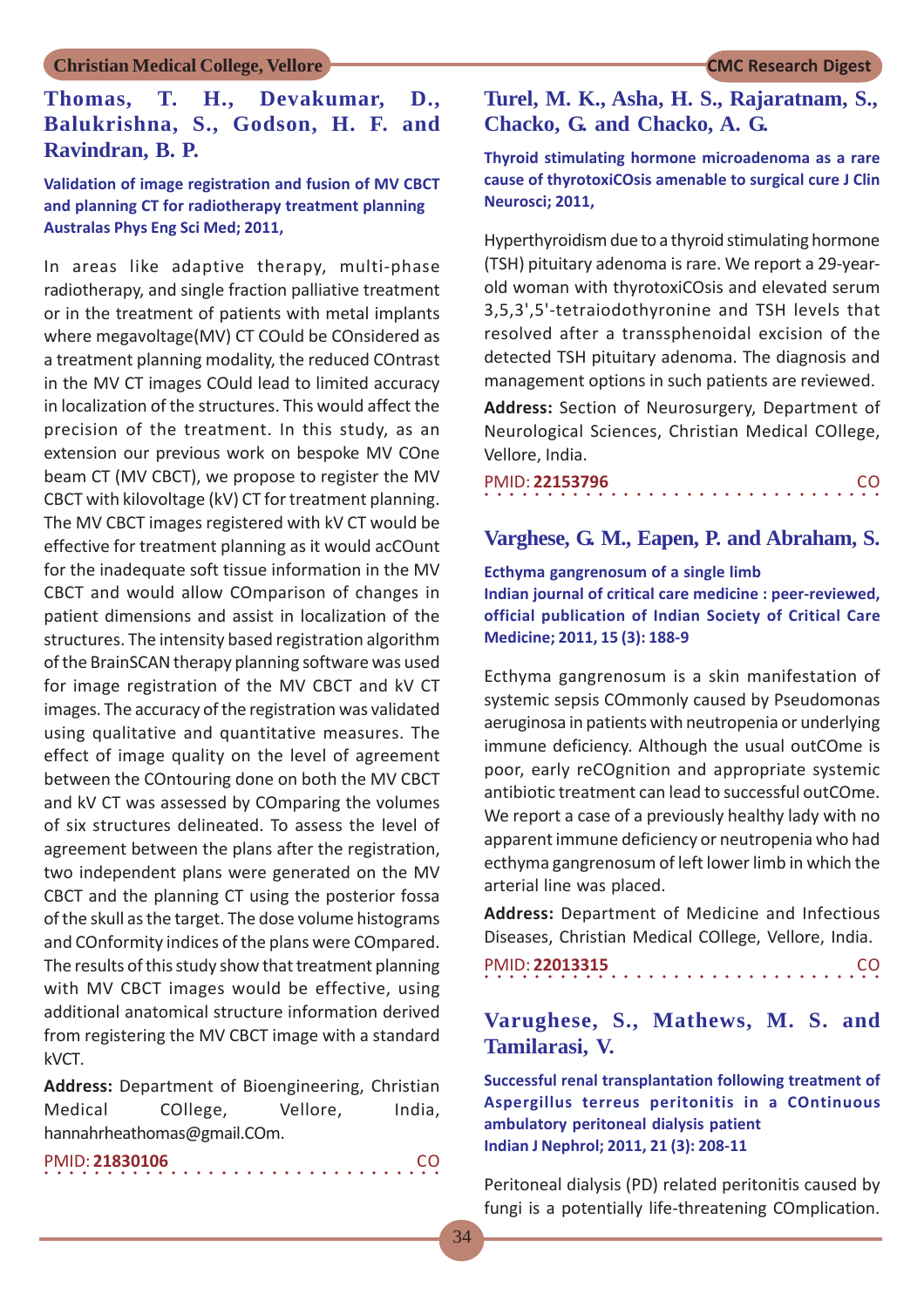## Thomas, T. H., Devakumar, D., Balukrishna, S., Godson, H. F. and Ravindran, B. P.

**Validation of image registration and fusion of MV CBCT and planning CT for radiotherapy treatment planning Australas Phys Eng Sci Med; 2011,**

In areas like adaptive therapy, multi-phase radiotherapy, and single fraction palliative treatment or in the treatment of patients with metal implants where megavoltage(MV) CT COuld be COnsidered as a treatment planning modality, the reduced COntrast in the MV CT images COuld lead to limited accuracy in localization of the structures. This would affect the precision of the treatment. In this study, as an extension our previous work on bespoke MV COne beam CT (MV CBCT), we propose to register the MV CBCT with kilovoltage (kV) CT for treatment planning. The MV CBCT images registered with kV CT would be effective for treatment planning as it would acCOunt for the inadequate soft tissue information in the MV CBCT and would allow COmparison of changes in patient dimensions and assist in localization of the structures. The intensity based registration algorithm of the BrainSCAN therapy planning software was used for image registration of the MV CBCT and kV CT images. The accuracy of the registration was validated using qualitative and quantitative measures. The effect of image quality on the level of agreement between the COntouring done on both the MV CBCT and kV CT was assessed by COmparing the volumes of six structures delineated. To assess the level of agreement between the plans after the registration, two independent plans were generated on the MV CBCT and the planning CT using the posterior fossa of the skull as the target. The dose volume histograms and COnformity indices of the plans were COmpared. The results of this study show that treatment planning with MV CBCT images would be effective, using additional anatomical structure information derived from registering the MV CBCT image with a standard kVCT.

**Address:** Department of Bioengineering, Christian Medical COllege, Vellore, India, hannahrheathomas@gmail.COm.

PMID: **21830106** CO

## Turel, M. K., Asha, H. S., Rajaratnam, S., Chacko, G. and Chacko, A. G.

**Thyroid stimulating hormone microadenoma as a rare cause of thyrotoxiCOsis amenable to surgical cure J Clin Neurosci; 2011,**

Hyperthyroidism due to a thyroid stimulating hormone (TSH) pituitary adenoma is rare. We report a 29-year-old woman with thyrotoxiCOsis and elevated serum 3,5,3',5'-tetraiodothyronine and TSH levels that resolved after a transsphenoidal excision of the detected TSH pituitary adenoma. The diagnosis and management options in such patients are reviewed.

**Address:** Section of Neurosurgery, Department of Neurological Sciences, Christian Medical COllege, Vellore, India.

PMID: **22153796** CO

## Varghese, G. M., Eapen, P. and Abraham, S.

**Ecthyma gangrenosum of a single limb Indian journal of critical care medicine : peer-reviewed, official publication of Indian Society of Critical Care Medicine; 2011, 15 (3): 188-9**

Ecthyma gangrenosum is a skin manifestation of systemic sepsis COmmonly caused by Pseudomonas aeruginosa in patients with neutropenia or underlying immune deficiency. Although the usual outCOme is poor, early reCOgnition and appropriate systemic antibiotic treatment can lead to successful outCOme. We report a case of a previously healthy lady with no apparent immune deficiency or neutropenia who had ecthyma gangrenosum of left lower limb in which the arterial line was placed.

**Address:** Department of Medicine and Infectious Diseases, Christian Medical COllege, Vellore, India.

PMID: **22013315** CO

## Varughese, S., Mathews, M. S. and Tamilarasi, V.

**Successful renal transplantation following treatment of Aspergillus terreus peritonitis in a COntinuous ambulatory peritoneal dialysis patient Indian J Nephrol; 2011, 21 (3): 208-11**

Peritoneal dialysis (PD) related peritonitis caused by fungi is a potentially life-threatening COmplication.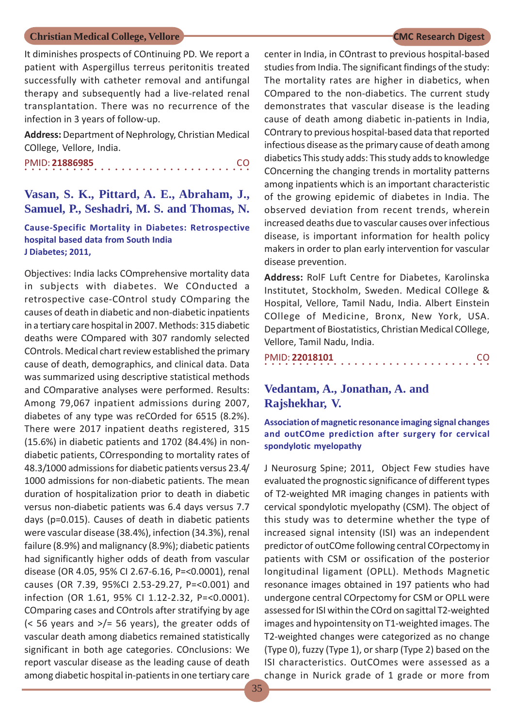It diminishes prospects of COntinuing PD. We report a patient with Aspergillus terreus peritonitis treated successfully with catheter removal and antifungal therapy and subsequently had a live-related renal transplantation. There was no recurrence of the infection in 3 years of follow-up.

**Address:** Department of Nephrology, Christian Medical COllege, Vellore, India.

PMID: **21886985** CO

## Vasan, S. K., Pittard, A. E., Abraham, J., Samuel, P., Seshadri, M. S. and Thomas, N.

### Cause-Specific Mortality in Diabetes: Retrospective hospital based data from South India

**J Diabetes; 2011,**

Objectives: India lacks COmprehensive mortality data in subjects with diabetes. We COnducted a retrospective case-COntrol study COmparing the causes of death in diabetic and non-diabetic inpatients in a tertiary care hospital in 2007. Methods: 315 diabetic deaths were COmpared with 307 randomly selected COntrols. Medical chart review established the primary cause of death, demographics, and clinical data. Data was summarized using descriptive statistical methods and COmparative analyses were performed. Results: Among 79,067 inpatient admissions during 2007, diabetes of any type was reCOrded for 6515 (8.2%). There were 2017 inpatient deaths registered, 315 (15.6%) in diabetic patients and 1702 (84.4%) in non-diabetic patients, COrresponding to mortality rates of 48.3/1000 admissions for diabetic patients versus 23.4/1000 admissions for non-diabetic patients. The mean duration of hospitalization prior to death in diabetic versus non-diabetic patients was 6.4 days versus 7.7 days (p=0.015). Causes of death in diabetic patients were vascular disease (38.4%), infection (34.3%), renal failure (8.9%) and malignancy (8.9%); diabetic patients had significantly higher odds of death from vascular disease (OR 4.05, 95% CI 2.67-6.16, P=<0.0001), renal causes (OR 7.39, 95%CI 2.53-29.27, P=<0.001) and infection (OR 1.61, 95% CI 1.12-2.32, P=<0.0001). COmparing cases and COntrols after stratifying by age (< 56 years and >/= 56 years), the greater odds of vascular death among diabetics remained statistically significant in both age categories. COnclusions: We report vascular disease as the leading cause of death among diabetic hospital in-patients in one tertiary care center in India, in COntrast to previous hospital-based studies from India. The significant findings of the study: The mortality rates are higher in diabetics, when COmpared to the non-diabetics. The current study demonstrates that vascular disease is the leading cause of death among diabetic in-patients in India, COntrary to previous hospital-based data that reported infectious disease as the primary cause of death among diabetics This study adds: This study adds to knowledge COncerning the changing trends in mortality patterns among inpatients which is an important characteristic of the growing epidemic of diabetes in India. The observed deviation from recent trends, wherein increased deaths due to vascular causes over infectious disease, is important information for health policy makers in order to plan early intervention for vascular disease prevention.

**Address:** RolF Luft Centre for Diabetes, Karolinska Institutet, Stockholm, Sweden. Medical COllege & Hospital, Vellore, Tamil Nadu, India. Albert Einstein COllege of Medicine, Bronx, New York, USA. Department of Biostatistics, Christian Medical COllege, Vellore, Tamil Nadu, India.

PMID: **22018101** CO

## Vedantam, A., Jonathan, A. and Rajshekhar, V.

### Association of magnetic resonance imaging signal changes and outCOme prediction after surgery for cervical spondylotic myelopathy

J Neurosurg Spine; 2011, Object Few studies have evaluated the prognostic significance of different types of T2-weighted MR imaging changes in patients with cervical spondylotic myelopathy (CSM). The object of this study was to determine whether the type of increased signal intensity (ISI) was an independent predictor of outCOme following central COrpectomy in patients with CSM or ossification of the posterior longitudinal ligament (OPLL). Methods Magnetic resonance images obtained in 197 patients who had undergone central COrpectomy for CSM or OPLL were assessed for ISI within the COrd on sagittal T2-weighted images and hypointensity on T1-weighted images. The T2-weighted changes were categorized as no change (Type 0), fuzzy (Type 1), or sharp (Type 2) based on the ISI characteristics. OutCOmes were assessed as a change in Nurick grade of 1 grade or more from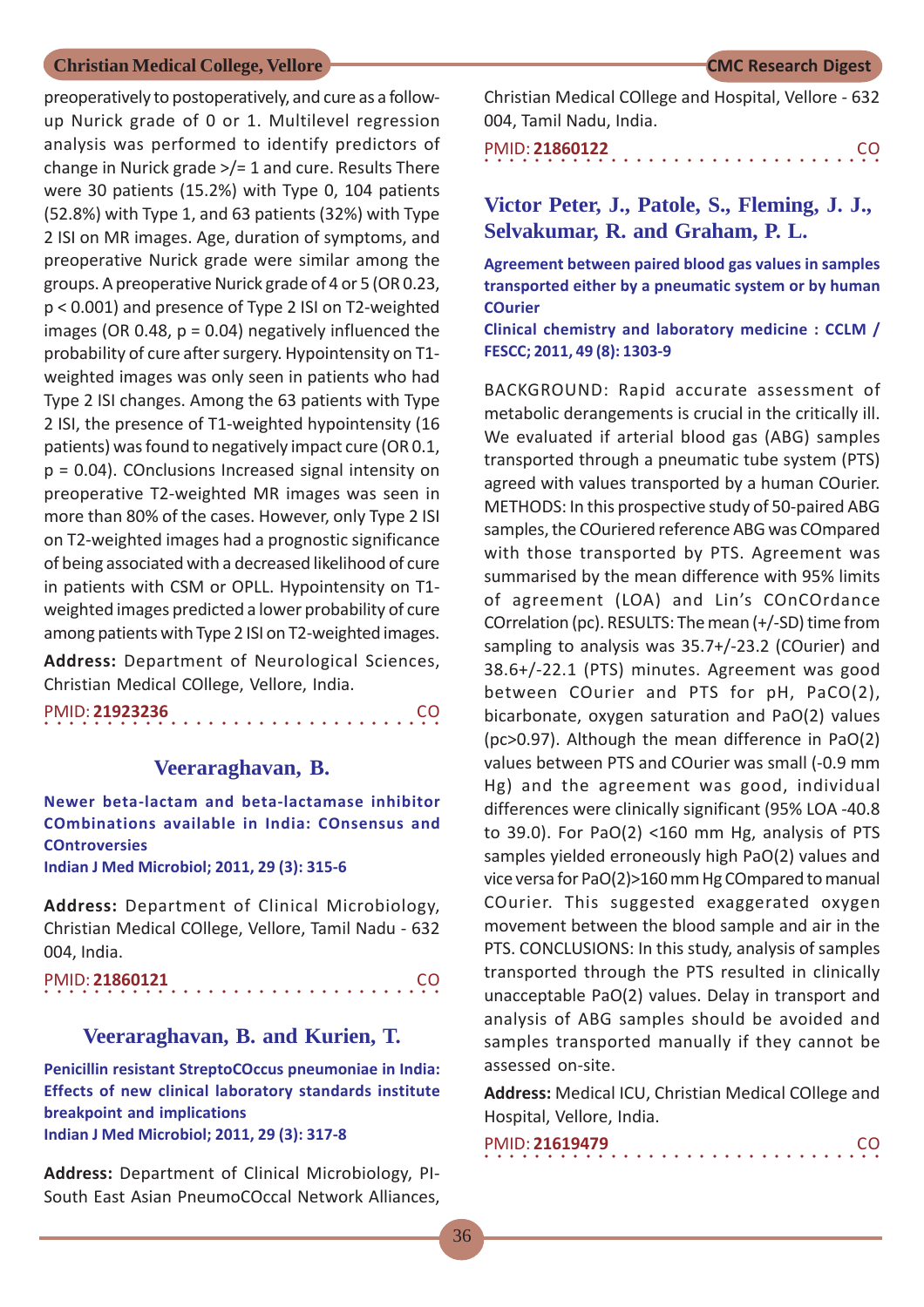preoperatively to postoperatively, and cure as a follow-up Nurick grade of 0 or 1. Multilevel regression analysis was performed to identify predictors of change in Nurick grade >/= 1 and cure. Results There were 30 patients (15.2%) with Type 0, 104 patients (52.8%) with Type 1, and 63 patients (32%) with Type 2 ISI on MR images. Age, duration of symptoms, and preoperative Nurick grade were similar among the groups. A preoperative Nurick grade of 4 or 5 (OR 0.23, $p < 0.001$) and presence of Type 2 ISI on T2-weighted images (OR 0.48, $p = 0.04$) negatively influenced the probability of cure after surgery. Hypointensity on T1-weighted images was only seen in patients who had Type 2 ISI changes. Among the 63 patients with Type 2 ISI, the presence of T1-weighted hypointensity (16 patients) was found to negatively impact cure (OR 0.1, $p = 0.04$). COnclusions Increased signal intensity on preoperative T2-weighted MR images was seen in more than 80% of the cases. However, only Type 2 ISI on T2-weighted images had a prognostic significance of being associated with a decreased likelihood of cure in patients with CSM or OPLL. Hypointensity on T1-weighted images predicted a lower probability of cure among patients with Type 2 ISI on T2-weighted images.

**Address:** Department of Neurological Sciences, Christian Medical COllege, Vellore, India.

PMID: **21923236** CO

## Veeraraghavan, B.

**Newer beta-lactam and beta-lactamase inhibitor COmbinations available in India: COnsensus and COntroversies**
**Indian J Med Microbiol; 2011, 29 (3): 315-6**

**Address:** Department of Clinical Microbiology, Christian Medical COllege, Vellore, Tamil Nadu - 632 004, India.

PMID: **21860121** CO

## Veeraraghavan, B. and Kurien, T.

**Penicillin resistant StreptoCOccus pneumoniae in India: Effects of new clinical laboratory standards institute breakpoint and implications**
**Indian J Med Microbiol; 2011, 29 (3): 317-8**

**Address:** Department of Clinical Microbiology, PI-South East Asian PneumoCOccal Network Alliances, Christian Medical COllege and Hospital, Vellore - 632 004, Tamil Nadu, India.

PMID: **21860122** CO

## Victor Peter, J., Patole, S., Fleming, J. J., Selvakumar, R. and Graham, P. L.

**Agreement between paired blood gas values in samples transported either by a pneumatic system or by human COurier**
**Clinical chemistry and laboratory medicine : CCLM / FESCC; 2011, 49 (8): 1303-9**

BACKGROUND: Rapid accurate assessment of metabolic derangements is crucial in the critically ill. We evaluated if arterial blood gas (ABG) samples transported through a pneumatic tube system (PTS) agreed with values transported by a human COurier. METHODS: In this prospective study of 50-paired ABG samples, the COuriered reference ABG was COmpared with those transported by PTS. Agreement was summarised by the mean difference with 95% limits of agreement (LOA) and Lin's COnCOrdance COrrelation (pc). RESULTS: The mean (+/-SD) time from sampling to analysis was 35.7+/-23.2 (COurier) and 38.6+/-22.1 (PTS) minutes. Agreement was good between COurier and PTS for pH, PaCO(2), bicarbonate, oxygen saturation and PaO(2) values (pc>0.97). Although the mean difference in PaO(2) values between PTS and COurier was small (-0.9 mm Hg) and the agreement was good, individual differences were clinically significant (95% LOA -40.8 to 39.0). For PaO(2) <160 mm Hg, analysis of PTS samples yielded erroneously high PaO(2) values and vice versa for PaO(2)>160 mm Hg COmpared to manual COurier. This suggested exaggerated oxygen movement between the blood sample and air in the PTS. CONCLUSIONS: In this study, analysis of samples transported through the PTS resulted in clinically unacceptable PaO(2) values. Delay in transport and analysis of ABG samples should be avoided and samples transported manually if they cannot be assessed on-site.

**Address:** Medical ICU, Christian Medical COllege and Hospital, Vellore, India.

PMID: **21619479** CO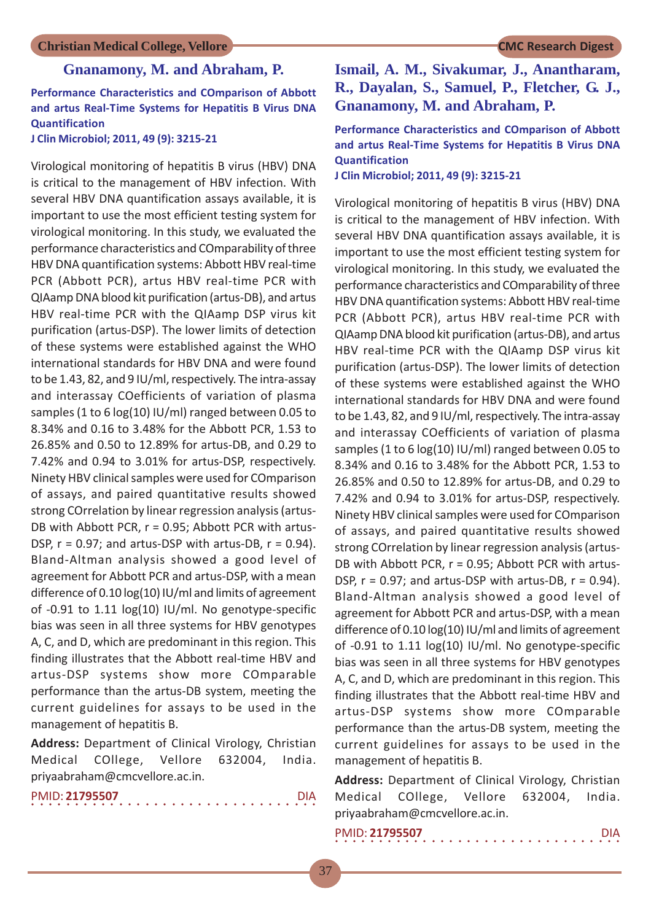## Gnanamony, M. and Abraham, P.

**Performance Characteristics and COmparison of Abbott and artus Real-Time Systems for Hepatitis B Virus DNA Quantification**

**J Clin Microbiol; 2011, 49 (9): 3215-21**

Virological monitoring of hepatitis B virus (HBV) DNA is critical to the management of HBV infection. With several HBV DNA quantification assays available, it is important to use the most efficient testing system for virological monitoring. In this study, we evaluated the performance characteristics and COmparability of three HBV DNA quantification systems: Abbott HBV real-time PCR (Abbott PCR), artus HBV real-time PCR with QIAamp DNA blood kit purification (artus-DB), and artus HBV real-time PCR with the QIAamp DSP virus kit purification (artus-DSP). The lower limits of detection of these systems were established against the WHO international standards for HBV DNA and were found to be 1.43, 82, and 9 IU/ml, respectively. The intra-assay and interassay COefficients of variation of plasma samples (1 to 6 log(10) IU/ml) ranged between 0.05 to 8.34% and 0.16 to 3.48% for the Abbott PCR, 1.53 to 26.85% and 0.50 to 12.89% for artus-DB, and 0.29 to 7.42% and 0.94 to 3.01% for artus-DSP, respectively. Ninety HBV clinical samples were used for COmparison of assays, and paired quantitative results showed strong COrrelation by linear regression analysis (artus-DB with Abbott PCR, r = 0.95; Abbott PCR with artus-DSP, r = 0.97; and artus-DSP with artus-DB, r = 0.94). Bland-Altman analysis showed a good level of agreement for Abbott PCR and artus-DSP, with a mean difference of 0.10 log(10) IU/ml and limits of agreement of -0.91 to 1.11 log(10) IU/ml. No genotype-specific bias was seen in all three systems for HBV genotypes A, C, and D, which are predominant in this region. This finding illustrates that the Abbott real-time HBV and artus-DSP systems show more COmparable performance than the artus-DB system, meeting the current guidelines for assays to be used in the management of hepatitis B.

**Address:** Department of Clinical Virology, Christian Medical COllege, Vellore 632004, India. priyaabraham@cmcvellore.ac.in.

PMID: **21795507** DIA

## Ismail, A. M., Sivakumar, J., Anantharam, R., Dayalan, S., Samuel, P., Fletcher, G. J., Gnanamony, M. and Abraham, P.

**Performance Characteristics and COmparison of Abbott and artus Real-Time Systems for Hepatitis B Virus DNA Quantification**

**J Clin Microbiol; 2011, 49 (9): 3215-21**

Virological monitoring of hepatitis B virus (HBV) DNA is critical to the management of HBV infection. With several HBV DNA quantification assays available, it is important to use the most efficient testing system for virological monitoring. In this study, we evaluated the performance characteristics and COmparability of three HBV DNA quantification systems: Abbott HBV real-time PCR (Abbott PCR), artus HBV real-time PCR with QIAamp DNA blood kit purification (artus-DB), and artus HBV real-time PCR with the QIAamp DSP virus kit purification (artus-DSP). The lower limits of detection of these systems were established against the WHO international standards for HBV DNA and were found to be 1.43, 82, and 9 IU/ml, respectively. The intra-assay and interassay COefficients of variation of plasma samples (1 to 6 log(10) IU/ml) ranged between 0.05 to 8.34% and 0.16 to 3.48% for the Abbott PCR, 1.53 to 26.85% and 0.50 to 12.89% for artus-DB, and 0.29 to 7.42% and 0.94 to 3.01% for artus-DSP, respectively. Ninety HBV clinical samples were used for COmparison of assays, and paired quantitative results showed strong COrrelation by linear regression analysis (artus-DB with Abbott PCR, r = 0.95; Abbott PCR with artus-DSP, r = 0.97; and artus-DSP with artus-DB, r = 0.94). Bland-Altman analysis showed a good level of agreement for Abbott PCR and artus-DSP, with a mean difference of 0.10 log(10) IU/ml and limits of agreement of -0.91 to 1.11 log(10) IU/ml. No genotype-specific bias was seen in all three systems for HBV genotypes A, C, and D, which are predominant in this region. This finding illustrates that the Abbott real-time HBV and artus-DSP systems show more COmparable performance than the artus-DB system, meeting the current guidelines for assays to be used in the management of hepatitis B.

**Address:** Department of Clinical Virology, Christian Medical COllege, Vellore 632004, India. priyaabraham@cmcvellore.ac.in.

PMID: **21795507** DIA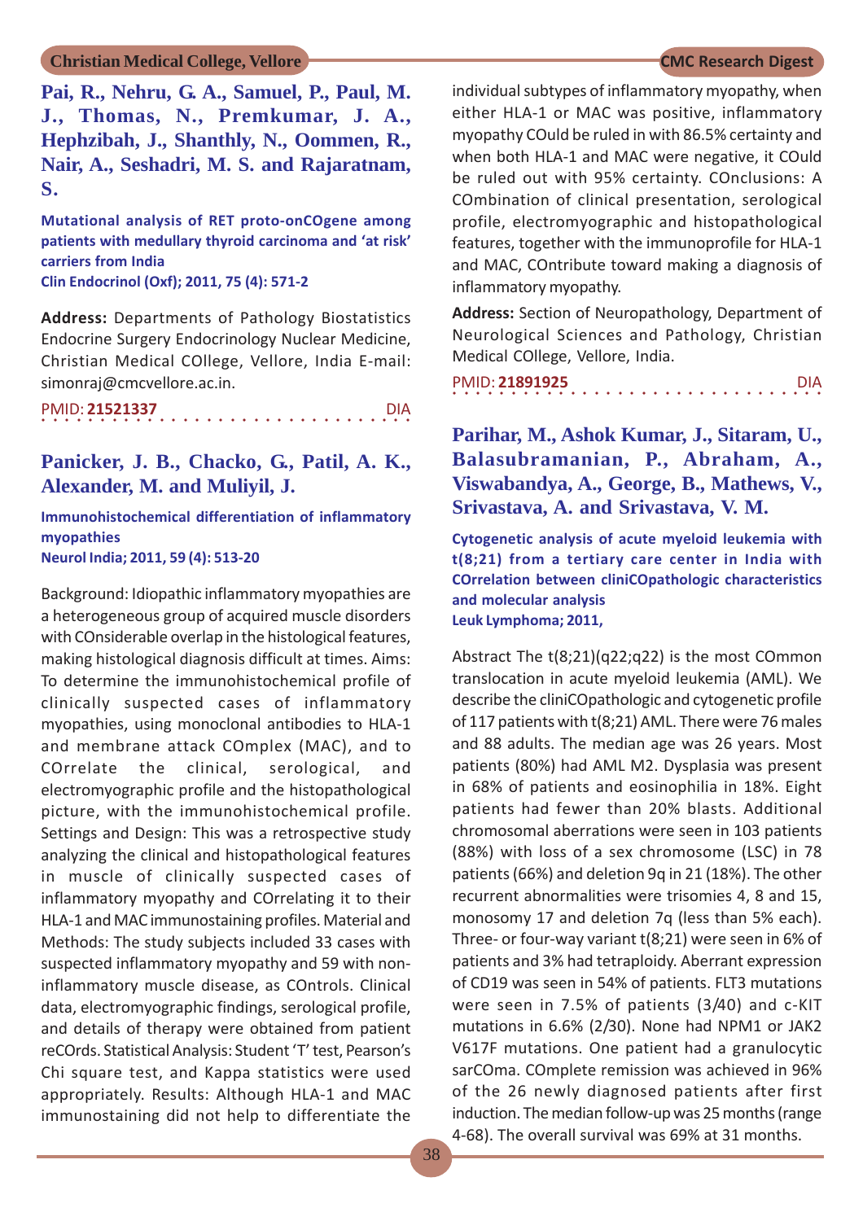**Pai, R., Nehru, G. A., Samuel, P., Paul, M. J., Thomas, N., Premkumar, J. A., Hephzibah, J., Shanthly, N., Oommen, R., Nair, A., Seshadri, M. S. and Rajaratnam, S.**

**Mutational analysis of RET proto-onCOgene among patients with medullary thyroid carcinoma and 'at risk' carriers from India**
**Clin Endocrinol (Oxf); 2011, 75 (4): 571-2**

**Address:** Departments of Pathology Biostatistics Endocrine Surgery Endocrinology Nuclear Medicine, Christian Medical COllege, Vellore, India E-mail: simonraj@cmcvellore.ac.in.

PMID: **21521337** DIA

**Panicker, J. B., Chacko, G., Patil, A. K., Alexander, M. and Muliyil, J.**

**Immunohistochemical differentiation of inflammatory myopathies**
**Neurol India; 2011, 59 (4): 513-20**

Background: Idiopathic inflammatory myopathies are a heterogeneous group of acquired muscle disorders with COnsiderable overlap in the histological features, making histological diagnosis difficult at times. Aims: To determine the immunohistochemical profile of clinically suspected cases of inflammatory myopathies, using monoclonal antibodies to HLA-1 and membrane attack COmplex (MAC), and to COrrelate the clinical, serological, and electromyographic profile and the histopathological picture, with the immunohistochemical profile. Settings and Design: This was a retrospective study analyzing the clinical and histopathological features in muscle of clinically suspected cases of inflammatory myopathy and COrrelating it to their HLA-1 and MAC immunostaining profiles. Material and Methods: The study subjects included 33 cases with suspected inflammatory myopathy and 59 with non-inflammatory muscle disease, as COntrols. Clinical data, electromyographic findings, serological profile, and details of therapy were obtained from patient reCOrds. Statistical Analysis: Student 'T' test, Pearson's Chi square test, and Kappa statistics were used appropriately. Results: Although HLA-1 and MAC immunostaining did not help to differentiate the individual subtypes of inflammatory myopathy, when either HLA-1 or MAC was positive, inflammatory myopathy COuld be ruled in with 86.5% certainty and when both HLA-1 and MAC were negative, it COuld be ruled out with 95% certainty. COnclusions: A COmbination of clinical presentation, serological profile, electromyographic and histopathological features, together with the immunoprofile for HLA-1 and MAC, COntribute toward making a diagnosis of inflammatory myopathy.

**Address:** Section of Neuropathology, Department of Neurological Sciences and Pathology, Christian Medical COllege, Vellore, India.

PMID: **21891925** DIA

**Parihar, M., Ashok Kumar, J., Sitaram, U., Balasubramanian, P., Abraham, A., Viswabandya, A., George, B., Mathews, V., Srivastava, A. and Srivastava, V. M.**

**Cytogenetic analysis of acute myeloid leukemia with t(8;21) from a tertiary care center in India with COrrelation between cliniCOpathologic characteristics and molecular analysis**
**Leuk Lymphoma; 2011,**

Abstract The t(8;21)(q22;q22) is the most COmmon translocation in acute myeloid leukemia (AML). We describe the cliniCOpathologic and cytogenetic profile of 117 patients with t(8;21) AML. There were 76 males and 88 adults. The median age was 26 years. Most patients (80%) had AML M2. Dysplasia was present in 68% of patients and eosinophilia in 18%. Eight patients had fewer than 20% blasts. Additional chromosomal aberrations were seen in 103 patients (88%) with loss of a sex chromosome (LSC) in 78 patients (66%) and deletion 9q in 21 (18%). The other recurrent abnormalities were trisomies 4, 8 and 15, monosomy 17 and deletion 7q (less than 5% each). Three- or four-way variant t(8;21) were seen in 6% of patients and 3% had tetraploidy. Aberrant expression of CD19 was seen in 54% of patients. FLT3 mutations were seen in 7.5% of patients (3/40) and c-KIT mutations in 6.6% (2/30). None had NPM1 or JAK2 V617F mutations. One patient had a granulocytic sarCOma. COmplete remission was achieved in 96% of the 26 newly diagnosed patients after first induction. The median follow-up was 25 months (range 4-68). The overall survival was 69% at 31 months.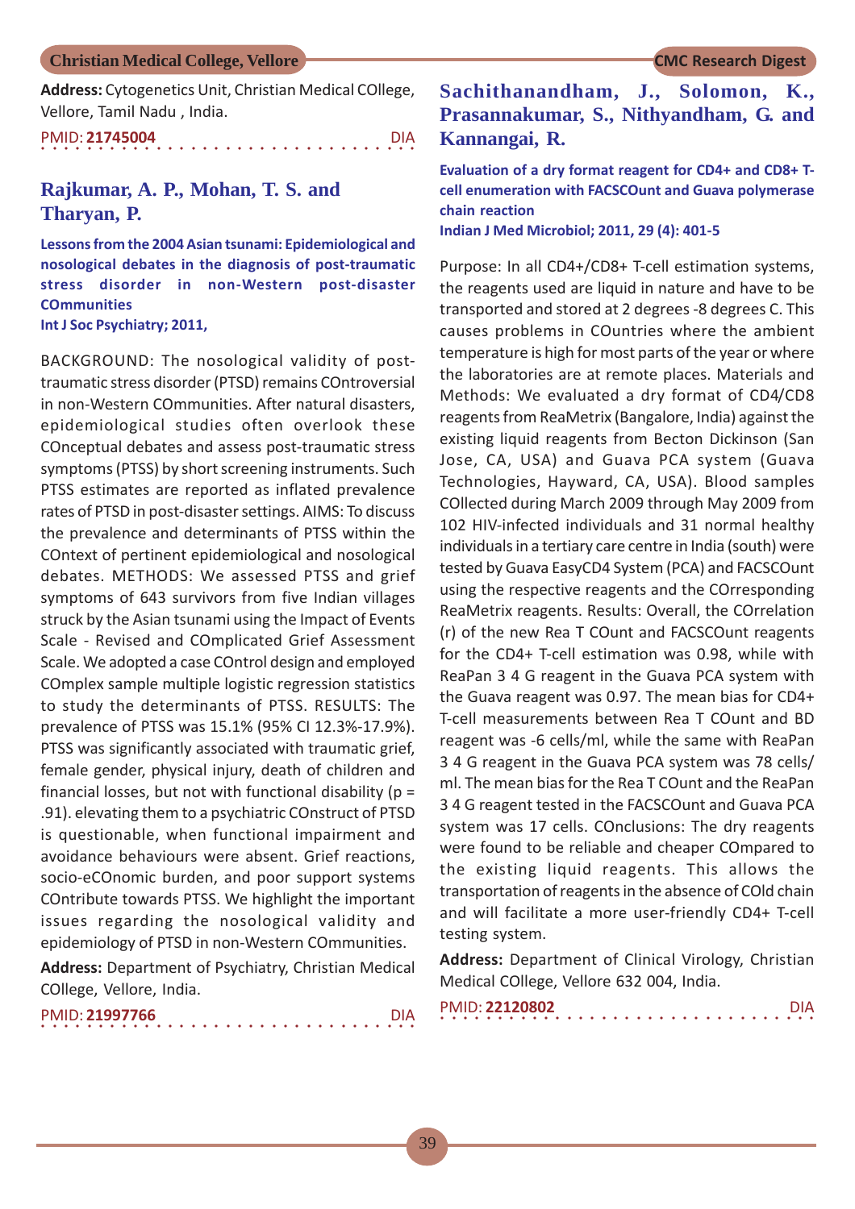**Address:** Cytogenetics Unit, Christian Medical COllege, Vellore, Tamil Nadu , India.

PMID: **21745004** DIA

## Rajkumar, A. P., Mohan, T. S. and Tharyan, P.

**Lessons from the 2004 Asian tsunami: Epidemiological and nosological debates in the diagnosis of post-traumatic stress disorder in non-Western post-disaster COmmunities**
**Int J Soc Psychiatry; 2011,**

BACKGROUND: The nosological validity of post-traumatic stress disorder (PTSD) remains COntroversial in non-Western COmmunities. After natural disasters, epidemiological studies often overlook these COnceptual debates and assess post-traumatic stress symptoms (PTSS) by short screening instruments. Such PTSS estimates are reported as inflated prevalence rates of PTSD in post-disaster settings. AIMS: To discuss the prevalence and determinants of PTSS within the COntext of pertinent epidemiological and nosological debates. METHODS: We assessed PTSS and grief symptoms of 643 survivors from five Indian villages struck by the Asian tsunami using the Impact of Events Scale - Revised and COmplicated Grief Assessment Scale. We adopted a case COntrol design and employed COmplex sample multiple logistic regression statistics to study the determinants of PTSS. RESULTS: The prevalence of PTSS was 15.1% (95% CI 12.3%-17.9%). PTSS was significantly associated with traumatic grief, female gender, physical injury, death of children and financial losses, but not with functional disability (p = .91). elevating them to a psychiatric COnstruct of PTSD is questionable, when functional impairment and avoidance behaviours were absent. Grief reactions, socio-eCOnomic burden, and poor support systems COntribute towards PTSS. We highlight the important issues regarding the nosological validity and epidemiology of PTSD in non-Western COmmunities.

**Address:** Department of Psychiatry, Christian Medical COllege, Vellore, India.

PMID: **21997766** DIA

## Sachithanandham, J., Solomon, K., Prasannakumar, S., Nithyandham, G. and Kannangai, R.

**Evaluation of a dry format reagent for CD4+ and CD8+ T-cell enumeration with FACSCOunt and Guava polymerase chain reaction**
**Indian J Med Microbiol; 2011, 29 (4): 401-5**

Purpose: In all CD4+/CD8+ T-cell estimation systems, the reagents used are liquid in nature and have to be transported and stored at 2 degrees -8 degrees C. This causes problems in COuntries where the ambient temperature is high for most parts of the year or where the laboratories are at remote places. Materials and Methods: We evaluated a dry format of CD4/CD8 reagents from ReaMetrix (Bangalore, India) against the existing liquid reagents from Becton Dickinson (San Jose, CA, USA) and Guava PCA system (Guava Technologies, Hayward, CA, USA). Blood samples COllected during March 2009 through May 2009 from 102 HIV-infected individuals and 31 normal healthy individuals in a tertiary care centre in India (south) were tested by Guava EasyCD4 System (PCA) and FACSCOunt using the respective reagents and the COrresponding ReaMetrix reagents. Results: Overall, the COrrelation (r) of the new Rea T COunt and FACSCOunt reagents for the CD4+ T-cell estimation was 0.98, while with ReaPan 3 4 G reagent in the Guava PCA system with the Guava reagent was 0.97. The mean bias for CD4+ T-cell measurements between Rea T COunt and BD reagent was -6 cells/ml, while the same with ReaPan 3 4 G reagent in the Guava PCA system was 78 cells/ml. The mean bias for the Rea T COunt and the ReaPan 3 4 G reagent tested in the FACSCOunt and Guava PCA system was 17 cells. COnclusions: The dry reagents were found to be reliable and cheaper COmpared to the existing liquid reagents. This allows the transportation of reagents in the absence of COld chain and will facilitate a more user-friendly CD4+ T-cell testing system.

**Address:** Department of Clinical Virology, Christian Medical COllege, Vellore 632 004, India.

PMID: **22120802** DIA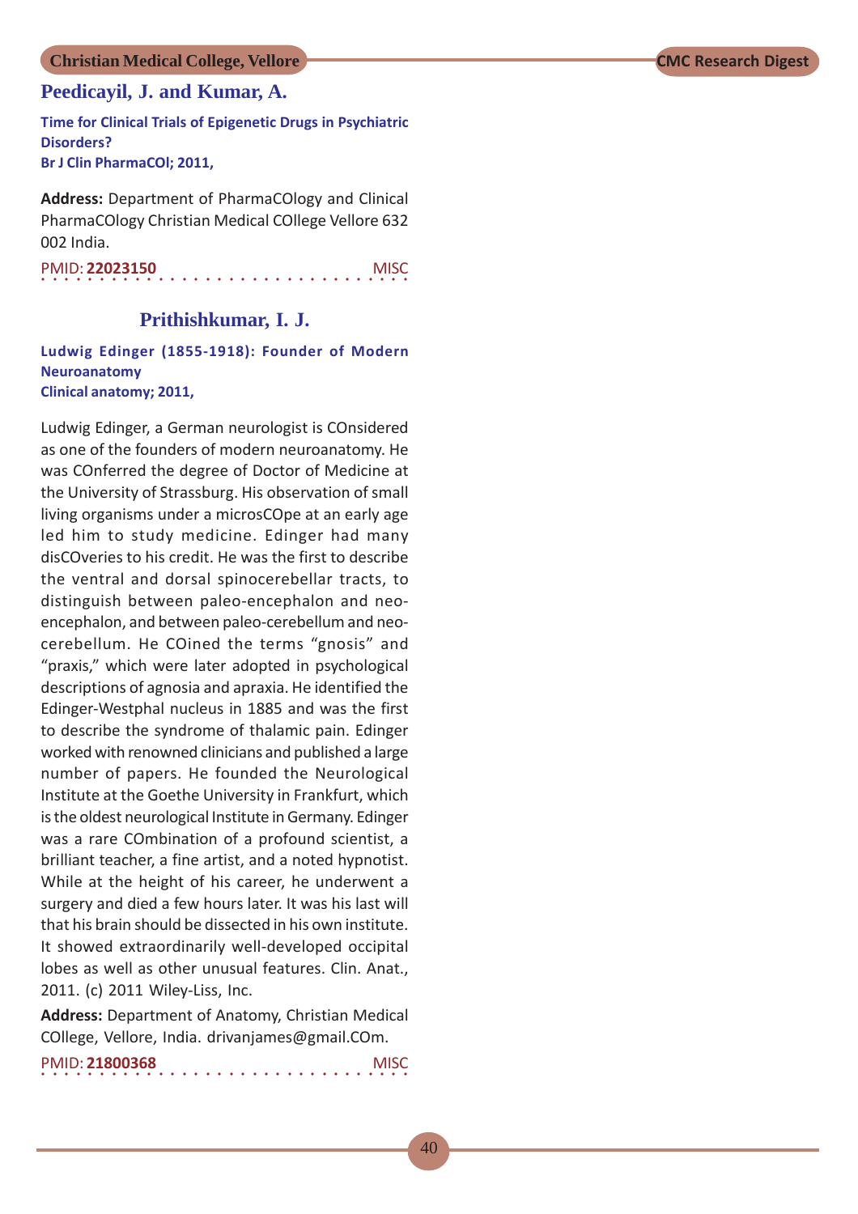## Peedicayil, J. and Kumar, A.

**Time for Clinical Trials of Epigenetic Drugs in Psychiatric Disorders?**
**Br J Clin PharmaCOl; 2011,**

**Address:** Department of PharmaCOlogy and Clinical PharmaCOlogy Christian Medical COllege Vellore 632 002 India.

PMID: **22023150** MISC

## Prithishkumar, I. J.

**Ludwig Edinger (1855-1918): Founder of Modern Neuroanatomy**
**Clinical anatomy; 2011,**

Ludwig Edinger, a German neurologist is COnsidered as one of the founders of modern neuroanatomy. He was COnferred the degree of Doctor of Medicine at the University of Strassburg. His observation of small living organisms under a microsCOpe at an early age led him to study medicine. Edinger had many disCOveries to his credit. He was the first to describe the ventral and dorsal spinocerebellar tracts, to distinguish between paleo-encephalon and neo-encephalon, and between paleo-cerebellum and neo-cerebellum. He COined the terms "gnosis" and "praxis," which were later adopted in psychological descriptions of agnosia and apraxia. He identified the Edinger-Westphal nucleus in 1885 and was the first to describe the syndrome of thalamic pain. Edinger worked with renowned clinicians and published a large number of papers. He founded the Neurological Institute at the Goethe University in Frankfurt, which is the oldest neurological Institute in Germany. Edinger was a rare COmbination of a profound scientist, a brilliant teacher, a fine artist, and a noted hypnotist. While at the height of his career, he underwent a surgery and died a few hours later. It was his last will that his brain should be dissected in his own institute. It showed extraordinarily well-developed occipital lobes as well as other unusual features. Clin. Anat., 2011. (c) 2011 Wiley-Liss, Inc.

**Address:** Department of Anatomy, Christian Medical COllege, Vellore, India. drivanjames@gmail.COm.

PMID: **21800368** MISC